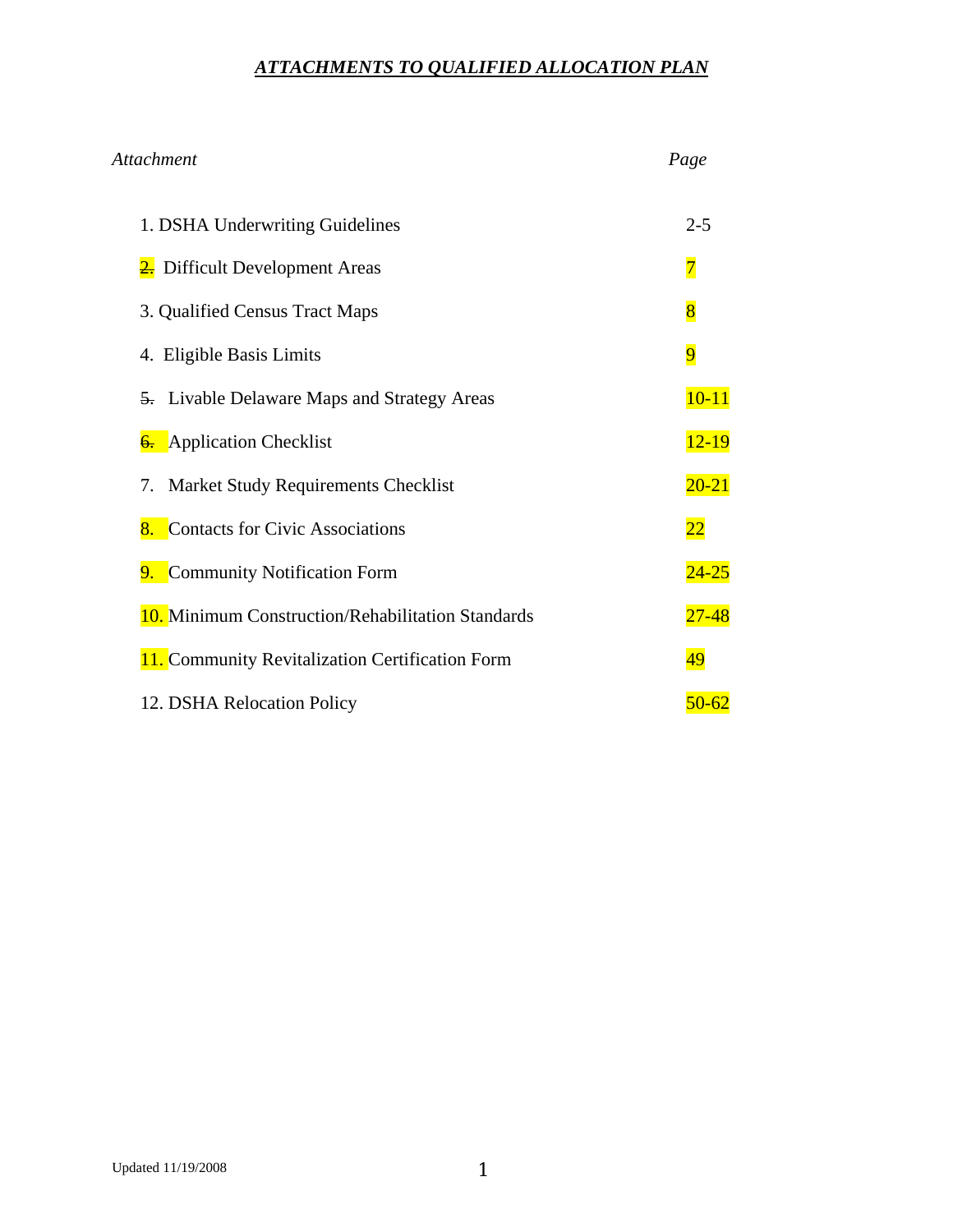# *ATTACHMENTS TO QUALIFIED ALLOCATION PLAN*

| *Attachment* | *Page* |
|---|---|
| 1. DSHA Underwriting Guidelines | 2-5 |
| 2. Difficult Development Areas | 7 |
| 3. Qualified Census Tract Maps | 8 |
| 4. Eligible Basis Limits | 9 |
| 5. Livable Delaware Maps and Strategy Areas | 10-11 |
| 6. Application Checklist | 12-19 |
| 7. Market Study Requirements Checklist | 20-21 |
| 8. Contacts for Civic Associations | 22 |
| 9. Community Notification Form | 24-25 |
| 10. Minimum Construction/Rehabilitation Standards | 27-48 |
| 11. Community Revitalization Certification Form | 49 |
| 12. DSHA Relocation Policy | 50-62 |

Updated 11/19/2008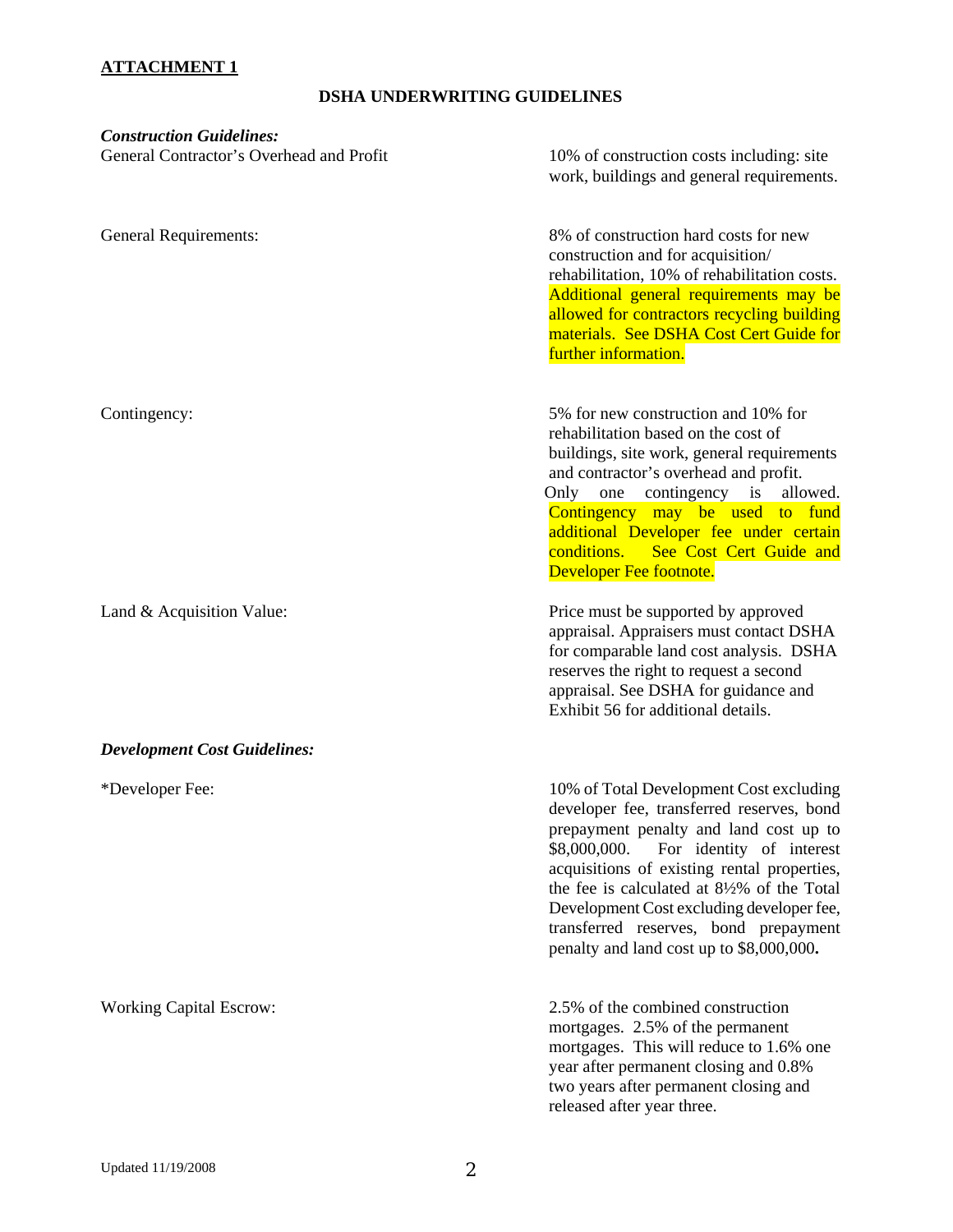**ATTACHMENT 1**

## DSHA UNDERWRITING GUIDELINES

***Construction Guidelines:***

| | |
|---|---|
| General Contractor's Overhead and Profit | 10% of construction costs including: site work, buildings and general requirements. |
| General Requirements: | 8% of construction hard costs for new construction and for acquisition/ rehabilitation, 10% of rehabilitation costs. Additional general requirements may be allowed for contractors recycling building materials. See DSHA Cost Cert Guide for further information. |
| Contingency: | 5% for new construction and 10% for rehabilitation based on the cost of buildings, site work, general requirements and contractor's overhead and profit. Only one contingency is allowed. Contingency may be used to fund additional Developer fee under certain conditions. See Cost Cert Guide and Developer Fee footnote. |
| Land & Acquisition Value: | Price must be supported by approved appraisal. Appraisers must contact DSHA for comparable land cost analysis. DSHA reserves the right to request a second appraisal. See DSHA for guidance and Exhibit 56 for additional details. |

***Development Cost Guidelines:***

| | |
|---|---|
| *Developer Fee: | 10% of Total Development Cost excluding developer fee, transferred reserves, bond prepayment penalty and land cost up to $8,000,000. For identity of interest acquisitions of existing rental properties, the fee is calculated at 8½% of the Total Development Cost excluding developer fee, transferred reserves, bond prepayment penalty and land cost up to $8,000,000**.** |
| Working Capital Escrow: | 2.5% of the combined construction mortgages. 2.5% of the permanent mortgages. This will reduce to 1.6% one year after permanent closing and 0.8% two years after permanent closing and released after year three. |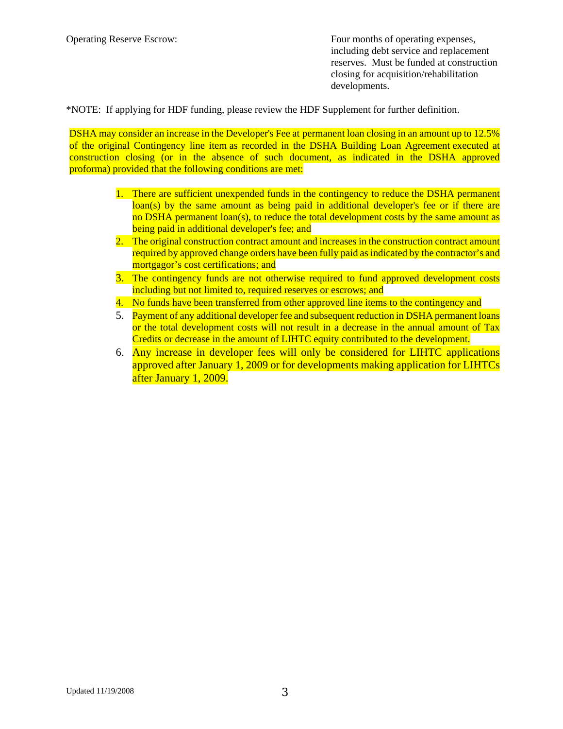| | |
|---|---|
| Operating Reserve Escrow: | Four months of operating expenses, including debt service and replacement reserves. Must be funded at construction closing for acquisition/rehabilitation developments. |

*NOTE: If applying for HDF funding, please review the HDF Supplement for further definition.

DSHA may consider an increase in the Developer's Fee at permanent loan closing in an amount up to 12.5% of the original Contingency line item as recorded in the DSHA Building Loan Agreement executed at construction closing (or in the absence of such document, as indicated in the DSHA approved proforma) provided that the following conditions are met:

1. There are sufficient unexpended funds in the contingency to reduce the DSHA permanent loan(s) by the same amount as being paid in additional developer's fee or if there are no DSHA permanent loan(s), to reduce the total development costs by the same amount as being paid in additional developer's fee; and
2. The original construction contract amount and increases in the construction contract amount required by approved change orders have been fully paid as indicated by the contractor's and mortgagor's cost certifications; and
3. The contingency funds are not otherwise required to fund approved development costs including but not limited to, required reserves or escrows; and
4. No funds have been transferred from other approved line items to the contingency and
5. Payment of any additional developer fee and subsequent reduction in DSHA permanent loans or the total development costs will not result in a decrease in the annual amount of Tax Credits or decrease in the amount of LIHTC equity contributed to the development.
6. Any increase in developer fees will only be considered for LIHTC applications approved after January 1, 2009 or for developments making application for LIHTCs after January 1, 2009.

Updated 11/19/2008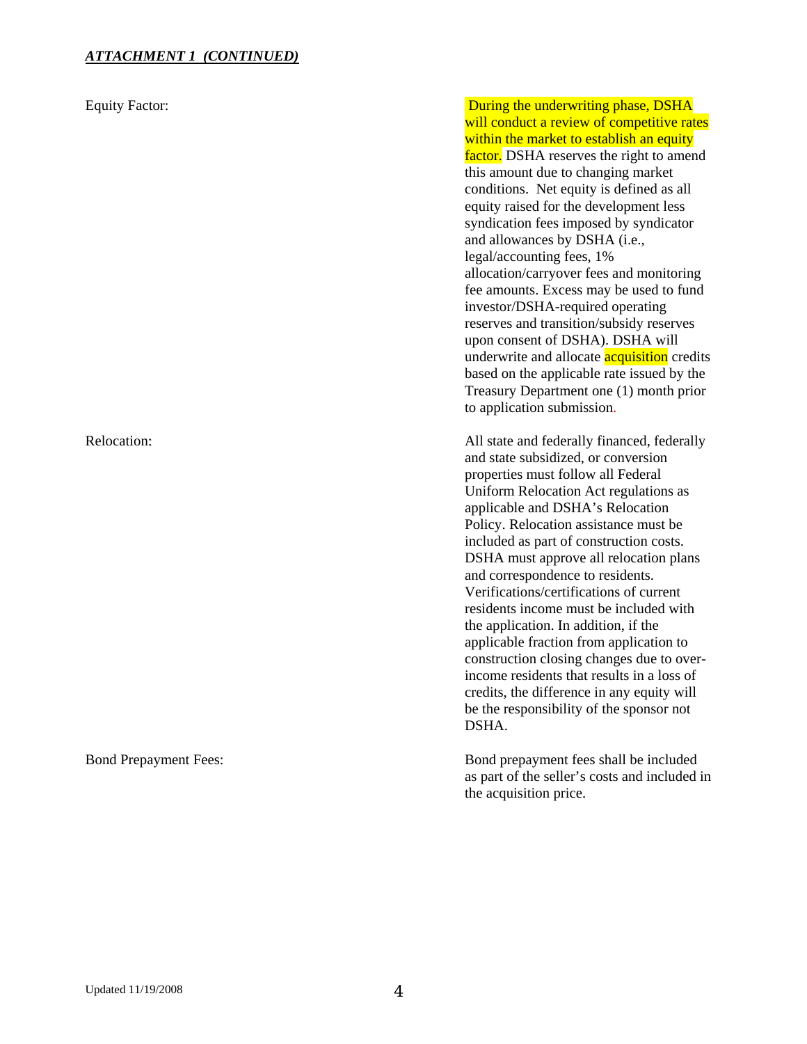***ATTACHMENT 1 (CONTINUED)***

| | |
|---|---|
| Equity Factor: | During the underwriting phase, DSHA will conduct a review of competitive rates within the market to establish an equity factor. DSHA reserves the right to amend this amount due to changing market conditions. Net equity is defined as all equity raised for the development less syndication fees imposed by syndicator and allowances by DSHA (i.e., legal/accounting fees, 1% allocation/carryover fees and monitoring fee amounts. Excess may be used to fund investor/DSHA-required operating reserves and transition/subsidy reserves upon consent of DSHA). DSHA will underwrite and allocate acquisition credits based on the applicable rate issued by the Treasury Department one (1) month prior to application submission. |
| Relocation: | All state and federally financed, federally and state subsidized, or conversion properties must follow all Federal Uniform Relocation Act regulations as applicable and DSHA's Relocation Policy. Relocation assistance must be included as part of construction costs. DSHA must approve all relocation plans and correspondence to residents. Verifications/certifications of current residents income must be included with the application. In addition, if the applicable fraction from application to construction closing changes due to over-income residents that results in a loss of credits, the difference in any equity will be the responsibility of the sponsor not DSHA. |
| Bond Prepayment Fees: | Bond prepayment fees shall be included as part of the seller's costs and included in the acquisition price. |

Updated 11/19/2008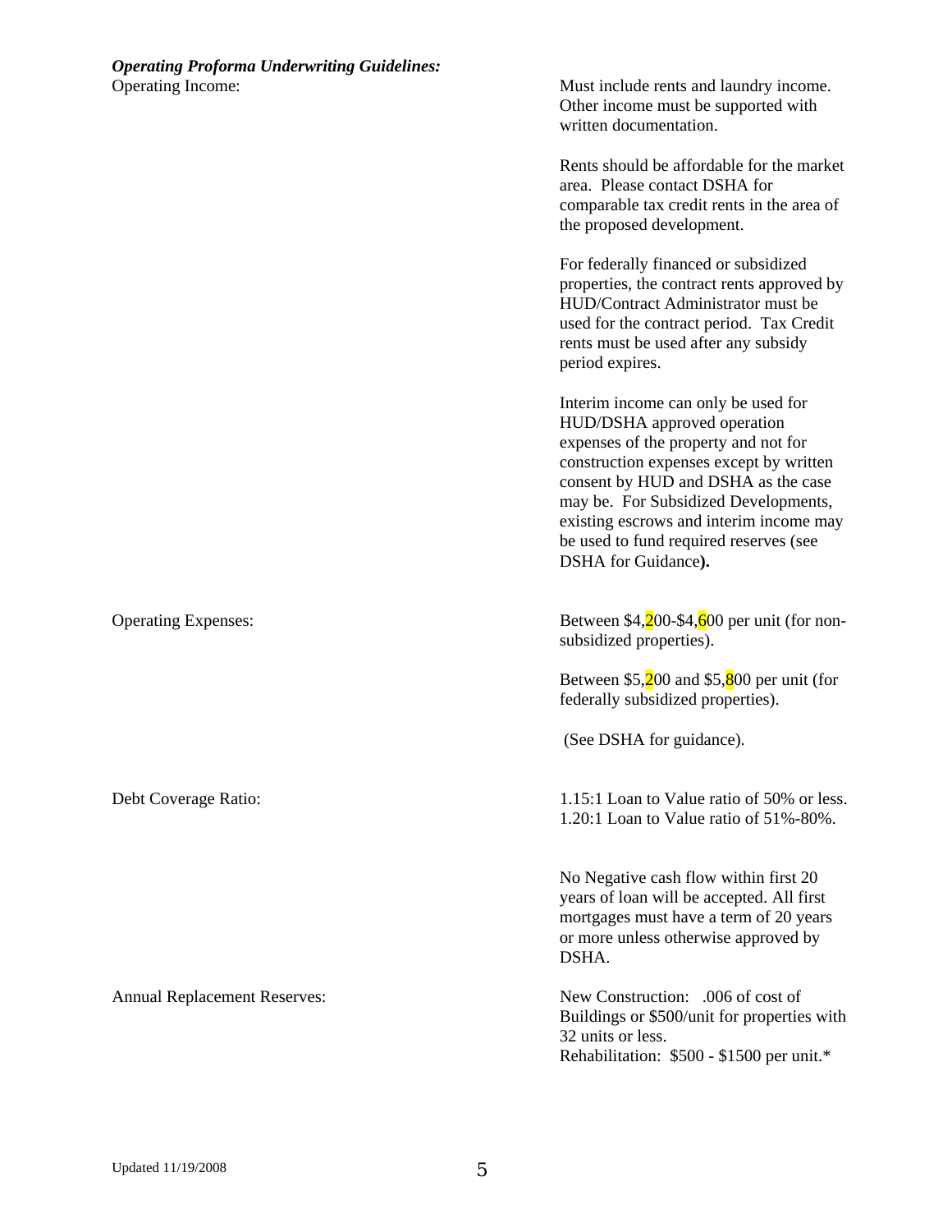***Operating Proforma Underwriting Guidelines:***

| | |
|---|---|
| Operating Income: | Must include rents and laundry income. Other income must be supported with written documentation.<br><br>Rents should be affordable for the market area. Please contact DSHA for comparable tax credit rents in the area of the proposed development.<br><br>For federally financed or subsidized properties, the contract rents approved by HUD/Contract Administrator must be used for the contract period. Tax Credit rents must be used after any subsidy period expires.<br><br>Interim income can only be used for HUD/DSHA approved operation expenses of the property and not for construction expenses except by written consent by HUD and DSHA as the case may be. For Subsidized Developments, existing escrows and interim income may be used to fund required reserves (see DSHA for Guidance**).** |
| Operating Expenses: | Between $4,200-$4,600 per unit (for non-subsidized properties).<br><br>Between $5,200 and $5,800 per unit (for federally subsidized properties).<br><br>(See DSHA for guidance). |
| Debt Coverage Ratio: | 1.15:1 Loan to Value ratio of 50% or less.<br>1.20:1 Loan to Value ratio of 51%-80%.<br><br>No Negative cash flow within first 20 years of loan will be accepted. All first mortgages must have a term of 20 years or more unless otherwise approved by DSHA. |
| Annual Replacement Reserves: | New Construction: .006 of cost of Buildings or $500/unit for properties with 32 units or less.<br>Rehabilitation: $500 - $1500 per unit.* |

Updated 11/19/2008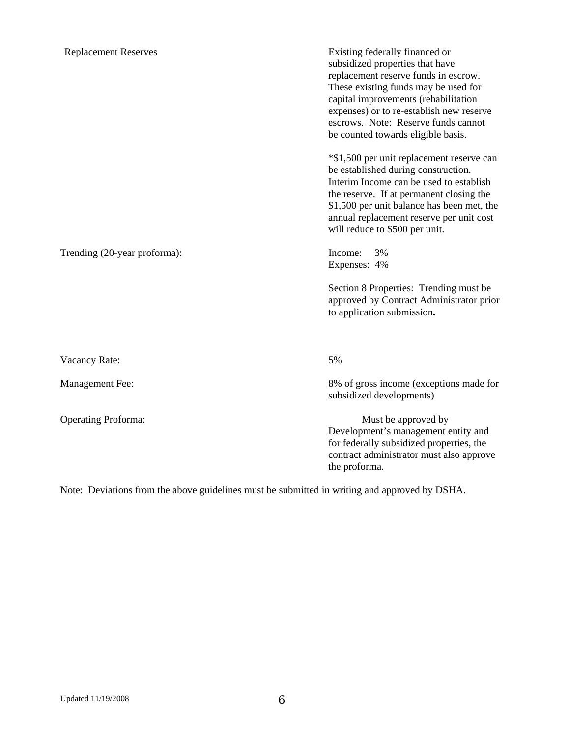| | |
|---|---|
| Replacement Reserves | Existing federally financed or subsidized properties that have replacement reserve funds in escrow. These existing funds may be used for capital improvements (rehabilitation expenses) or to re-establish new reserve escrows. Note: Reserve funds cannot be counted towards eligible basis.<br><br>*$1,500 per unit replacement reserve can be established during construction. Interim Income can be used to establish the reserve. If at permanent closing the $1,500 per unit balance has been met, the annual replacement reserve per unit cost will reduce to $500 per unit. |
| Trending (20-year proforma): | Income: 3%<br>Expenses: 4%<br><br><u>Section 8 Properties</u>: Trending must be approved by Contract Administrator prior to application submission**.** |
| Vacancy Rate: | 5% |
| Management Fee: | 8% of gross income (exceptions made for subsidized developments) |
| Operating Proforma: | Must be approved by Development's management entity and for federally subsidized properties, the contract administrator must also approve the proforma. |

<u>Note: Deviations from the above guidelines must be submitted in writing and approved by DSHA.</u>

Updated 11/19/2008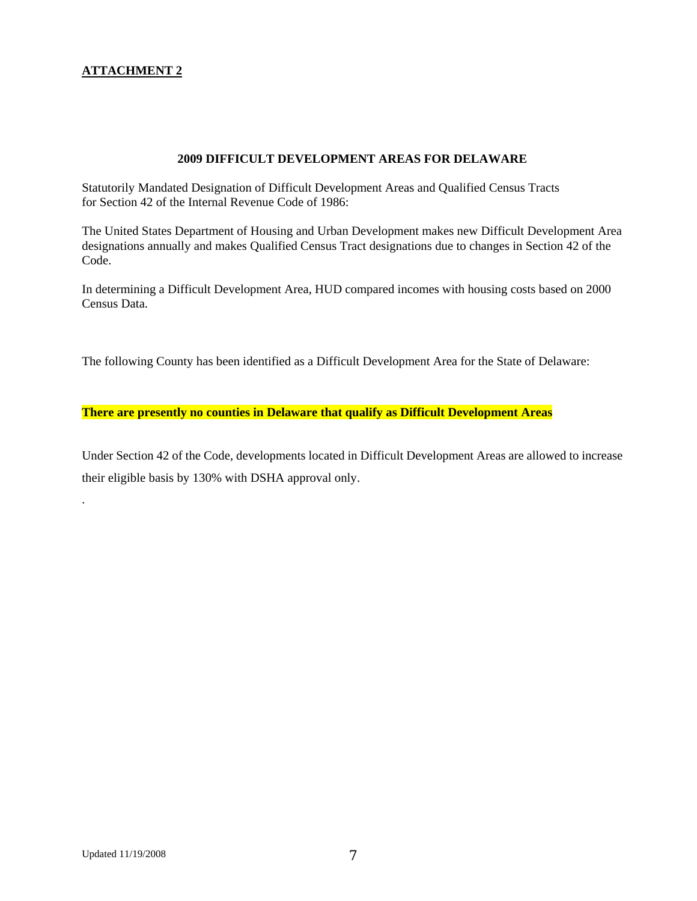**ATTACHMENT 2**

## 2009 DIFFICULT DEVELOPMENT AREAS FOR DELAWARE

Statutorily Mandated Designation of Difficult Development Areas and Qualified Census Tracts for Section 42 of the Internal Revenue Code of 1986:

The United States Department of Housing and Urban Development makes new Difficult Development Area designations annually and makes Qualified Census Tract designations due to changes in Section 42 of the Code.

In determining a Difficult Development Area, HUD compared incomes with housing costs based on 2000 Census Data.

The following County has been identified as a Difficult Development Area for the State of Delaware:

**There are presently no counties in Delaware that qualify as Difficult Development Areas**

Under Section 42 of the Code, developments located in Difficult Development Areas are allowed to increase their eligible basis by 130% with DSHA approval only.

.

Updated 11/19/2008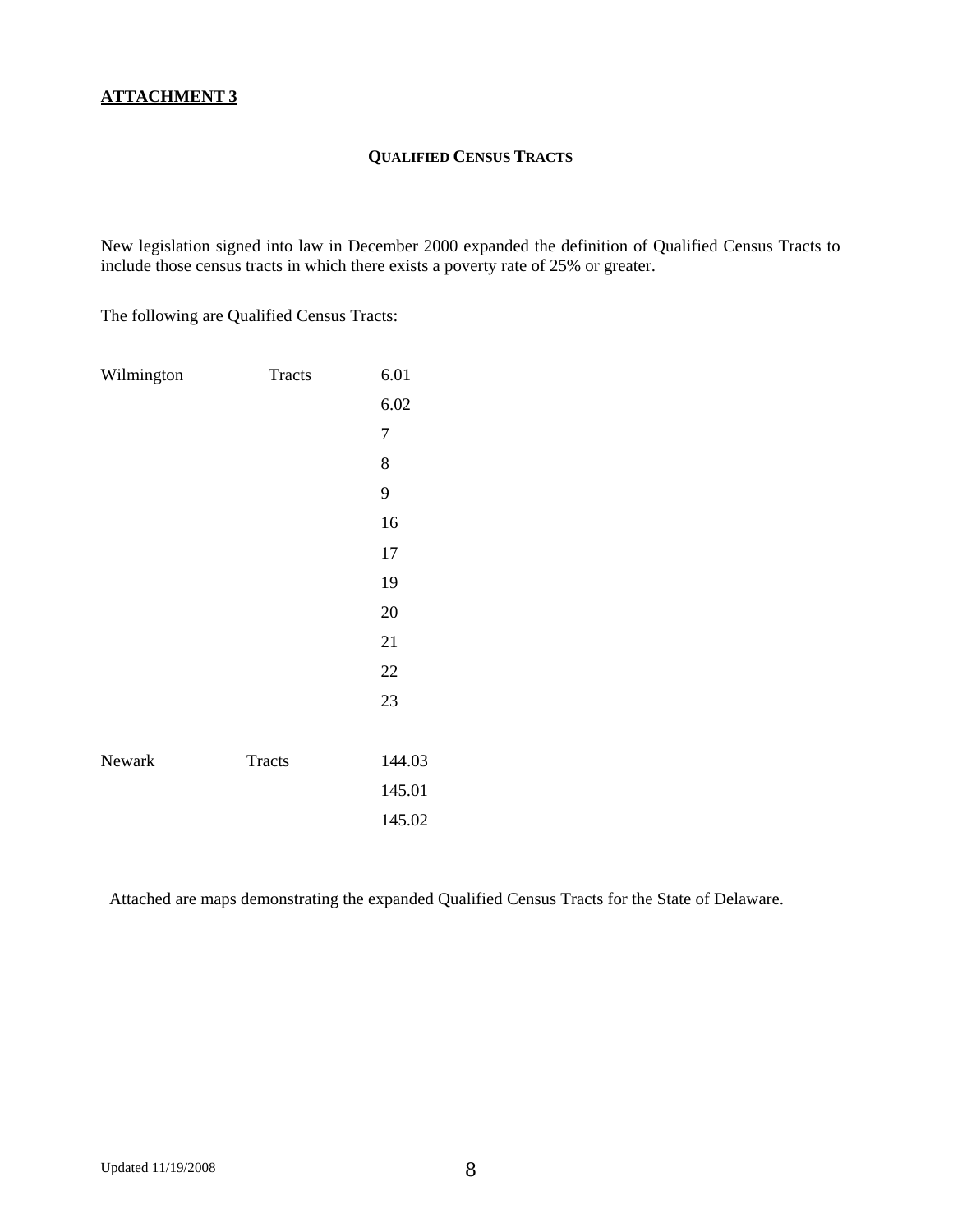**ATTACHMENT 3**

### QUALIFIED CENSUS TRACTS

New legislation signed into law in December 2000 expanded the definition of Qualified Census Tracts to include those census tracts in which there exists a poverty rate of 25% or greater.

The following are Qualified Census Tracts:

| | | |
|---|---|---|
| Wilmington | Tracts | 6.01 |
| | | 6.02 |
| | | 7 |
| | | 8 |
| | | 9 |
| | | 16 |
| | | 17 |
| | | 19 |
| | | 20 |
| | | 21 |
| | | 22 |
| | | 23 |
| Newark | Tracts | 144.03 |
| | | 145.01 |
| | | 145.02 |

Attached are maps demonstrating the expanded Qualified Census Tracts for the State of Delaware.

Updated 11/19/2008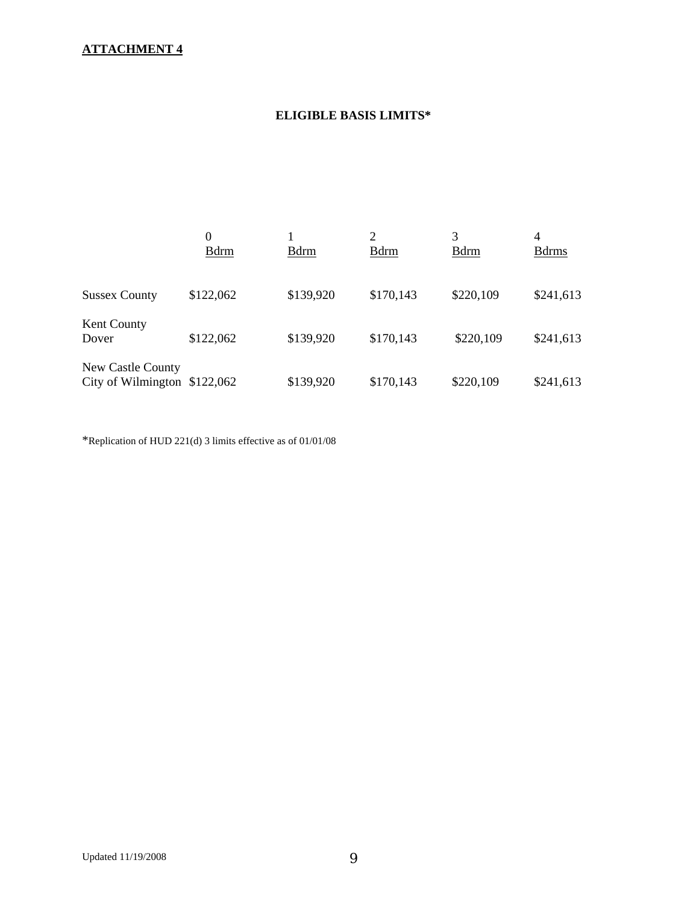**ATTACHMENT 4**

## ELIGIBLE BASIS LIMITS*

| | 0 Bdrm | 1 Bdrm | 2 Bdrm | 3 Bdrm | 4 Bdrms |
|---|---|---|---|---|---|
| Sussex County | $122,062 | $139,920 | $170,143 | $220,109 | $241,613 |
| Kent County Dover | $122,062 | $139,920 | $170,143 | $220,109 | $241,613 |
| New Castle County City of Wilmington | $122,062 | $139,920 | $170,143 | $220,109 | $241,613 |

*Replication of HUD 221(d) 3 limits effective as of 01/01/08

Updated 11/19/2008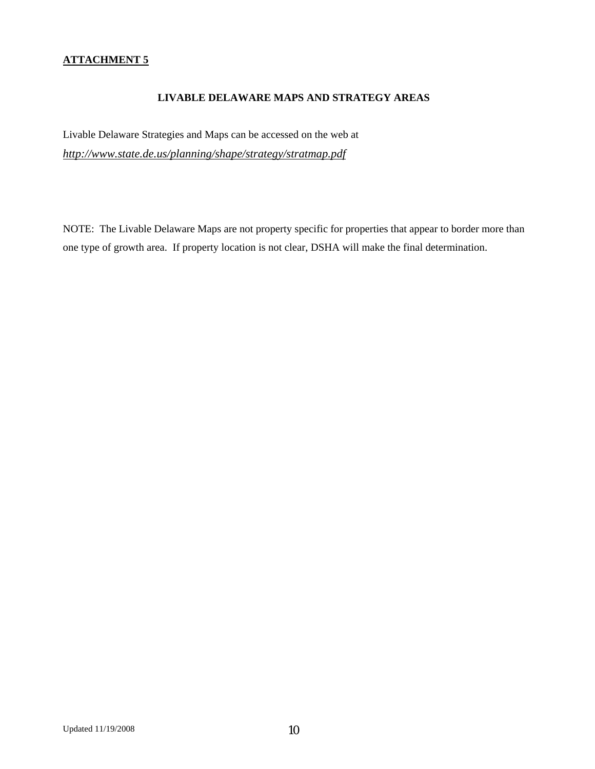**ATTACHMENT 5**

## LIVABLE DELAWARE MAPS AND STRATEGY AREAS

Livable Delaware Strategies and Maps can be accessed on the web at
***http://www.state.de.us/planning/shape/strategy/stratmap.pdf***

NOTE: The Livable Delaware Maps are not property specific for properties that appear to border more than one type of growth area. If property location is not clear, DSHA will make the final determination.

Updated 11/19/2008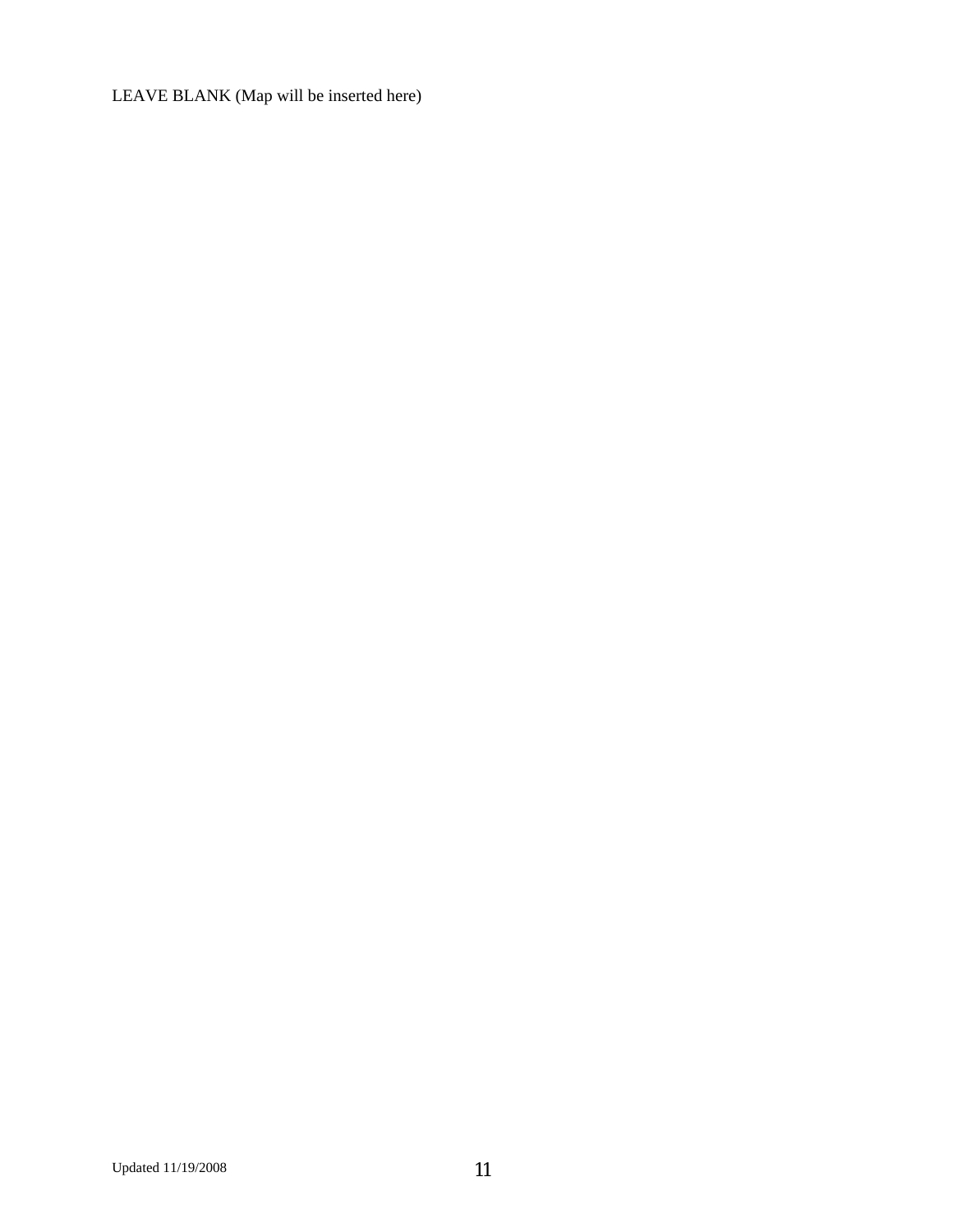LEAVE BLANK (Map will be inserted here)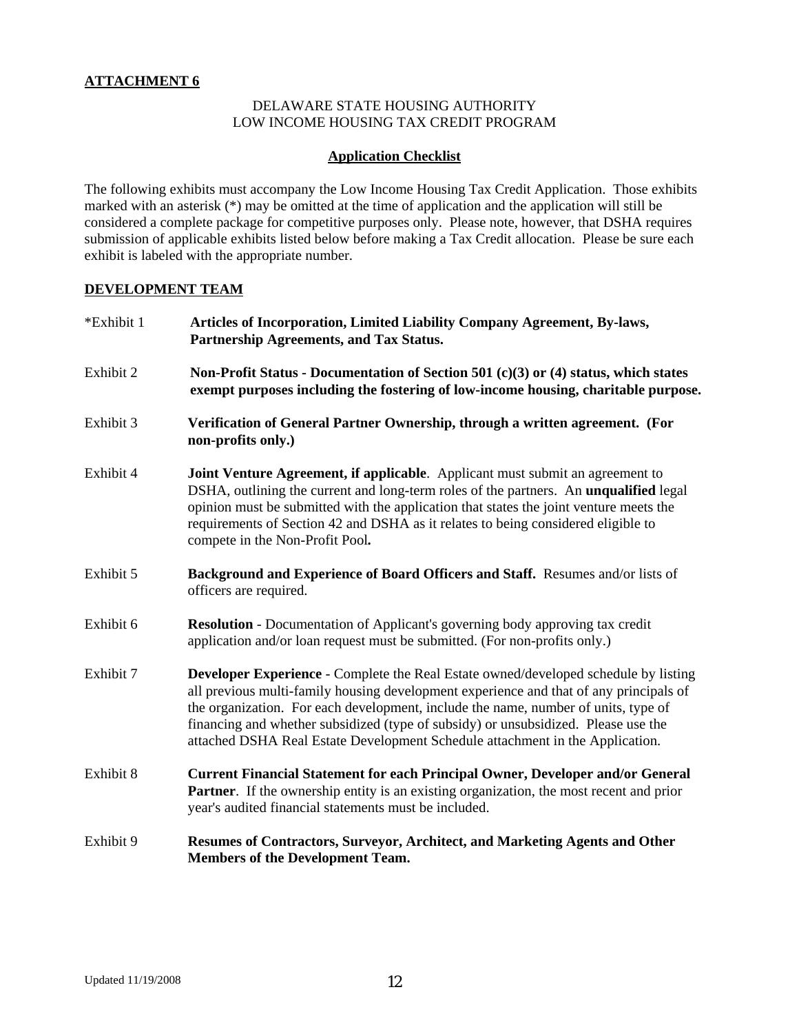**ATTACHMENT 6**

DELAWARE STATE HOUSING AUTHORITY
LOW INCOME HOUSING TAX CREDIT PROGRAM

**Application Checklist**

The following exhibits must accompany the Low Income Housing Tax Credit Application. Those exhibits marked with an asterisk (*) may be omitted at the time of application and the application will still be considered a complete package for competitive purposes only. Please note, however, that DSHA requires submission of applicable exhibits listed below before making a Tax Credit allocation. Please be sure each exhibit is labeled with the appropriate number.

**DEVELOPMENT TEAM**

*Exhibit 1 — **Articles of Incorporation, Limited Liability Company Agreement, By-laws, Partnership Agreements, and Tax Status.**

Exhibit 2 — **Non-Profit Status - Documentation of Section 501 (c)(3) or (4) status, which states exempt purposes including the fostering of low-income housing, charitable purpose.**

Exhibit 3 — **Verification of General Partner Ownership, through a written agreement. (For non-profits only.)**

Exhibit 4 — **Joint Venture Agreement, if applicable**. Applicant must submit an agreement to DSHA, outlining the current and long-term roles of the partners. An **unqualified** legal opinion must be submitted with the application that states the joint venture meets the requirements of Section 42 and DSHA as it relates to being considered eligible to compete in the Non-Profit Pool**.**

Exhibit 5 — **Background and Experience of Board Officers and Staff.** Resumes and/or lists of officers are required.

Exhibit 6 — **Resolution** - Documentation of Applicant's governing body approving tax credit application and/or loan request must be submitted. (For non-profits only.)

Exhibit 7 — **Developer Experience** - Complete the Real Estate owned/developed schedule by listing all previous multi-family housing development experience and that of any principals of the organization. For each development, include the name, number of units, type of financing and whether subsidized (type of subsidy) or unsubsidized. Please use the attached DSHA Real Estate Development Schedule attachment in the Application.

Exhibit 8 — **Current Financial Statement for each Principal Owner, Developer and/or General Partner**. If the ownership entity is an existing organization, the most recent and prior year's audited financial statements must be included.

Exhibit 9 — **Resumes of Contractors, Surveyor, Architect, and Marketing Agents and Other Members of the Development Team.**

Updated 11/19/2008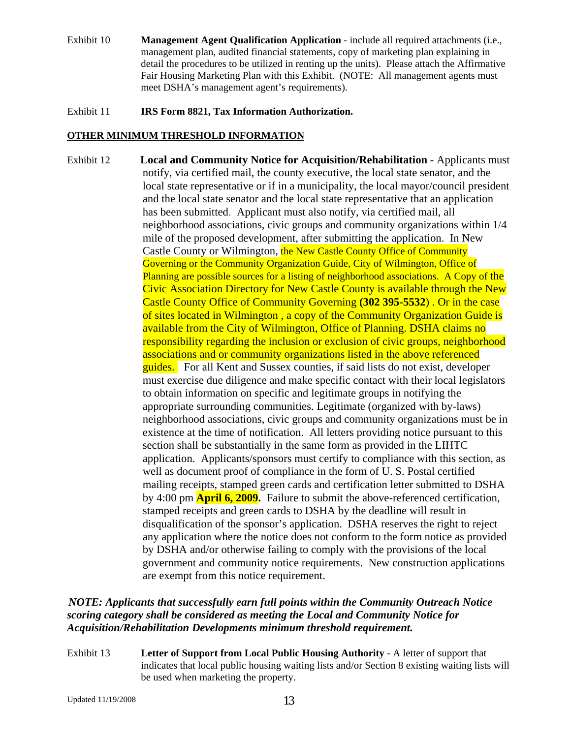Exhibit 10 **Management Agent Qualification Application** - include all required attachments (i.e., management plan, audited financial statements, copy of marketing plan explaining in detail the procedures to be utilized in renting up the units). Please attach the Affirmative Fair Housing Marketing Plan with this Exhibit. (NOTE: All management agents must meet DSHA's management agent's requirements).

Exhibit 11 **IRS Form 8821, Tax Information Authorization.**

**OTHER MINIMUM THRESHOLD INFORMATION**

Exhibit 12 **Local and Community Notice for Acquisition/Rehabilitation** - Applicants must notify, via certified mail, the county executive, the local state senator, and the local state representative or if in a municipality, the local mayor/council president and the local state senator and the local state representative that an application has been submitted. Applicant must also notify, via certified mail, all neighborhood associations, civic groups and community organizations within 1/4 mile of the proposed development, after submitting the application. In New Castle County or Wilmington, the New Castle County Office of Community Governing or the Community Organization Guide, City of Wilmington, Office of Planning are possible sources for a listing of neighborhood associations. A Copy of the Civic Association Directory for New Castle County is available through the New Castle County Office of Community Governing **(302 395-5532**) . Or in the case of sites located in Wilmington , a copy of the Community Organization Guide is available from the City of Wilmington, Office of Planning. DSHA claims no responsibility regarding the inclusion or exclusion of civic groups, neighborhood associations and or community organizations listed in the above referenced guides. For all Kent and Sussex counties, if said lists do not exist, developer must exercise due diligence and make specific contact with their local legislators to obtain information on specific and legitimate groups in notifying the appropriate surrounding communities. Legitimate (organized with by-laws) neighborhood associations, civic groups and community organizations must be in existence at the time of notification. All letters providing notice pursuant to this section shall be substantially in the same form as provided in the LIHTC application. Applicants/sponsors must certify to compliance with this section, as well as document proof of compliance in the form of U. S. Postal certified mailing receipts, stamped green cards and certification letter submitted to DSHA by 4:00 pm **April 6, 2009.** Failure to submit the above-referenced certification, stamped receipts and green cards to DSHA by the deadline will result in disqualification of the sponsor's application. DSHA reserves the right to reject any application where the notice does not conform to the form notice as provided by DSHA and/or otherwise failing to comply with the provisions of the local government and community notice requirements. New construction applications are exempt from this notice requirement.

***NOTE: Applicants that successfully earn full points within the Community Outreach Notice scoring category shall be considered as meeting the Local and Community Notice for Acquisition/Rehabilitation Developments minimum threshold requirement.***

Exhibit 13 **Letter of Support from Local Public Housing Authority** - A letter of support that indicates that local public housing waiting lists and/or Section 8 existing waiting lists will be used when marketing the property.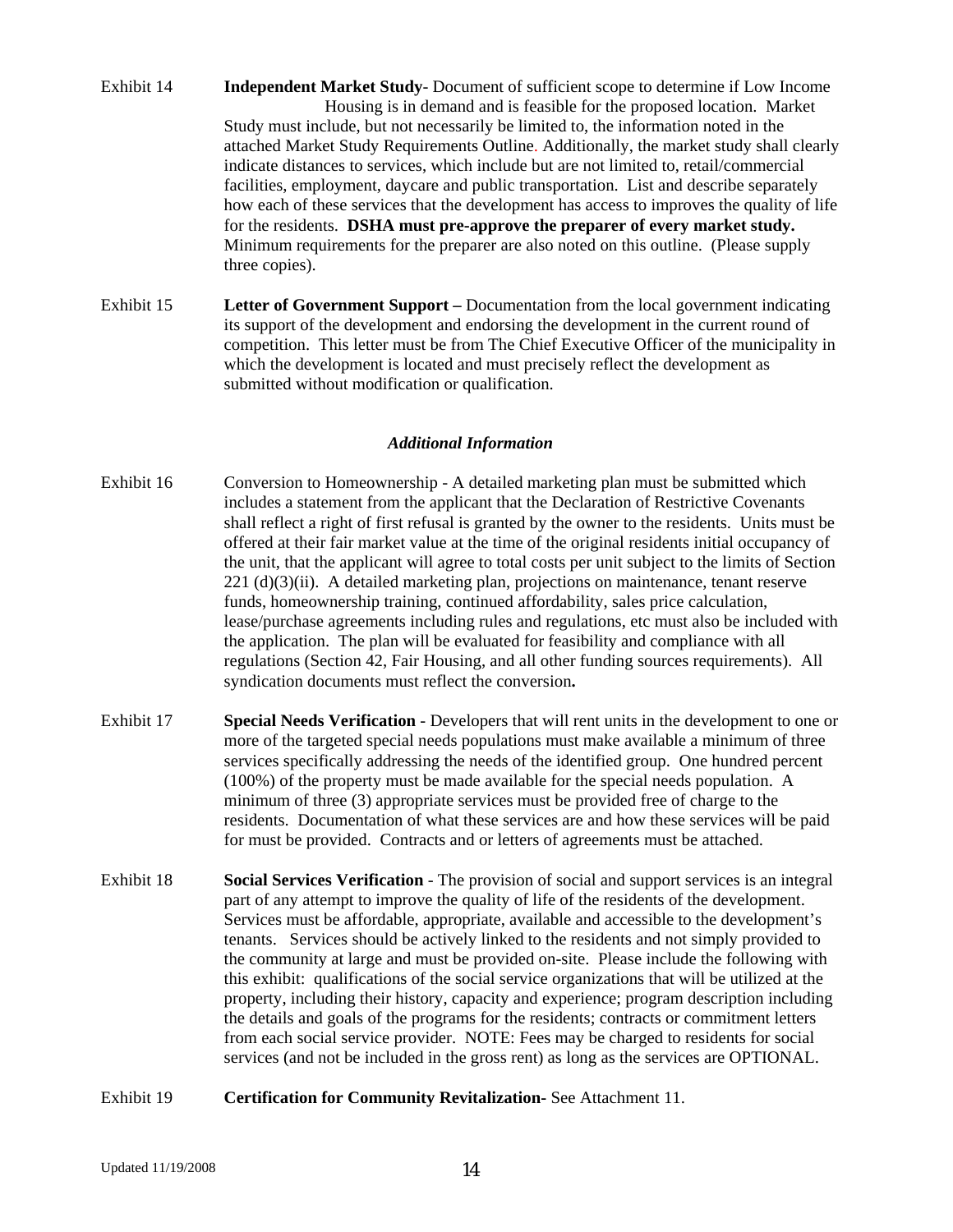Exhibit 14 **Independent Market Study**- Document of sufficient scope to determine if Low Income Housing is in demand and is feasible for the proposed location. Market Study must include, but not necessarily be limited to, the information noted in the attached Market Study Requirements Outline. Additionally, the market study shall clearly indicate distances to services, which include but are not limited to, retail/commercial facilities, employment, daycare and public transportation. List and describe separately how each of these services that the development has access to improves the quality of life for the residents. **DSHA must pre-approve the preparer of every market study.** Minimum requirements for the preparer are also noted on this outline. (Please supply three copies).

Exhibit 15 **Letter of Government Support –** Documentation from the local government indicating its support of the development and endorsing the development in the current round of competition. This letter must be from The Chief Executive Officer of the municipality in which the development is located and must precisely reflect the development as submitted without modification or qualification.

### *Additional Information*

Exhibit 16 Conversion to Homeownership - A detailed marketing plan must be submitted which includes a statement from the applicant that the Declaration of Restrictive Covenants shall reflect a right of first refusal is granted by the owner to the residents. Units must be offered at their fair market value at the time of the original residents initial occupancy of the unit, that the applicant will agree to total costs per unit subject to the limits of Section 221 (d)(3)(ii). A detailed marketing plan, projections on maintenance, tenant reserve funds, homeownership training, continued affordability, sales price calculation, lease/purchase agreements including rules and regulations, etc must also be included with the application. The plan will be evaluated for feasibility and compliance with all regulations (Section 42, Fair Housing, and all other funding sources requirements). All syndication documents must reflect the conversion**.**

Exhibit 17 **Special Needs Verification** - Developers that will rent units in the development to one or more of the targeted special needs populations must make available a minimum of three services specifically addressing the needs of the identified group. One hundred percent (100%) of the property must be made available for the special needs population. A minimum of three (3) appropriate services must be provided free of charge to the residents. Documentation of what these services are and how these services will be paid for must be provided. Contracts and or letters of agreements must be attached.

Exhibit 18 **Social Services Verification** - The provision of social and support services is an integral part of any attempt to improve the quality of life of the residents of the development. Services must be affordable, appropriate, available and accessible to the development's tenants. Services should be actively linked to the residents and not simply provided to the community at large and must be provided on-site. Please include the following with this exhibit: qualifications of the social service organizations that will be utilized at the property, including their history, capacity and experience; program description including the details and goals of the programs for the residents; contracts or commitment letters from each social service provider. NOTE: Fees may be charged to residents for social services (and not be included in the gross rent) as long as the services are OPTIONAL.

Exhibit 19 **Certification for Community Revitalization-** See Attachment 11.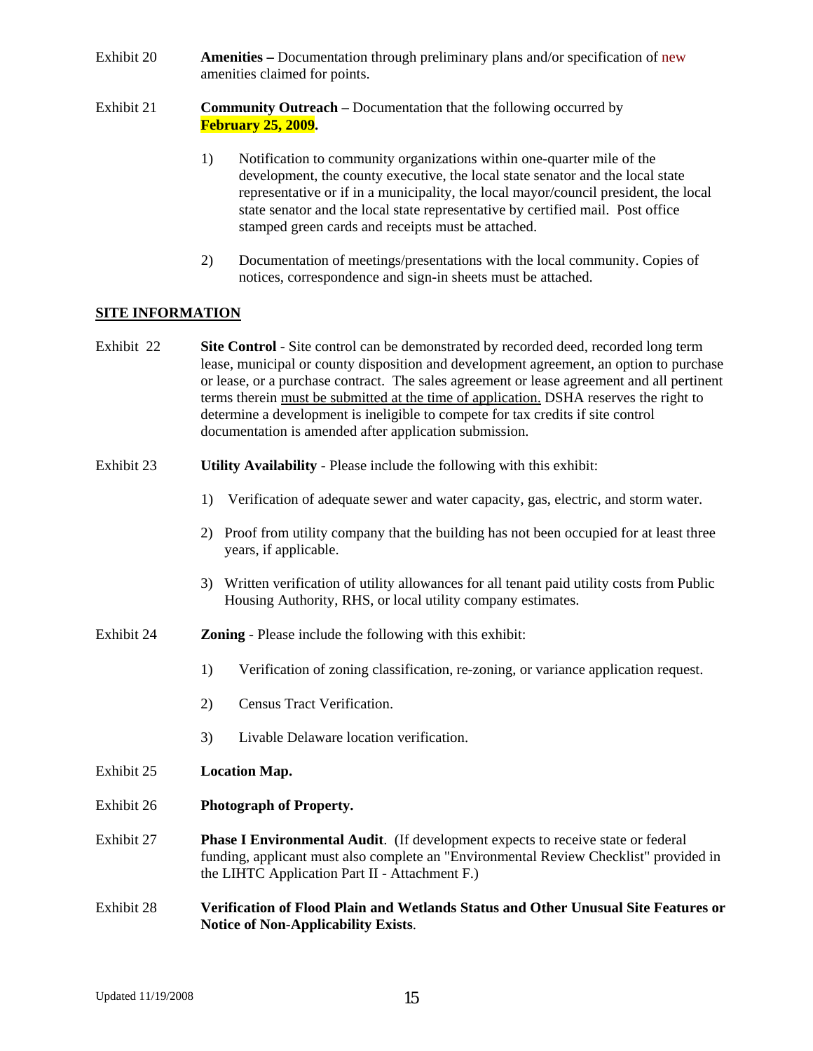Exhibit 20 **Amenities –** Documentation through preliminary plans and/or specification of new amenities claimed for points.

Exhibit 21 **Community Outreach –** Documentation that the following occurred by **February 25, 2009.**

1) Notification to community organizations within one-quarter mile of the development, the county executive, the local state senator and the local state representative or if in a municipality, the local mayor/council president, the local state senator and the local state representative by certified mail. Post office stamped green cards and receipts must be attached.

2) Documentation of meetings/presentations with the local community. Copies of notices, correspondence and sign-in sheets must be attached.

## SITE INFORMATION

Exhibit 22 **Site Control** - Site control can be demonstrated by recorded deed, recorded long term lease, municipal or county disposition and development agreement, an option to purchase or lease, or a purchase contract. The sales agreement or lease agreement and all pertinent terms therein must be submitted at the time of application. DSHA reserves the right to determine a development is ineligible to compete for tax credits if site control documentation is amended after application submission.

Exhibit 23 **Utility Availability** - Please include the following with this exhibit:

1) Verification of adequate sewer and water capacity, gas, electric, and storm water.

2) Proof from utility company that the building has not been occupied for at least three years, if applicable.

3) Written verification of utility allowances for all tenant paid utility costs from Public Housing Authority, RHS, or local utility company estimates.

Exhibit 24 **Zoning** - Please include the following with this exhibit:

1) Verification of zoning classification, re-zoning, or variance application request.

2) Census Tract Verification.

3) Livable Delaware location verification.

Exhibit 25 **Location Map.**

Exhibit 26 **Photograph of Property.**

Exhibit 27 **Phase I Environmental Audit**. (If development expects to receive state or federal funding, applicant must also complete an "Environmental Review Checklist" provided in the LIHTC Application Part II - Attachment F.)

Exhibit 28 **Verification of Flood Plain and Wetlands Status and Other Unusual Site Features or Notice of Non-Applicability Exists**.

Updated 11/19/2008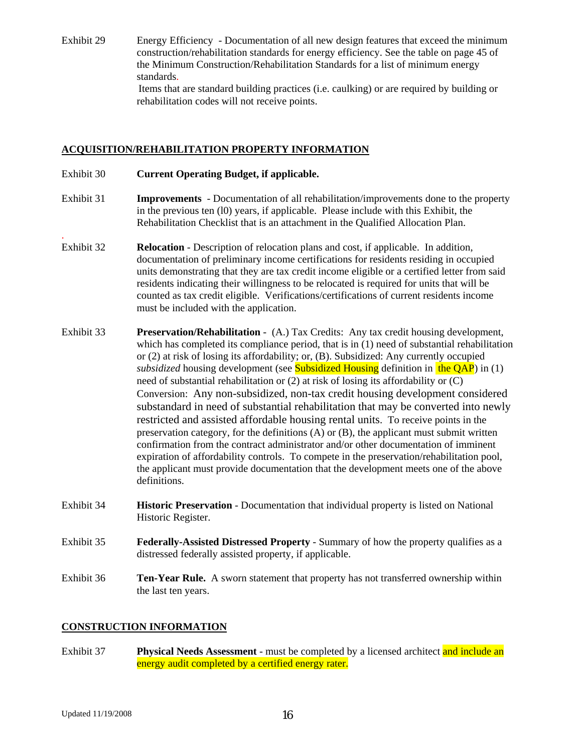Exhibit 29 Energy Efficiency - Documentation of all new design features that exceed the minimum construction/rehabilitation standards for energy efficiency. See the table on page 45 of the Minimum Construction/Rehabilitation Standards for a list of minimum energy standards.
Items that are standard building practices (i.e. caulking) or are required by building or rehabilitation codes will not receive points.

## ACQUISITION/REHABILITATION PROPERTY INFORMATION

Exhibit 30 **Current Operating Budget, if applicable.**

Exhibit 31 **Improvements** - Documentation of all rehabilitation/improvements done to the property in the previous ten (l0) years, if applicable. Please include with this Exhibit, the Rehabilitation Checklist that is an attachment in the Qualified Allocation Plan.

Exhibit 32 **Relocation** - Description of relocation plans and cost, if applicable. In addition, documentation of preliminary income certifications for residents residing in occupied units demonstrating that they are tax credit income eligible or a certified letter from said residents indicating their willingness to be relocated is required for units that will be counted as tax credit eligible. Verifications/certifications of current residents income must be included with the application.

Exhibit 33 **Preservation/Rehabilitation** - (A.) Tax Credits: Any tax credit housing development, which has completed its compliance period, that is in (1) need of substantial rehabilitation or (2) at risk of losing its affordability; or, (B). Subsidized: Any currently occupied *subsidized* housing development (see Subsidized Housing definition in the QAP) in (1) need of substantial rehabilitation or (2) at risk of losing its affordability or (C) Conversion: Any non-subsidized, non-tax credit housing development considered substandard in need of substantial rehabilitation that may be converted into newly restricted and assisted affordable housing rental units. To receive points in the preservation category, for the definitions (A) or (B), the applicant must submit written confirmation from the contract administrator and/or other documentation of imminent expiration of affordability controls. To compete in the preservation/rehabilitation pool, the applicant must provide documentation that the development meets one of the above definitions.

Exhibit 34 **Historic Preservation** - Documentation that individual property is listed on National Historic Register.

Exhibit 35 **Federally-Assisted Distressed Property** - Summary of how the property qualifies as a distressed federally assisted property, if applicable.

Exhibit 36 **Ten-Year Rule.** A sworn statement that property has not transferred ownership within the last ten years.

## CONSTRUCTION INFORMATION

Exhibit 37 **Physical Needs Assessment** - must be completed by a licensed architect and include an energy audit completed by a certified energy rater.

Updated 11/19/2008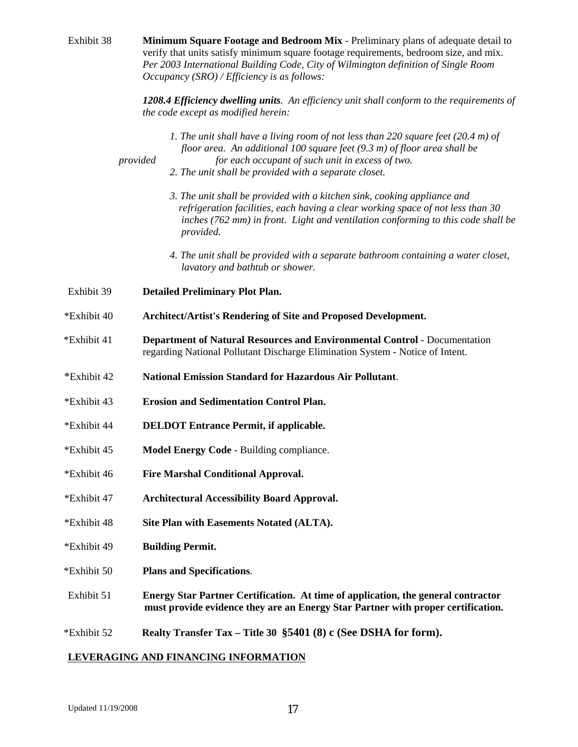Exhibit 38 **Minimum Square Footage and Bedroom Mix** - Preliminary plans of adequate detail to verify that units satisfy minimum square footage requirements, bedroom size, and mix. *Per 2003 International Building Code, City of Wilmington definition of Single Room Occupancy (SRO) / Efficiency is as follows:*

***1208.4 Efficiency dwelling units****. An efficiency unit shall conform to the requirements of the code except as modified herein:*

*1. The unit shall have a living room of not less than 220 square feet (20.4 m) of floor area. An additional 100 square feet (9.3 m) of floor area shall be provided for each occupant of such unit in excess of two.*

*2. The unit shall be provided with a separate closet.*

*3. The unit shall be provided with a kitchen sink, cooking appliance and refrigeration facilities, each having a clear working space of not less than 30 inches (762 mm) in front. Light and ventilation conforming to this code shall be provided.*

*4. The unit shall be provided with a separate bathroom containing a water closet, lavatory and bathtub or shower.*

Exhibit 39 **Detailed Preliminary Plot Plan.**

*Exhibit 40 **Architect/Artist's Rendering of Site and Proposed Development.**

*Exhibit 41 **Department of Natural Resources and Environmental Control** - Documentation regarding National Pollutant Discharge Elimination System - Notice of Intent.

*Exhibit 42 **National Emission Standard for Hazardous Air Pollutant**.

*Exhibit 43 **Erosion and Sedimentation Control Plan.**

*Exhibit 44 **DELDOT Entrance Permit, if applicable.**

*Exhibit 45 **Model Energy Code** - Building compliance.

*Exhibit 46 **Fire Marshal Conditional Approval.**

*Exhibit 47 **Architectural Accessibility Board Approval.**

*Exhibit 48 **Site Plan with Easements Notated (ALTA).**

*Exhibit 49 **Building Permit.**

*Exhibit 50 **Plans and Specifications**.

Exhibit 51 **Energy Star Partner Certification. At time of application, the general contractor must provide evidence they are an Energy Star Partner with proper certification.**

*Exhibit 52 **Realty Transfer Tax – Title 30 §5401 (8) c (See DSHA for form).**

**LEVERAGING AND FINANCING INFORMATION**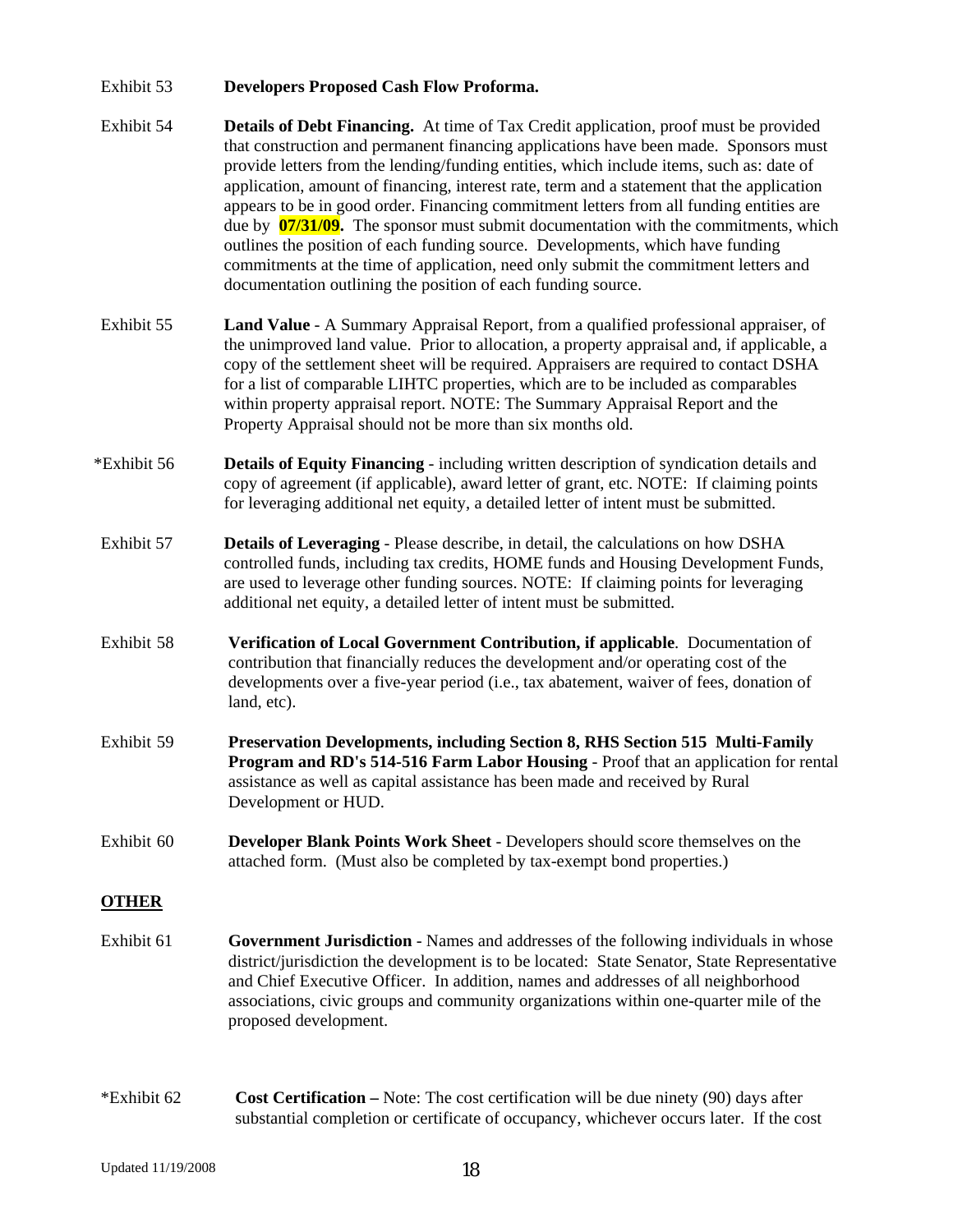Exhibit 53 **Developers Proposed Cash Flow Proforma.**

Exhibit 54 **Details of Debt Financing.** At time of Tax Credit application, proof must be provided that construction and permanent financing applications have been made. Sponsors must provide letters from the lending/funding entities, which include items, such as: date of application, amount of financing, interest rate, term and a statement that the application appears to be in good order. Financing commitment letters from all funding entities are due by **07/31/09.** The sponsor must submit documentation with the commitments, which outlines the position of each funding source. Developments, which have funding commitments at the time of application, need only submit the commitment letters and documentation outlining the position of each funding source.

Exhibit 55 **Land Value** - A Summary Appraisal Report, from a qualified professional appraiser, of the unimproved land value. Prior to allocation, a property appraisal and, if applicable, a copy of the settlement sheet will be required. Appraisers are required to contact DSHA for a list of comparable LIHTC properties, which are to be included as comparables within property appraisal report. NOTE: The Summary Appraisal Report and the Property Appraisal should not be more than six months old.

*Exhibit 56 **Details of Equity Financing** - including written description of syndication details and copy of agreement (if applicable), award letter of grant, etc. NOTE: If claiming points for leveraging additional net equity, a detailed letter of intent must be submitted.

Exhibit 57 **Details of Leveraging** - Please describe, in detail, the calculations on how DSHA controlled funds, including tax credits, HOME funds and Housing Development Funds, are used to leverage other funding sources. NOTE: If claiming points for leveraging additional net equity, a detailed letter of intent must be submitted.

Exhibit 58 **Verification of Local Government Contribution, if applicable**. Documentation of contribution that financially reduces the development and/or operating cost of the developments over a five-year period (i.e., tax abatement, waiver of fees, donation of land, etc).

Exhibit 59 **Preservation Developments, including Section 8, RHS Section 515 Multi-Family Program and RD's 514-516 Farm Labor Housing** - Proof that an application for rental assistance as well as capital assistance has been made and received by Rural Development or HUD.

Exhibit 60 **Developer Blank Points Work Sheet** - Developers should score themselves on the attached form. (Must also be completed by tax-exempt bond properties.)

**OTHER**

Exhibit 61 **Government Jurisdiction** - Names and addresses of the following individuals in whose district/jurisdiction the development is to be located: State Senator, State Representative and Chief Executive Officer. In addition, names and addresses of all neighborhood associations, civic groups and community organizations within one-quarter mile of the proposed development.

*Exhibit 62 **Cost Certification –** Note: The cost certification will be due ninety (90) days after substantial completion or certificate of occupancy, whichever occurs later. If the cost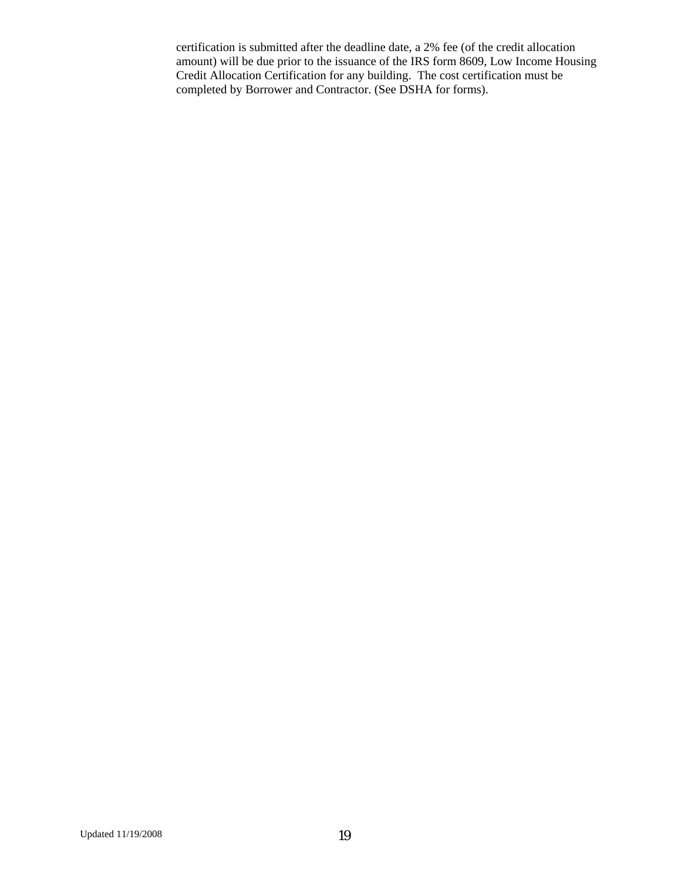certification is submitted after the deadline date, a 2% fee (of the credit allocation amount) will be due prior to the issuance of the IRS form 8609, Low Income Housing Credit Allocation Certification for any building. The cost certification must be completed by Borrower and Contractor. (See DSHA for forms).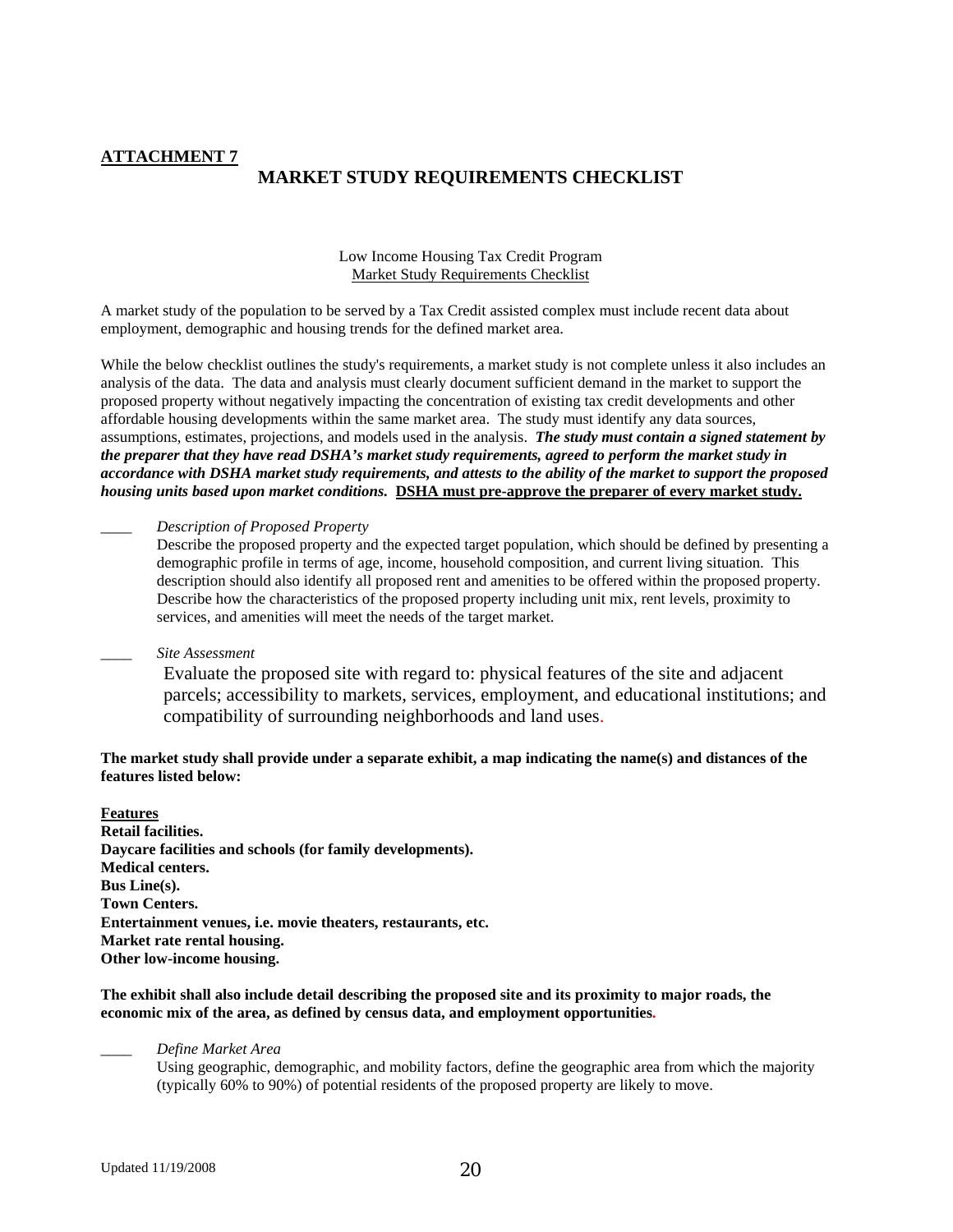**ATTACHMENT 7**

# MARKET STUDY REQUIREMENTS CHECKLIST

Low Income Housing Tax Credit Program
Market Study Requirements Checklist

A market study of the population to be served by a Tax Credit assisted complex must include recent data about employment, demographic and housing trends for the defined market area.

While the below checklist outlines the study's requirements, a market study is not complete unless it also includes an analysis of the data. The data and analysis must clearly document sufficient demand in the market to support the proposed property without negatively impacting the concentration of existing tax credit developments and other affordable housing developments within the same market area. The study must identify any data sources, assumptions, estimates, projections, and models used in the analysis. ***The study must contain a signed statement by the preparer that they have read DSHA's market study requirements, agreed to perform the market study in accordance with DSHA market study requirements, and attests to the ability of the market to support the proposed housing units based upon market conditions.*** **DSHA must pre-approve the preparer of every market study.**

____ *Description of Proposed Property*
Describe the proposed property and the expected target population, which should be defined by presenting a demographic profile in terms of age, income, household composition, and current living situation. This description should also identify all proposed rent and amenities to be offered within the proposed property. Describe how the characteristics of the proposed property including unit mix, rent levels, proximity to services, and amenities will meet the needs of the target market.

____ *Site Assessment*
Evaluate the proposed site with regard to: physical features of the site and adjacent parcels; accessibility to markets, services, employment, and educational institutions; and compatibility of surrounding neighborhoods and land uses.

**The market study shall provide under a separate exhibit, a map indicating the name(s) and distances of the features listed below:**

**Features**
**Retail facilities.**
**Daycare facilities and schools (for family developments).**
**Medical centers.**
**Bus Line(s).**
**Town Centers.**
**Entertainment venues, i.e. movie theaters, restaurants, etc.**
**Market rate rental housing.**
**Other low-income housing.**

**The exhibit shall also include detail describing the proposed site and its proximity to major roads, the economic mix of the area, as defined by census data, and employment opportunities.**

____ *Define Market Area*
Using geographic, demographic, and mobility factors, define the geographic area from which the majority (typically 60% to 90%) of potential residents of the proposed property are likely to move.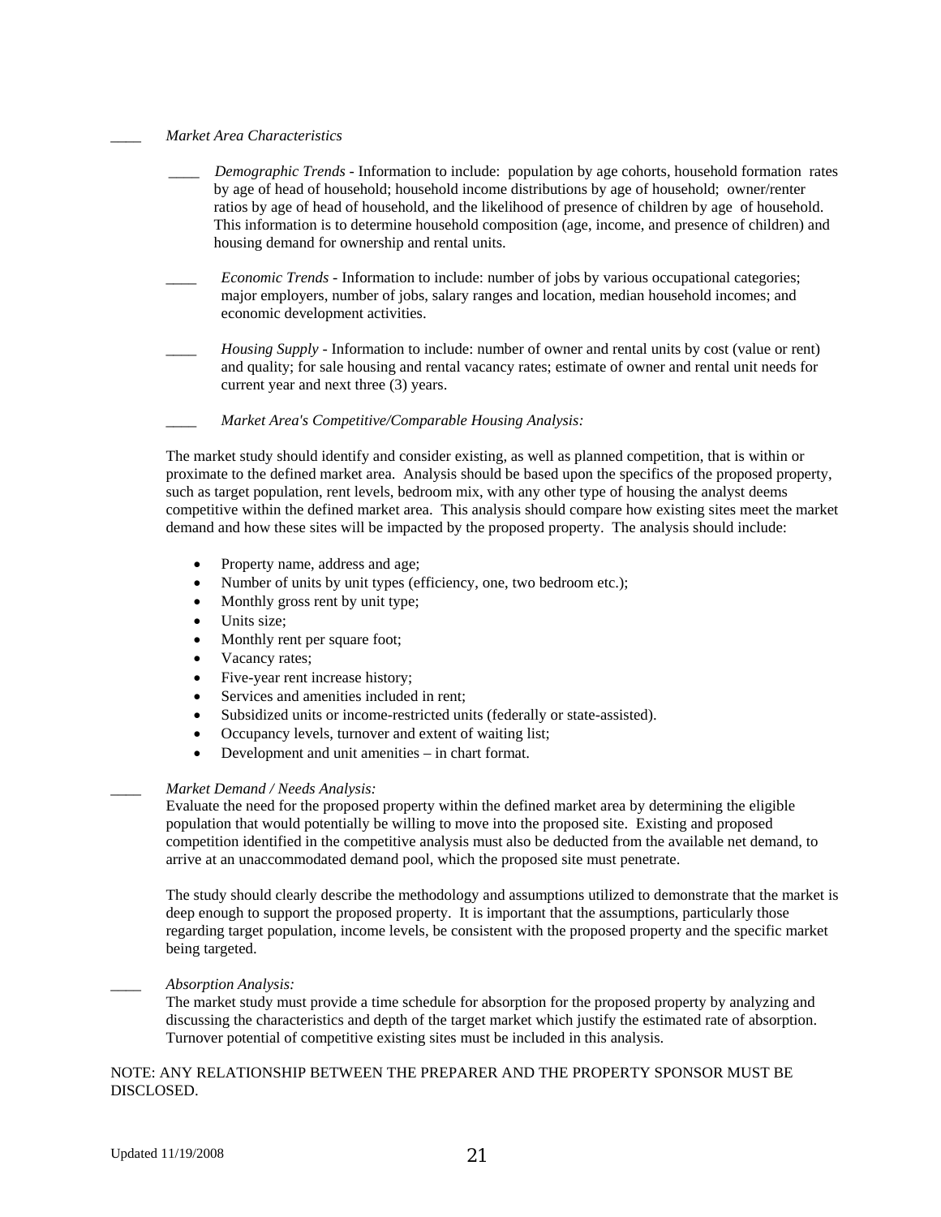____ *Market Area Characteristics*

____ *Demographic Trends* - Information to include: population by age cohorts, household formation rates by age of head of household; household income distributions by age of household; owner/renter ratios by age of head of household, and the likelihood of presence of children by age of household. This information is to determine household composition (age, income, and presence of children) and housing demand for ownership and rental units.

____ *Economic Trends* - Information to include: number of jobs by various occupational categories; major employers, number of jobs, salary ranges and location, median household incomes; and economic development activities.

____ *Housing Supply* - Information to include: number of owner and rental units by cost (value or rent) and quality; for sale housing and rental vacancy rates; estimate of owner and rental unit needs for current year and next three (3) years.

____ *Market Area's Competitive/Comparable Housing Analysis:*

The market study should identify and consider existing, as well as planned competition, that is within or proximate to the defined market area. Analysis should be based upon the specifics of the proposed property, such as target population, rent levels, bedroom mix, with any other type of housing the analyst deems competitive within the defined market area. This analysis should compare how existing sites meet the market demand and how these sites will be impacted by the proposed property. The analysis should include:

- Property name, address and age;
- Number of units by unit types (efficiency, one, two bedroom etc.);
- Monthly gross rent by unit type;
- Units size;
- Monthly rent per square foot;
- Vacancy rates;
- Five-year rent increase history;
- Services and amenities included in rent;
- Subsidized units or income-restricted units (federally or state-assisted).
- Occupancy levels, turnover and extent of waiting list;
- Development and unit amenities – in chart format.

____ *Market Demand / Needs Analysis:*
Evaluate the need for the proposed property within the defined market area by determining the eligible population that would potentially be willing to move into the proposed site. Existing and proposed competition identified in the competitive analysis must also be deducted from the available net demand, to arrive at an unaccommodated demand pool, which the proposed site must penetrate.

The study should clearly describe the methodology and assumptions utilized to demonstrate that the market is deep enough to support the proposed property. It is important that the assumptions, particularly those regarding target population, income levels, be consistent with the proposed property and the specific market being targeted.

____ *Absorption Analysis:*
The market study must provide a time schedule for absorption for the proposed property by analyzing and discussing the characteristics and depth of the target market which justify the estimated rate of absorption. Turnover potential of competitive existing sites must be included in this analysis.

NOTE: ANY RELATIONSHIP BETWEEN THE PREPARER AND THE PROPERTY SPONSOR MUST BE DISCLOSED.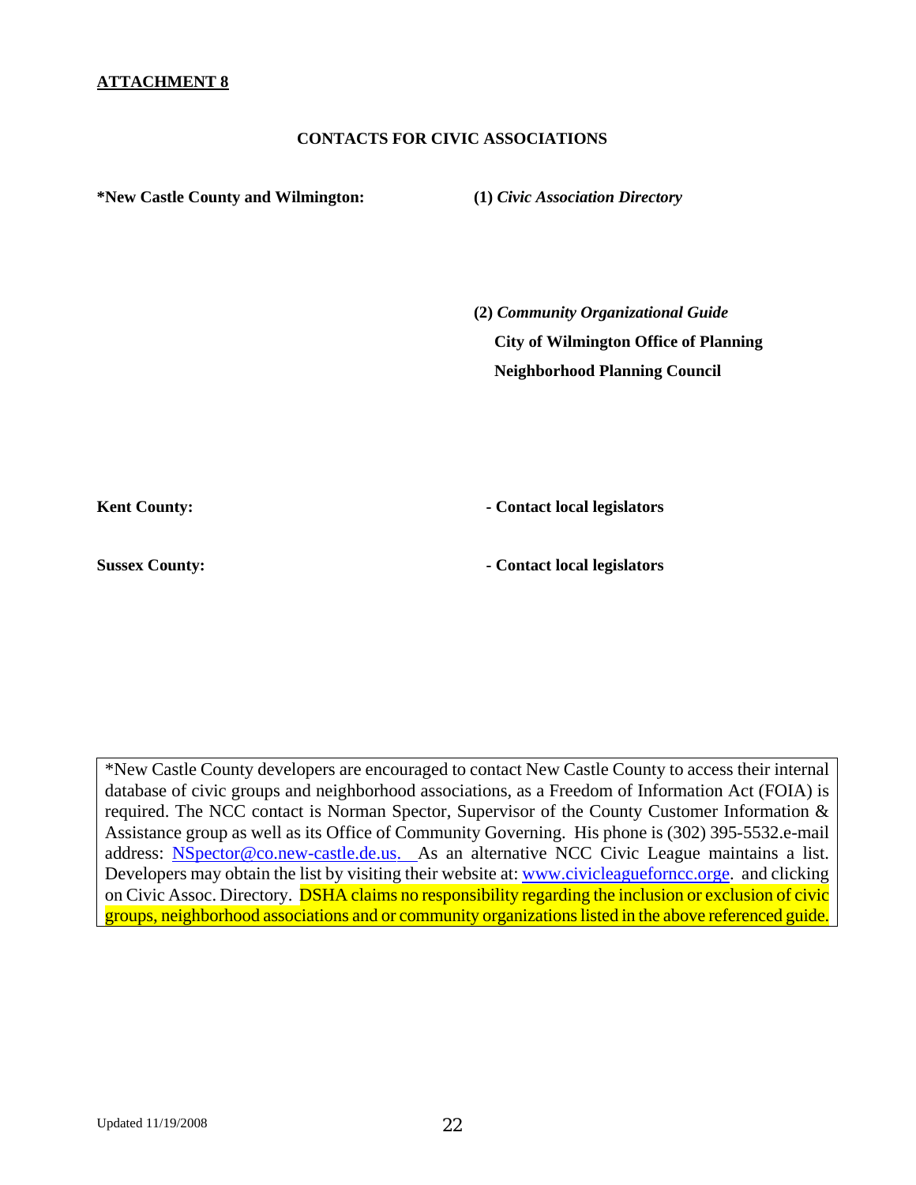**ATTACHMENT 8**

**CONTACTS FOR CIVIC ASSOCIATIONS**

| | |
|---|---|
| **\*New Castle County and Wilmington:** | **(1)** ***Civic Association Directory*** |
| | **(2)** ***Community Organizational Guide*** **City of Wilmington Office of Planning Neighborhood Planning Council** |
| **Kent County:** | **- Contact local legislators** |
| **Sussex County:** | **- Contact local legislators** |

*New Castle County developers are encouraged to contact New Castle County to access their internal database of civic groups and neighborhood associations, as a Freedom of Information Act (FOIA) is required. The NCC contact is Norman Spector, Supervisor of the County Customer Information & Assistance group as well as its Office of Community Governing. His phone is (302) 395-5532.e-mail address: NSpector@co.new-castle.de.us. As an alternative NCC Civic League maintains a list. Developers may obtain the list by visiting their website at: www.civicleaguefornccc.orge. and clicking on Civic Assoc. Directory. DSHA claims no responsibility regarding the inclusion or exclusion of civic groups, neighborhood associations and or community organizations listed in the above referenced guide.

Updated 11/19/2008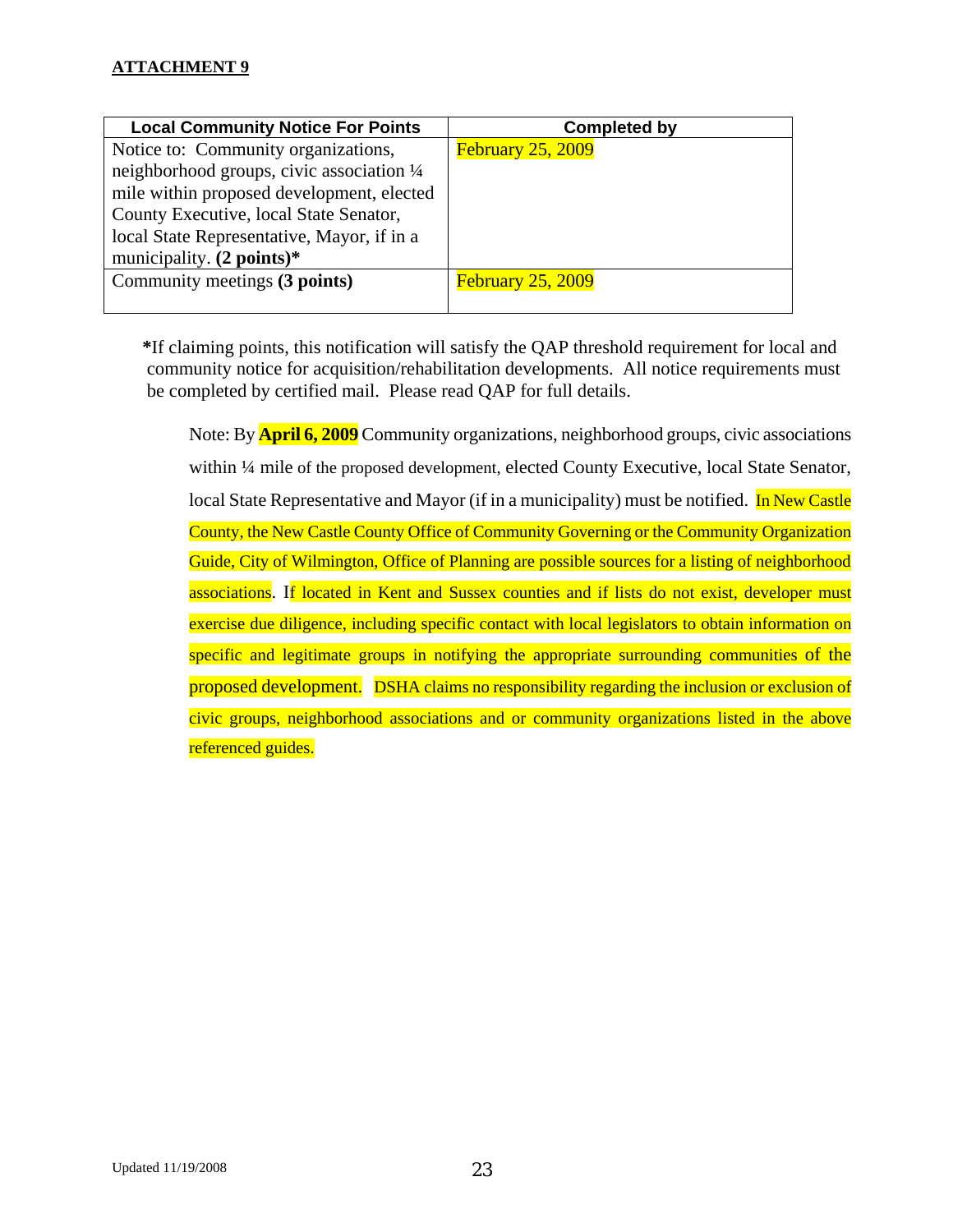**ATTACHMENT 9**

| Local Community Notice For Points | Completed by |
|---|---|
| Notice to: Community organizations, neighborhood groups, civic association ¼ mile within proposed development, elected County Executive, local State Senator, local State Representative, Mayor, if in a municipality. **(2 points)\*** | February 25, 2009 |
| Community meetings **(3 points)** | February 25, 2009 |

**\***If claiming points, this notification will satisfy the QAP threshold requirement for local and community notice for acquisition/rehabilitation developments. All notice requirements must be completed by certified mail. Please read QAP for full details.

Note: By **April 6, 2009** Community organizations, neighborhood groups, civic associations within ¼ mile of the proposed development, elected County Executive, local State Senator, local State Representative and Mayor (if in a municipality) must be notified. In New Castle County, the New Castle County Office of Community Governing or the Community Organization Guide, City of Wilmington, Office of Planning are possible sources for a listing of neighborhood associations. If located in Kent and Sussex counties and if lists do not exist, developer must exercise due diligence, including specific contact with local legislators to obtain information on specific and legitimate groups in notifying the appropriate surrounding communities of the proposed development. DSHA claims no responsibility regarding the inclusion or exclusion of civic groups, neighborhood associations and or community organizations listed in the above referenced guides.

Updated 11/19/2008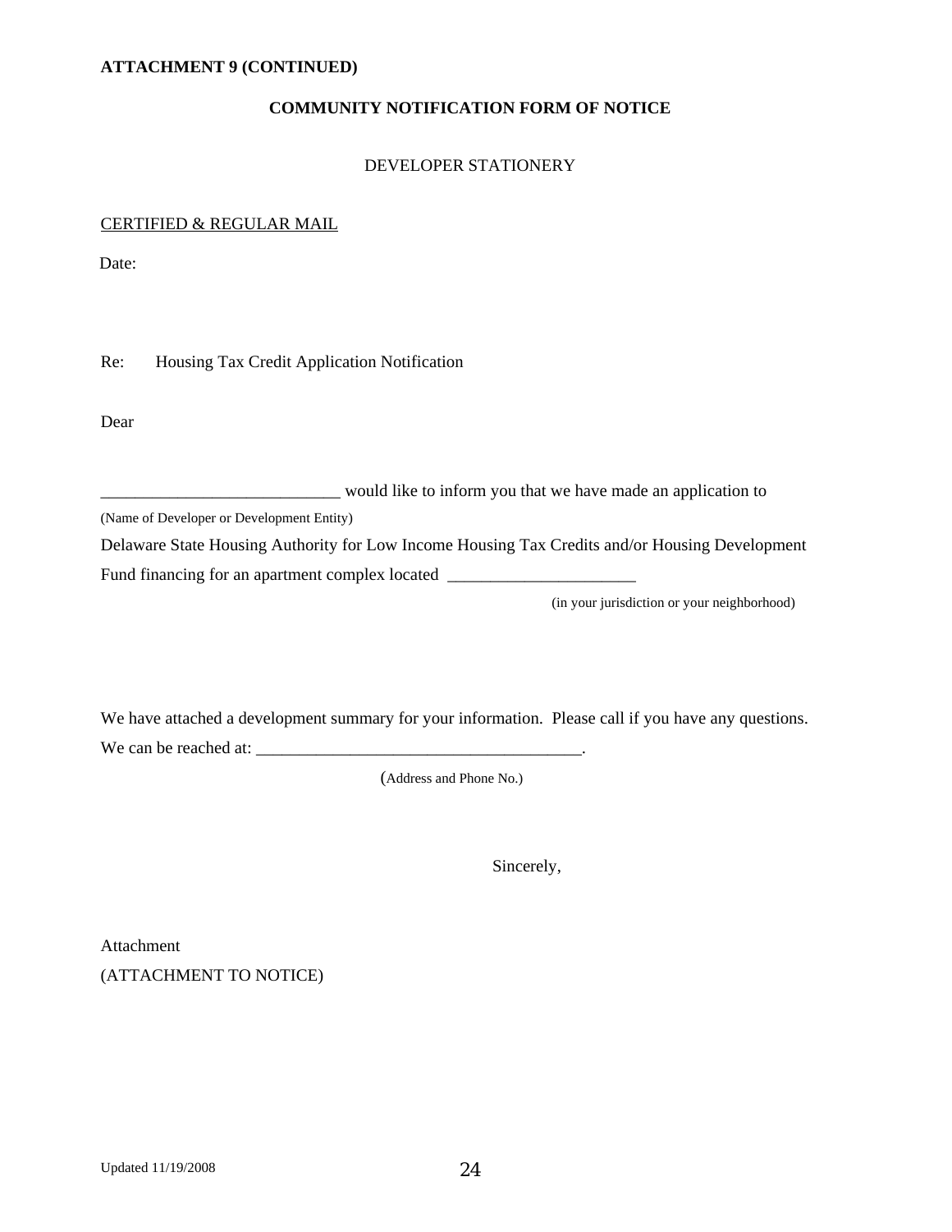**ATTACHMENT 9 (CONTINUED)**

**COMMUNITY NOTIFICATION FORM OF NOTICE**

DEVELOPER STATIONERY

CERTIFIED & REGULAR MAIL

Date:

Re: Housing Tax Credit Application Notification

Dear

___________________________ would like to inform you that we have made an application to
(Name of Developer or Development Entity)
Delaware State Housing Authority for Low Income Housing Tax Credits and/or Housing Development Fund financing for an apartment complex located _____________________
(in your jurisdiction or your neighborhood)

We have attached a development summary for your information. Please call if you have any questions. We can be reached at: ______________________________________.
(Address and Phone No.)

Sincerely,

Attachment
(ATTACHMENT TO NOTICE)

Updated 11/19/2008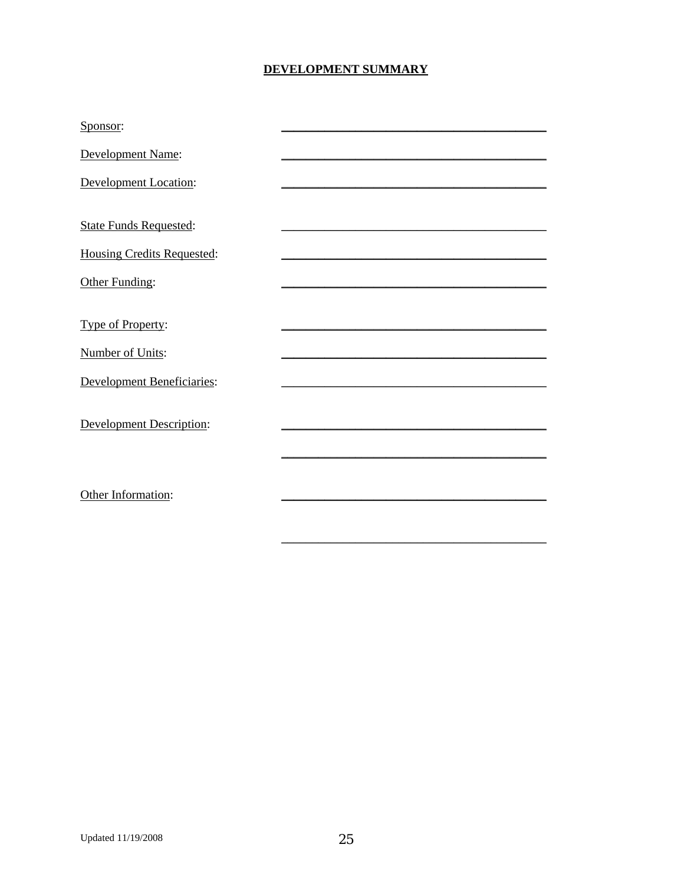## DEVELOPMENT SUMMARY

Sponsor: ________________________________________

Development Name: ________________________________________

Development Location: ________________________________________

State Funds Requested: ________________________________________

Housing Credits Requested: ________________________________________

Other Funding: ________________________________________

Type of Property: ________________________________________

Number of Units: ________________________________________

Development Beneficiaries: ________________________________________

Development Description: ________________________________________

________________________________________

Other Information: ________________________________________

________________________________________

Updated 11/19/2008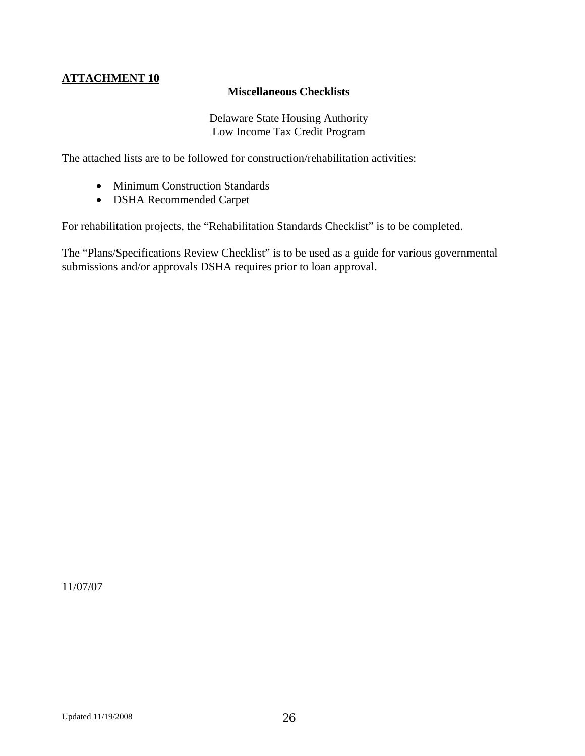**ATTACHMENT 10**

**Miscellaneous Checklists**

Delaware State Housing Authority
Low Income Tax Credit Program

The attached lists are to be followed for construction/rehabilitation activities:

- Minimum Construction Standards
- DSHA Recommended Carpet

For rehabilitation projects, the "Rehabilitation Standards Checklist" is to be completed.

The "Plans/Specifications Review Checklist" is to be used as a guide for various governmental submissions and/or approvals DSHA requires prior to loan approval.

11/07/07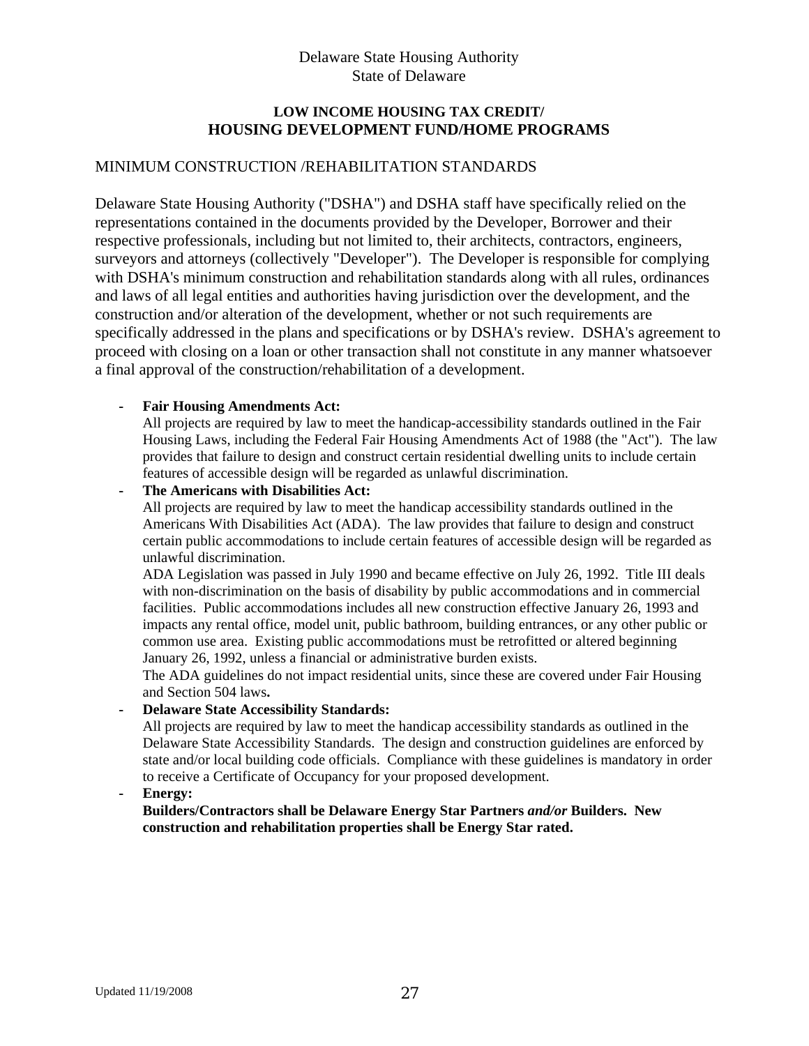Delaware State Housing Authority
State of Delaware

**LOW INCOME HOUSING TAX CREDIT/**
**HOUSING DEVELOPMENT FUND/HOME PROGRAMS**

MINIMUM CONSTRUCTION /REHABILITATION STANDARDS

Delaware State Housing Authority ("DSHA") and DSHA staff have specifically relied on the representations contained in the documents provided by the Developer, Borrower and their respective professionals, including but not limited to, their architects, contractors, engineers, surveyors and attorneys (collectively "Developer"). The Developer is responsible for complying with DSHA's minimum construction and rehabilitation standards along with all rules, ordinances and laws of all legal entities and authorities having jurisdiction over the development, and the construction and/or alteration of the development, whether or not such requirements are specifically addressed in the plans and specifications or by DSHA's review. DSHA's agreement to proceed with closing on a loan or other transaction shall not constitute in any manner whatsoever a final approval of the construction/rehabilitation of a development.

- **Fair Housing Amendments Act:**
  All projects are required by law to meet the handicap-accessibility standards outlined in the Fair Housing Laws, including the Federal Fair Housing Amendments Act of 1988 (the "Act"). The law provides that failure to design and construct certain residential dwelling units to include certain features of accessible design will be regarded as unlawful discrimination.
- **The Americans with Disabilities Act:**
  All projects are required by law to meet the handicap accessibility standards outlined in the Americans With Disabilities Act (ADA). The law provides that failure to design and construct certain public accommodations to include certain features of accessible design will be regarded as unlawful discrimination.
  ADA Legislation was passed in July 1990 and became effective on July 26, 1992. Title III deals with non-discrimination on the basis of disability by public accommodations and in commercial facilities. Public accommodations includes all new construction effective January 26, 1993 and impacts any rental office, model unit, public bathroom, building entrances, or any other public or common use area. Existing public accommodations must be retrofitted or altered beginning January 26, 1992, unless a financial or administrative burden exists.
  The ADA guidelines do not impact residential units, since these are covered under Fair Housing and Section 504 laws**.**
- **Delaware State Accessibility Standards:**
  All projects are required by law to meet the handicap accessibility standards as outlined in the Delaware State Accessibility Standards. The design and construction guidelines are enforced by state and/or local building code officials. Compliance with these guidelines is mandatory in order to receive a Certificate of Occupancy for your proposed development.
- **Energy:**
  **Builders/Contractors shall be Delaware Energy Star Partners *and/or* Builders. New construction and rehabilitation properties shall be Energy Star rated.**

Updated 11/19/2008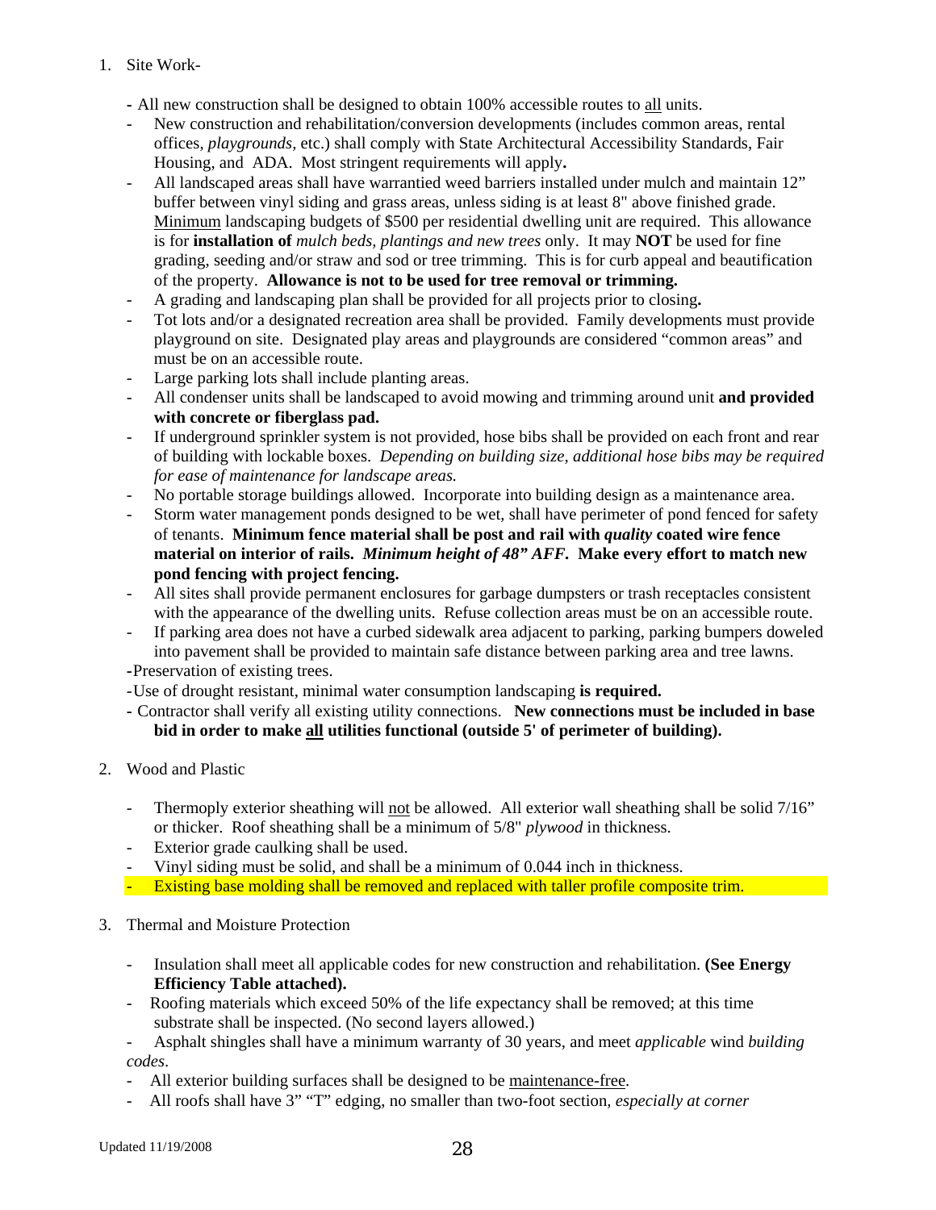1. Site Work-

   - All new construction shall be designed to obtain 100% accessible routes to all units.
   - New construction and rehabilitation/conversion developments (includes common areas, rental offices, *playgrounds*, etc.) shall comply with State Architectural Accessibility Standards, Fair Housing, and ADA. Most stringent requirements will apply**.**
   - All landscaped areas shall have warrantied weed barriers installed under mulch and maintain 12" buffer between vinyl siding and grass areas, unless siding is at least 8" above finished grade. Minimum landscaping budgets of $500 per residential dwelling unit are required. This allowance is for **installation of** *mulch beds, plantings and new trees* only. It may **NOT** be used for fine grading, seeding and/or straw and sod or tree trimming. This is for curb appeal and beautification of the property. **Allowance is not to be used for tree removal or trimming.**
   - A grading and landscaping plan shall be provided for all projects prior to closing**.**
   - Tot lots and/or a designated recreation area shall be provided. Family developments must provide playground on site. Designated play areas and playgrounds are considered "common areas" and must be on an accessible route.
   - Large parking lots shall include planting areas.
   - All condenser units shall be landscaped to avoid mowing and trimming around unit **and provided with concrete or fiberglass pad.**
   - If underground sprinkler system is not provided, hose bibs shall be provided on each front and rear of building with lockable boxes. *Depending on building size, additional hose bibs may be required for ease of maintenance for landscape areas.*
   - No portable storage buildings allowed. Incorporate into building design as a maintenance area.
   - Storm water management ponds designed to be wet, shall have perimeter of pond fenced for safety of tenants. **Minimum fence material shall be post and rail with *quality* coated wire fence material on interior of rails.** ***Minimum height of 48" AFF.*** **Make every effort to match new pond fencing with project fencing.**
   - All sites shall provide permanent enclosures for garbage dumpsters or trash receptacles consistent with the appearance of the dwelling units. Refuse collection areas must be on an accessible route.
   - If parking area does not have a curbed sidewalk area adjacent to parking, parking bumpers doweled into pavement shall be provided to maintain safe distance between parking area and tree lawns.
   - Preservation of existing trees.
   - Use of drought resistant, minimal water consumption landscaping **is required.**
   - Contractor shall verify all existing utility connections. **New connections must be included in base bid in order to make all utilities functional (outside 5' of perimeter of building).**

2. Wood and Plastic

   - Thermoply exterior sheathing will not be allowed. All exterior wall sheathing shall be solid 7/16" or thicker. Roof sheathing shall be a minimum of 5/8" *plywood* in thickness.
   - Exterior grade caulking shall be used.
   - Vinyl siding must be solid, and shall be a minimum of 0.044 inch in thickness.
   - Existing base molding shall be removed and replaced with taller profile composite trim.

3. Thermal and Moisture Protection

   - Insulation shall meet all applicable codes for new construction and rehabilitation. **(See Energy Efficiency Table attached).**
   - Roofing materials which exceed 50% of the life expectancy shall be removed; at this time substrate shall be inspected. (No second layers allowed.)
   - Asphalt shingles shall have a minimum warranty of 30 years, and meet *applicable* wind *building codes*.
   - All exterior building surfaces shall be designed to be maintenance-free.
   - All roofs shall have 3" "T" edging, no smaller than two-foot section, *especially at corner*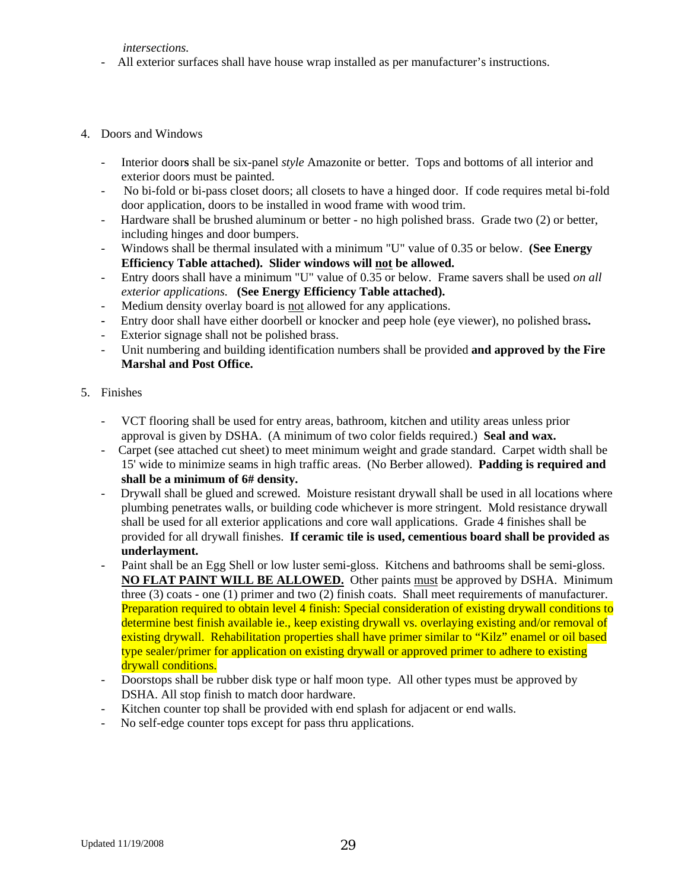*intersections.*

- All exterior surfaces shall have house wrap installed as per manufacturer's instructions.

4. Doors and Windows

   - Interior doors shall be six-panel *style* Amazonite or better. Tops and bottoms of all interior and exterior doors must be painted.
   - No bi-fold or bi-pass closet doors; all closets to have a hinged door. If code requires metal bi-fold door application, doors to be installed in wood frame with wood trim.
   - Hardware shall be brushed aluminum or better - no high polished brass. Grade two (2) or better, including hinges and door bumpers.
   - Windows shall be thermal insulated with a minimum "U" value of 0.35 or below. **(See Energy Efficiency Table attached). Slider windows will not be allowed.**
   - Entry doors shall have a minimum "U" value of 0.35 or below. Frame savers shall be used *on all exterior applications.* **(See Energy Efficiency Table attached).**
   - Medium density overlay board is not allowed for any applications.
   - Entry door shall have either doorbell or knocker and peep hole (eye viewer), no polished brass**.**
   - Exterior signage shall not be polished brass.
   - Unit numbering and building identification numbers shall be provided **and approved by the Fire Marshal and Post Office.**

5. Finishes

   - VCT flooring shall be used for entry areas, bathroom, kitchen and utility areas unless prior approval is given by DSHA. (A minimum of two color fields required.) **Seal and wax.**
   - Carpet (see attached cut sheet) to meet minimum weight and grade standard. Carpet width shall be 15' wide to minimize seams in high traffic areas. (No Berber allowed). **Padding is required and shall be a minimum of 6# density.**
   - Drywall shall be glued and screwed. Moisture resistant drywall shall be used in all locations where plumbing penetrates walls, or building code whichever is more stringent. Mold resistance drywall shall be used for all exterior applications and core wall applications. Grade 4 finishes shall be provided for all drywall finishes. **If ceramic tile is used, cementious board shall be provided as underlayment.**
   - Paint shall be an Egg Shell or low luster semi-gloss. Kitchens and bathrooms shall be semi-gloss. **NO FLAT PAINT WILL BE ALLOWED.** Other paints must be approved by DSHA. Minimum three (3) coats - one (1) primer and two (2) finish coats. Shall meet requirements of manufacturer. Preparation required to obtain level 4 finish: Special consideration of existing drywall conditions to determine best finish available ie., keep existing drywall vs. overlaying existing and/or removal of existing drywall. Rehabilitation properties shall have primer similar to "Kilz" enamel or oil based type sealer/primer for application on existing drywall or approved primer to adhere to existing drywall conditions.
   - Doorstops shall be rubber disk type or half moon type. All other types must be approved by DSHA. All stop finish to match door hardware.
   - Kitchen counter top shall be provided with end splash for adjacent or end walls.
   - No self-edge counter tops except for pass thru applications.

Updated 11/19/2008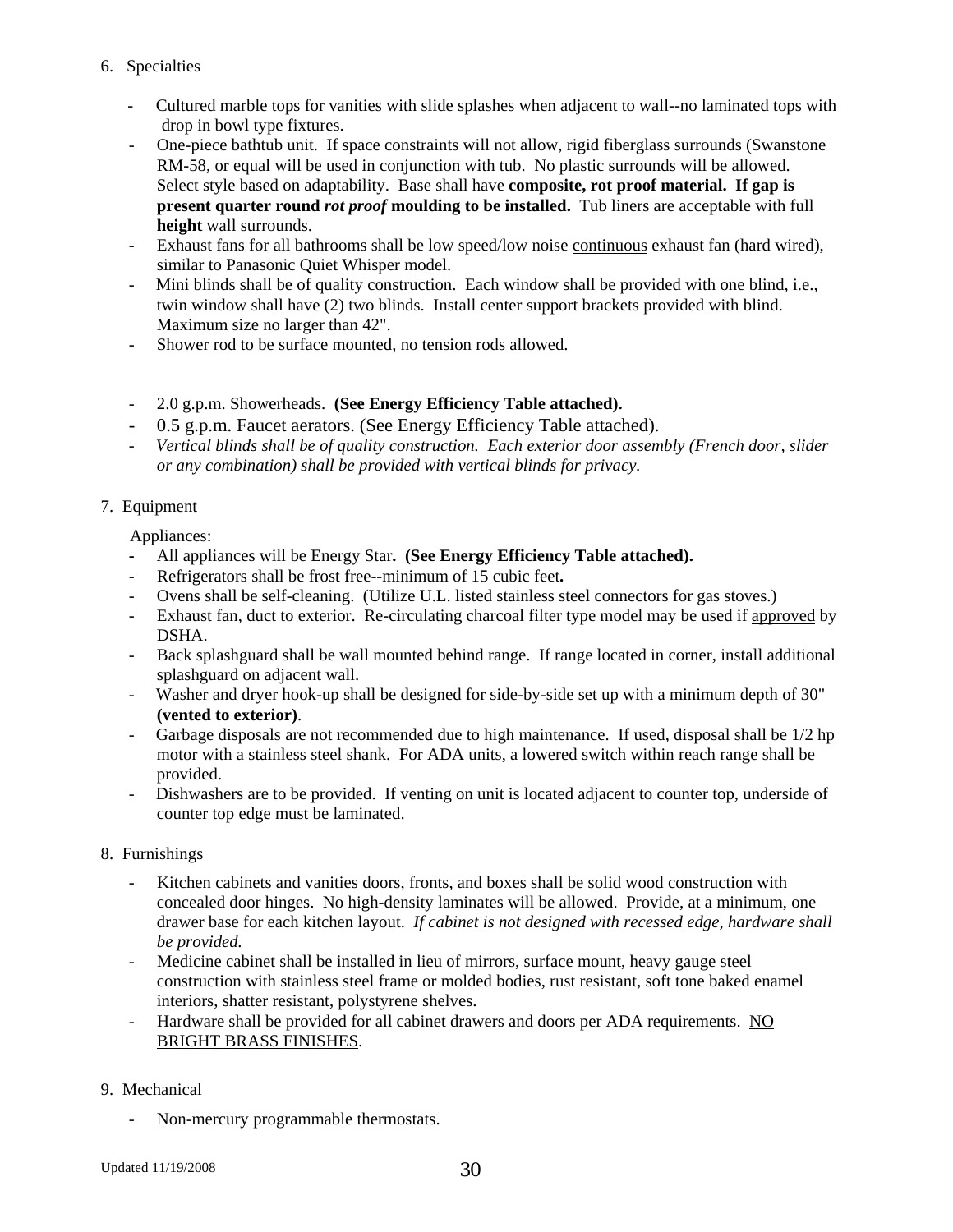6. Specialties

   - Cultured marble tops for vanities with slide splashes when adjacent to wall--no laminated tops with drop in bowl type fixtures.
   - One-piece bathtub unit. If space constraints will not allow, rigid fiberglass surrounds (Swanstone RM-58, or equal will be used in conjunction with tub. No plastic surrounds will be allowed. Select style based on adaptability. Base shall have **composite, rot proof material. If gap is present quarter round *rot proof* moulding to be installed.** Tub liners are acceptable with full **height** wall surrounds.
   - Exhaust fans for all bathrooms shall be low speed/low noise <u>continuous</u> exhaust fan (hard wired), similar to Panasonic Quiet Whisper model.
   - Mini blinds shall be of quality construction. Each window shall be provided with one blind, i.e., twin window shall have (2) two blinds. Install center support brackets provided with blind. Maximum size no larger than 42".
   - Shower rod to be surface mounted, no tension rods allowed.

   - 2.0 g.p.m. Showerheads. **(See Energy Efficiency Table attached).**
   - 0.5 g.p.m. Faucet aerators. (See Energy Efficiency Table attached).
   - *Vertical blinds shall be of quality construction. Each exterior door assembly (French door, slider or any combination) shall be provided with vertical blinds for privacy.*

7. Equipment

   Appliances:

   - All appliances will be Energy Star**. (See Energy Efficiency Table attached).**
   - Refrigerators shall be frost free--minimum of 15 cubic feet**.**
   - Ovens shall be self-cleaning. (Utilize U.L. listed stainless steel connectors for gas stoves.)
   - Exhaust fan, duct to exterior. Re-circulating charcoal filter type model may be used if <u>approved</u> by DSHA.
   - Back splashguard shall be wall mounted behind range. If range located in corner, install additional splashguard on adjacent wall.
   - Washer and dryer hook-up shall be designed for side-by-side set up with a minimum depth of 30" **(vented to exterior)**.
   - Garbage disposals are not recommended due to high maintenance. If used, disposal shall be 1/2 hp motor with a stainless steel shank. For ADA units, a lowered switch within reach range shall be provided.
   - Dishwashers are to be provided. If venting on unit is located adjacent to counter top, underside of counter top edge must be laminated.

8. Furnishings

   - Kitchen cabinets and vanities doors, fronts, and boxes shall be solid wood construction with concealed door hinges. No high-density laminates will be allowed. Provide, at a minimum, one drawer base for each kitchen layout. *If cabinet is not designed with recessed edge, hardware shall be provided.*
   - Medicine cabinet shall be installed in lieu of mirrors, surface mount, heavy gauge steel construction with stainless steel frame or molded bodies, rust resistant, soft tone baked enamel interiors, shatter resistant, polystyrene shelves.
   - Hardware shall be provided for all cabinet drawers and doors per ADA requirements. <u>NO BRIGHT BRASS FINISHES</u>.

9. Mechanical

   - Non-mercury programmable thermostats.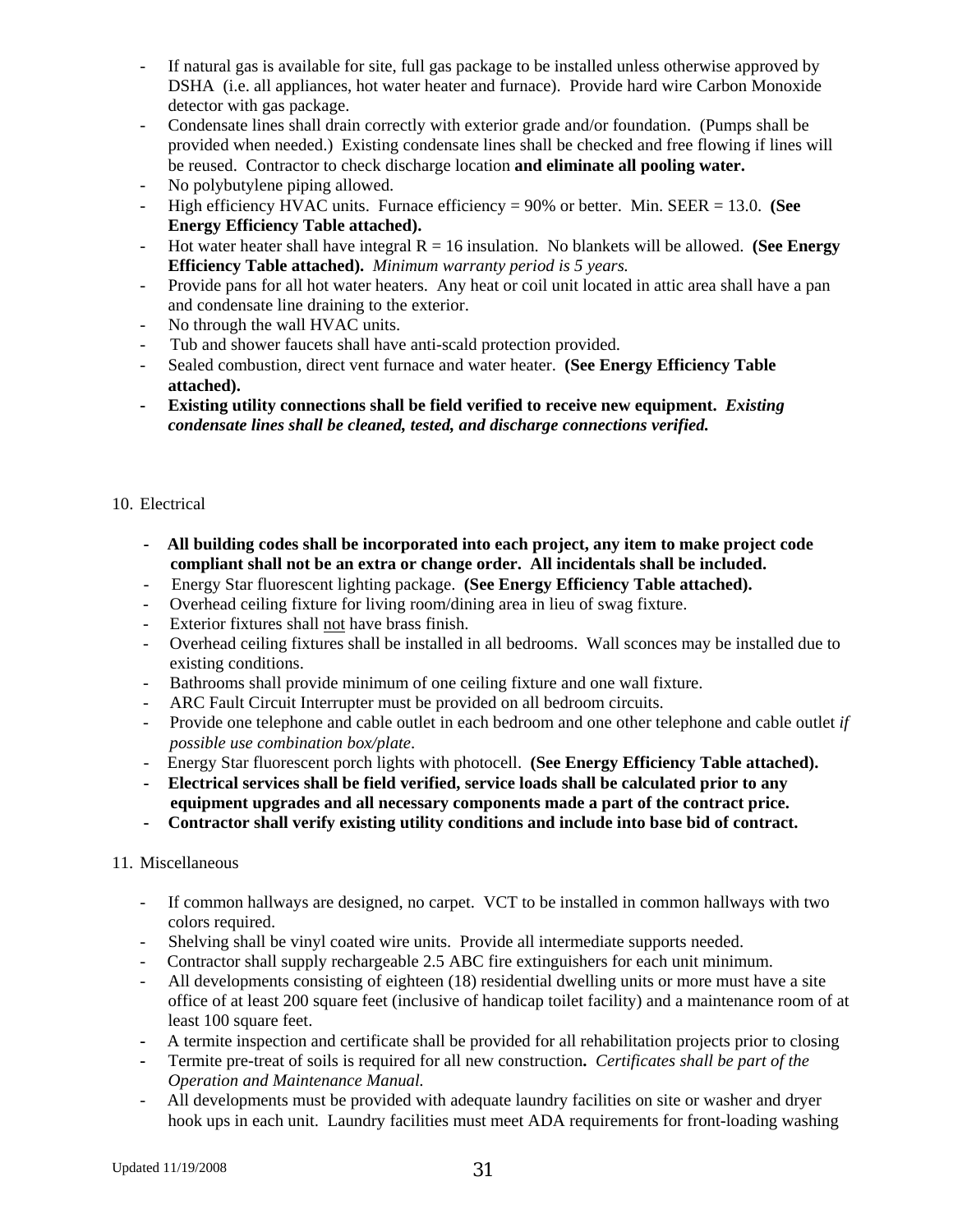- If natural gas is available for site, full gas package to be installed unless otherwise approved by DSHA (i.e. all appliances, hot water heater and furnace). Provide hard wire Carbon Monoxide detector with gas package.
- Condensate lines shall drain correctly with exterior grade and/or foundation. (Pumps shall be provided when needed.) Existing condensate lines shall be checked and free flowing if lines will be reused. Contractor to check discharge location **and eliminate all pooling water.**
- No polybutylene piping allowed.
- High efficiency HVAC units. Furnace efficiency = 90% or better. Min. SEER = 13.0. **(See Energy Efficiency Table attached).**
- Hot water heater shall have integral R = 16 insulation. No blankets will be allowed. **(See Energy Efficiency Table attached).** *Minimum warranty period is 5 years.*
- Provide pans for all hot water heaters. Any heat or coil unit located in attic area shall have a pan and condensate line draining to the exterior.
- No through the wall HVAC units.
- Tub and shower faucets shall have anti-scald protection provided.
- Sealed combustion, direct vent furnace and water heater. **(See Energy Efficiency Table attached).**
- **Existing utility connections shall be field verified to receive new equipment.** ***Existing condensate lines shall be cleaned, tested, and discharge connections verified.***

10. Electrical

- **All building codes shall be incorporated into each project, any item to make project code compliant shall not be an extra or change order. All incidentals shall be included.**
- Energy Star fluorescent lighting package. **(See Energy Efficiency Table attached).**
- Overhead ceiling fixture for living room/dining area in lieu of swag fixture.
- Exterior fixtures shall not have brass finish.
- Overhead ceiling fixtures shall be installed in all bedrooms. Wall sconces may be installed due to existing conditions.
- Bathrooms shall provide minimum of one ceiling fixture and one wall fixture.
- ARC Fault Circuit Interrupter must be provided on all bedroom circuits.
- Provide one telephone and cable outlet in each bedroom and one other telephone and cable outlet *if possible use combination box/plate*.
- Energy Star fluorescent porch lights with photocell. **(See Energy Efficiency Table attached).**
- **Electrical services shall be field verified, service loads shall be calculated prior to any equipment upgrades and all necessary components made a part of the contract price.**
- **Contractor shall verify existing utility conditions and include into base bid of contract.**

11. Miscellaneous

- If common hallways are designed, no carpet. VCT to be installed in common hallways with two colors required.
- Shelving shall be vinyl coated wire units. Provide all intermediate supports needed.
- Contractor shall supply rechargeable 2.5 ABC fire extinguishers for each unit minimum.
- All developments consisting of eighteen (18) residential dwelling units or more must have a site office of at least 200 square feet (inclusive of handicap toilet facility) and a maintenance room of at least 100 square feet.
- A termite inspection and certificate shall be provided for all rehabilitation projects prior to closing
- Termite pre-treat of soils is required for all new construction**.** *Certificates shall be part of the Operation and Maintenance Manual.*
- All developments must be provided with adequate laundry facilities on site or washer and dryer hook ups in each unit. Laundry facilities must meet ADA requirements for front-loading washing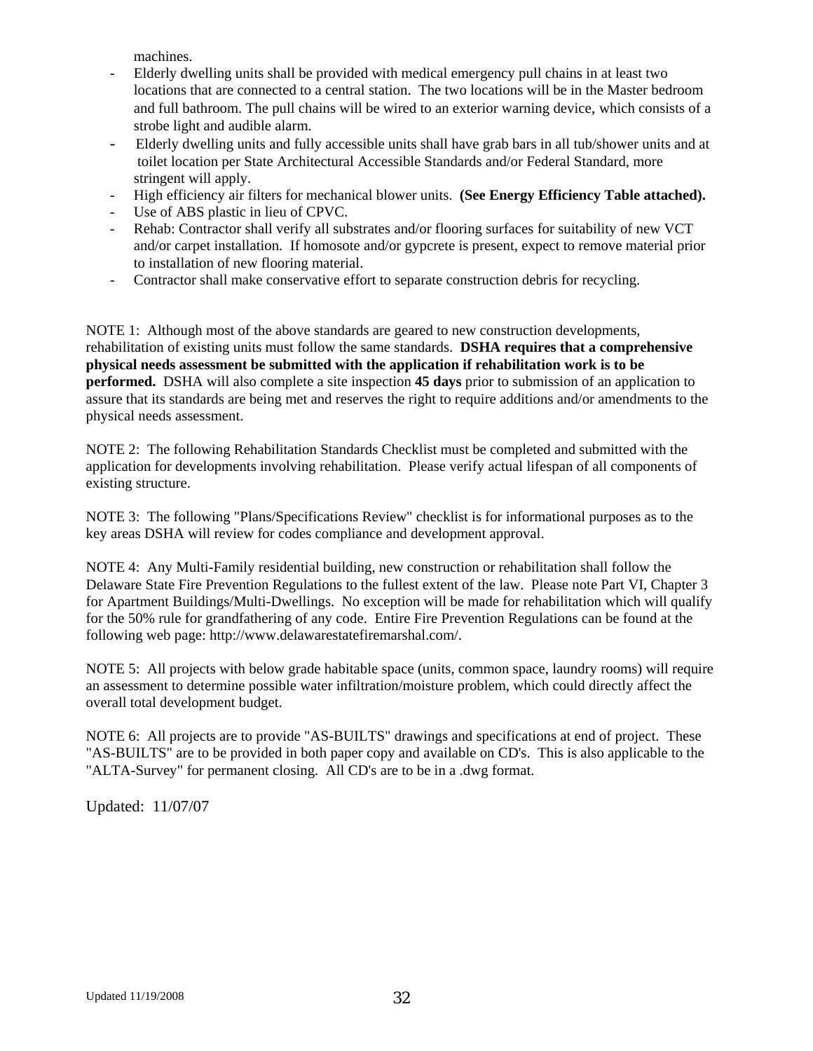machines.

- Elderly dwelling units shall be provided with medical emergency pull chains in at least two locations that are connected to a central station. The two locations will be in the Master bedroom and full bathroom. The pull chains will be wired to an exterior warning device, which consists of a strobe light and audible alarm.
- Elderly dwelling units and fully accessible units shall have grab bars in all tub/shower units and at toilet location per State Architectural Accessible Standards and/or Federal Standard, more stringent will apply.
- High efficiency air filters for mechanical blower units. **(See Energy Efficiency Table attached).**
- Use of ABS plastic in lieu of CPVC.
- Rehab: Contractor shall verify all substrates and/or flooring surfaces for suitability of new VCT and/or carpet installation. If homosote and/or gypcrete is present, expect to remove material prior to installation of new flooring material.
- Contractor shall make conservative effort to separate construction debris for recycling.

NOTE 1: Although most of the above standards are geared to new construction developments, rehabilitation of existing units must follow the same standards. **DSHA requires that a comprehensive physical needs assessment be submitted with the application if rehabilitation work is to be performed.** DSHA will also complete a site inspection **45 days** prior to submission of an application to assure that its standards are being met and reserves the right to require additions and/or amendments to the physical needs assessment.

NOTE 2: The following Rehabilitation Standards Checklist must be completed and submitted with the application for developments involving rehabilitation. Please verify actual lifespan of all components of existing structure.

NOTE 3: The following "Plans/Specifications Review" checklist is for informational purposes as to the key areas DSHA will review for codes compliance and development approval.

NOTE 4: Any Multi-Family residential building, new construction or rehabilitation shall follow the Delaware State Fire Prevention Regulations to the fullest extent of the law. Please note Part VI, Chapter 3 for Apartment Buildings/Multi-Dwellings. No exception will be made for rehabilitation which will qualify for the 50% rule for grandfathering of any code. Entire Fire Prevention Regulations can be found at the following web page: http://www.delawarestatefiremarshal.com/.

NOTE 5: All projects with below grade habitable space (units, common space, laundry rooms) will require an assessment to determine possible water infiltration/moisture problem, which could directly affect the overall total development budget.

NOTE 6: All projects are to provide "AS-BUILTS" drawings and specifications at end of project. These "AS-BUILTS" are to be provided in both paper copy and available on CD's. This is also applicable to the "ALTA-Survey" for permanent closing. All CD's are to be in a .dwg format.

Updated: 11/07/07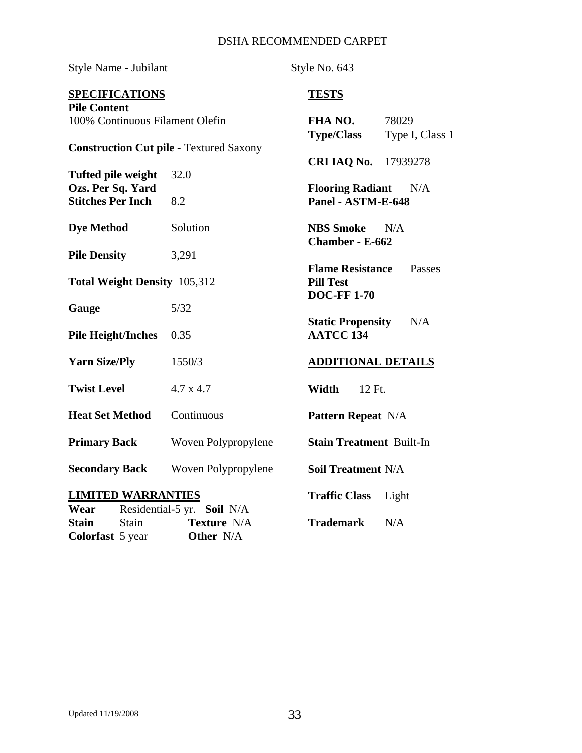# DSHA RECOMMENDED CARPET

Style Name - Jubilant

Style No. 643

## SPECIFICATIONS

**Pile Content**
100% Continuous Filament Olefin

**Construction Cut pile -** Textured Saxony

| | |
|---|---|
| **Tufted pile weight Ozs. Per Sq. Yard** | 32.0 |
| **Stitches Per Inch** | 8.2 |
| **Dye Method** | Solution |
| **Pile Density** | 3,291 |
| **Total Weight Density** | 105,312 |
| **Gauge** | 5/32 |
| **Pile Height/Inches** | 0.35 |
| **Yarn Size/Ply** | 1550/3 |
| **Twist Level** | 4.7 x 4.7 |
| **Heat Set Method** | Continuous |
| **Primary Back** | Woven Polypropylene |
| **Secondary Back** | Woven Polypropylene |

## LIMITED WARRANTIES

**Wear** Residential-5 yr. **Soil** N/A
**Stain** Stain **Texture** N/A
**Colorfast** 5 year **Other** N/A

## TESTS

| | |
|---|---|
| **FHA NO.** | 78029 |
| **Type/Class** | Type I, Class 1 |
| **CRI IAQ No.** | 17939278 |
| **Flooring Radiant Panel - ASTM-E-648** | N/A |
| **NBS Smoke Chamber - E-662** | N/A |
| **Flame Resistance Pill Test DOC-FF 1-70** | Passes |
| **Static Propensity AATCC 134** | N/A |

## ADDITIONAL DETAILS

| | |
|---|---|
| **Width** | 12 Ft. |
| **Pattern Repeat** | N/A |
| **Stain Treatment** | Built-In |
| **Soil Treatment** | N/A |
| **Traffic Class** | Light |
| **Trademark** | N/A |

Updated 11/19/2008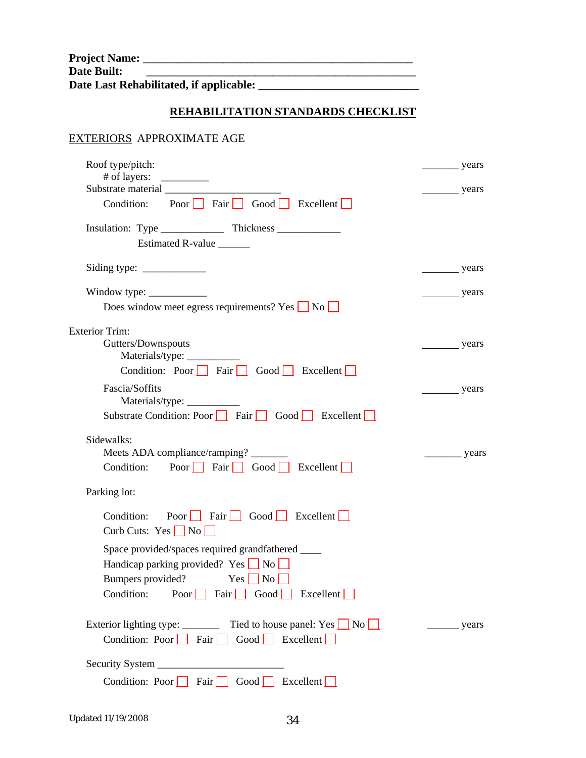**Project Name: _______________________________________________**
**Date Built: _______________________________________________**
**Date Last Rehabilitated, if applicable: ___________________________**

## REHABILITATION STANDARDS CHECKLIST

EXTERIORS APPROXIMATE AGE

Roof type/pitch: _______ years
  # of layers: _________
Substrate material _____________________ _______ years
  Condition: Poor ☐ Fair ☐ Good ☐ Excellent ☐

Insulation: Type ___________ Thickness ___________
  Estimated R-value ______

Siding type: ___________ _______ years

Window type: ___________ _______ years
  Does window meet egress requirements? Yes ☐ No ☐

Exterior Trim:
  Gutters/Downspouts _______ years
    Materials/type: __________
    Condition: Poor ☐ Fair ☐ Good ☐ Excellent ☐
  Fascia/Soffits _______ years
    Materials/type: __________
  Substrate Condition: Poor ☐ Fair ☐ Good ☐ Excellent ☐

Sidewalks:
  Meets ADA compliance/ramping? _______ _______ years
  Condition: Poor ☐ Fair ☐ Good ☐ Excellent ☐

Parking lot:

  Condition: Poor ☐ Fair ☐ Good ☐ Excellent ☐
  Curb Cuts: Yes ☐ No ☐

  Space provided/spaces required grandfathered ____
  Handicap parking provided? Yes ☐ No ☐
  Bumpers provided? Yes ☐ No ☐
  Condition: Poor ☐ Fair ☐ Good ☐ Excellent ☐

Exterior lighting type: _______ Tied to house panel: Yes ☐ No ☐ ______ years
  Condition: Poor ☐ Fair ☐ Good ☐ Excellent ☐

Security System _______________________

  Condition: Poor ☐ Fair ☐ Good ☐ Excellent ☐

Updated 11/19/2008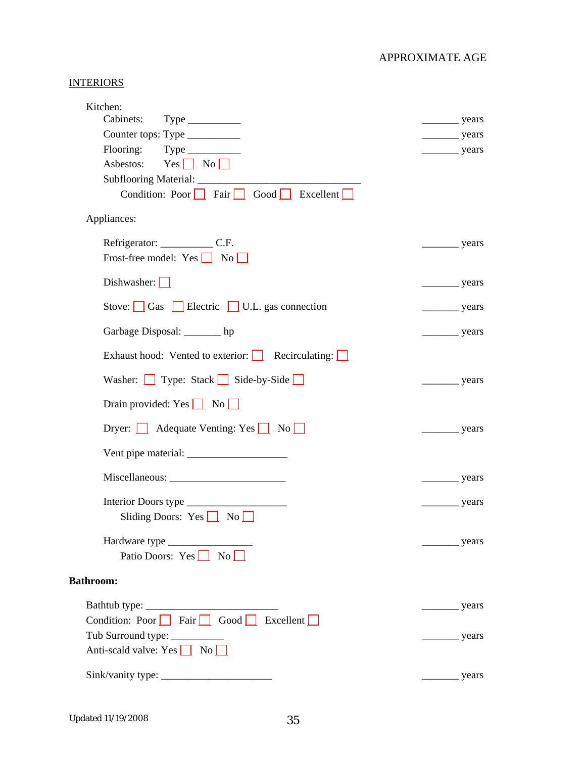APPROXIMATE AGE

INTERIORS

Kitchen:

Cabinets: Type __________ _______ years

Counter tops: Type __________ _______ years

Flooring: Type __________ _______ years

Asbestos: Yes ☐ No ☐

Subflooring Material: ______________________________

Condition: Poor ☐ Fair ☐ Good ☐ Excellent ☐

Appliances:

Refrigerator: __________ C.F. _______ years

Frost-free model: Yes ☐ No ☐

Dishwasher: ☐ _______ years

Stove: ☐ Gas ☐ Electric ☐ U.L. gas connection _______ years

Garbage Disposal: _______ hp _______ years

Exhaust hood: Vented to exterior: ☐ Recirculating: ☐

Washer: ☐ Type: Stack ☐ Side-by-Side ☐ _______ years

Drain provided: Yes ☐ No ☐

Dryer: ☐ Adequate Venting: Yes ☐ No ☐ _______ years

Vent pipe material: __________________

Miscellaneous: _____________________ _______ years

Interior Doors type __________________ _______ years

Sliding Doors: Yes ☐ No ☐

Hardware type ________________ _______ years

Patio Doors: Yes ☐ No ☐

**Bathroom:**

Bathtub type: ________________________ _______ years

Condition: Poor ☐ Fair ☐ Good ☐ Excellent ☐

Tub Surround type: __________ _______ years

Anti-scald valve: Yes ☐ No ☐

Sink/vanity type: _____________________ _______ years

Updated 11/19/2008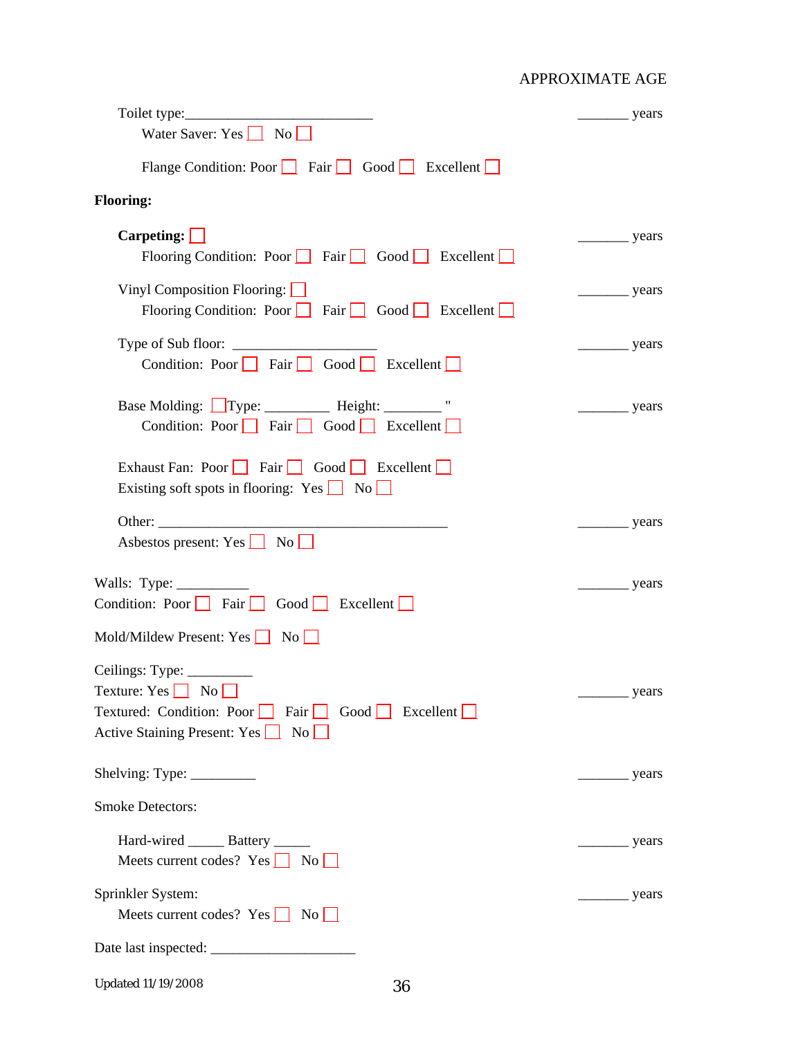APPROXIMATE AGE

Toilet type:__________________________ _______ years

Water Saver: Yes ☐ No ☐

Flange Condition: Poor ☐ Fair ☐ Good ☐ Excellent ☐

**Flooring:**

**Carpeting:** ☐ _______ years

Flooring Condition: Poor ☐ Fair ☐ Good ☐ Excellent ☐

Vinyl Composition Flooring: ☐ _______ years

Flooring Condition: Poor ☐ Fair ☐ Good ☐ Excellent ☐

Type of Sub floor: ____________________ _______ years

Condition: Poor ☐ Fair ☐ Good ☐ Excellent ☐

Base Molding: ☐ Type: _________ Height: ________ " _______ years

Condition: Poor ☐ Fair ☐ Good ☐ Excellent ☐

Exhaust Fan: Poor ☐ Fair ☐ Good ☐ Excellent ☐

Existing soft spots in flooring: Yes ☐ No ☐

Other: ________________________________________ _______ years

Asbestos present: Yes ☐ No ☐

Walls: Type: ___________ _______ years

Condition: Poor ☐ Fair ☐ Good ☐ Excellent ☐

Mold/Mildew Present: Yes ☐ No ☐

Ceilings: Type: _________

Texture: Yes ☐ No ☐ _______ years

Textured: Condition: Poor ☐ Fair ☐ Good ☐ Excellent ☐

Active Staining Present: Yes ☐ No ☐

Shelving: Type: _________ _______ years

Smoke Detectors:

Hard-wired _____ Battery _____ _______ years

Meets current codes? Yes ☐ No ☐

Sprinkler System: _______ years

Meets current codes? Yes ☐ No ☐

Date last inspected: ____________________

Updated 11/19/2008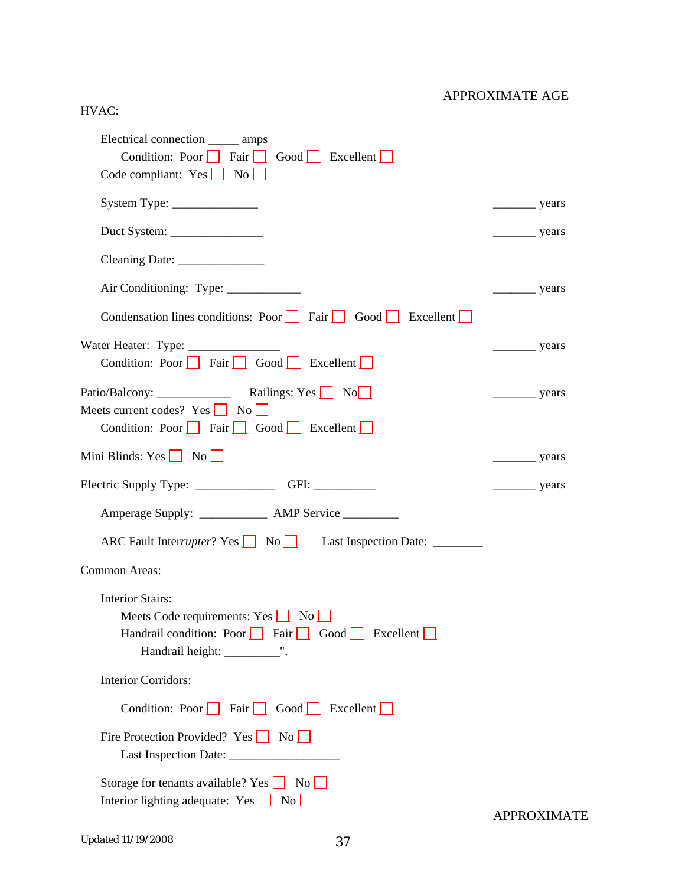APPROXIMATE AGE

HVAC:

Electrical connection _____ amps
Condition: Poor ☐ Fair ☐ Good ☐ Excellent ☐
Code compliant: Yes ☐ No ☐

System Type: ______________ _______ years

Duct System: _______________ _______ years

Cleaning Date: ______________

Air Conditioning: Type: ____________ _______ years

Condensation lines conditions: Poor ☐ Fair ☐ Good ☐ Excellent ☐

Water Heater: Type: _______________ _______ years
Condition: Poor ☐ Fair ☐ Good ☐ Excellent ☐

Patio/Balcony: ____________ Railings: Yes ☐ No☐ _______ years
Meets current codes? Yes ☐ No ☐
Condition: Poor ☐ Fair ☐ Good ☐ Excellent ☐

Mini Blinds: Yes ☐ No ☐ _______ years

Electric Supply Type: _____________ GFI: __________ _______ years

Amperage Supply: ___________ AMP Service _________

ARC Fault Interr*upter*? Yes ☐ No ☐ Last Inspection Date: ________

Common Areas:

Interior Stairs:
Meets Code requirements: Yes ☐ No ☐
Handrail condition: Poor ☐ Fair ☐ Good ☐ Excellent ☐
Handrail height: _________".

Interior Corridors:

Condition: Poor ☐ Fair ☐ Good ☐ Excellent ☐

Fire Protection Provided? Yes ☐ No ☐
Last Inspection Date: __________________

Storage for tenants available? Yes ☐ No ☐
Interior lighting adequate: Yes ☐ No ☐

APPROXIMATE

Updated 11/19/2008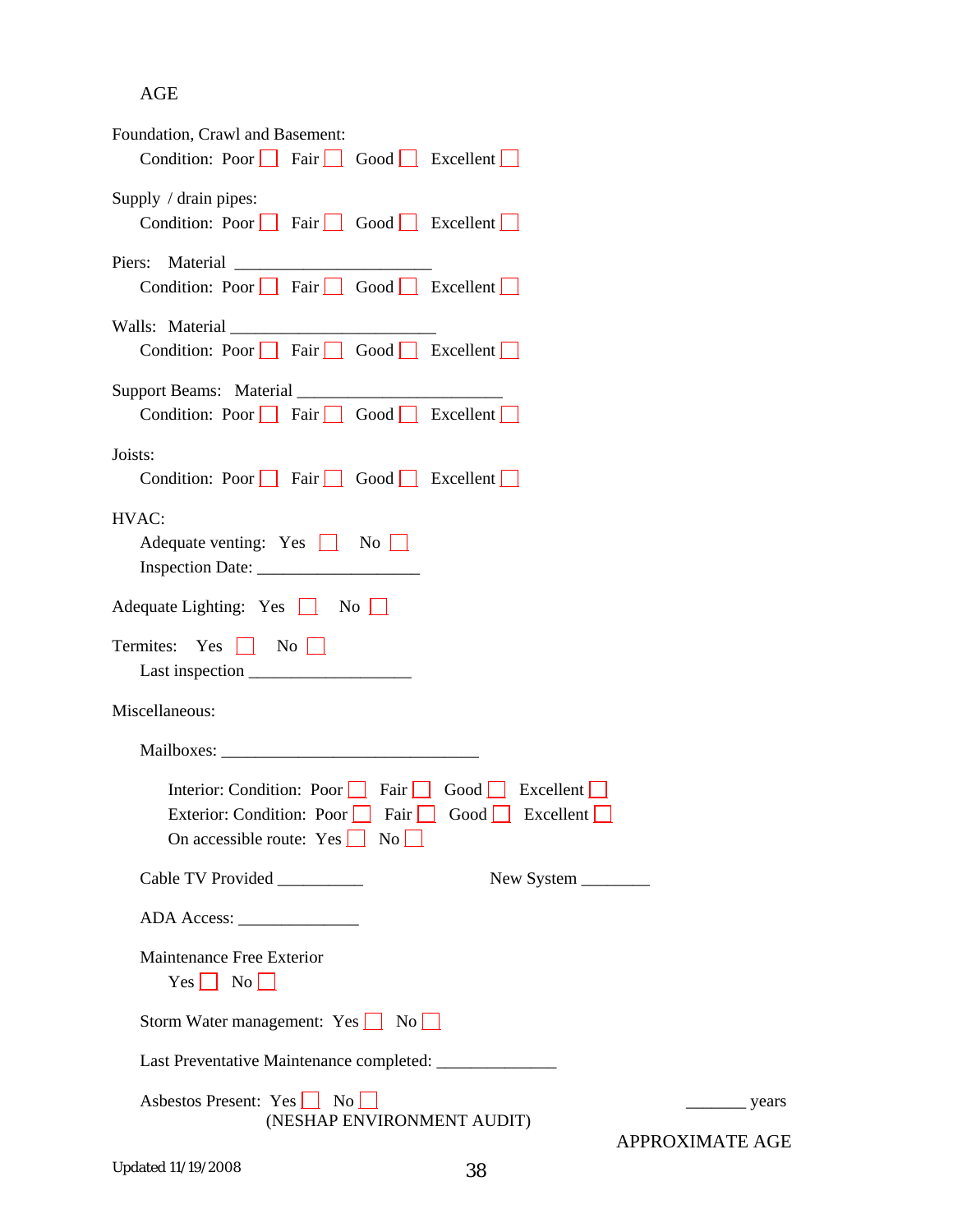AGE

Foundation, Crawl and Basement:
Condition: Poor ☐ Fair ☐ Good ☐ Excellent ☐

Supply / drain pipes:
Condition: Poor ☐ Fair ☐ Good ☐ Excellent ☐

Piers: Material ______________________
Condition: Poor ☐ Fair ☐ Good ☐ Excellent ☐

Walls: Material _______________________
Condition: Poor ☐ Fair ☐ Good ☐ Excellent ☐

Support Beams: Material _______________________
Condition: Poor ☐ Fair ☐ Good ☐ Excellent ☐

Joists:
Condition: Poor ☐ Fair ☐ Good ☐ Excellent ☐

HVAC:
Adequate venting: Yes ☐ No ☐
Inspection Date: __________________

Adequate Lighting: Yes ☐ No ☐

Termites: Yes ☐ No ☐
Last inspection __________________

Miscellaneous:

Mailboxes: _____________________________

Interior: Condition: Poor ☐ Fair ☐ Good ☐ Excellent ☐
Exterior: Condition: Poor ☐ Fair ☐ Good ☐ Excellent ☐
On accessible route: Yes ☐ No ☐

Cable TV Provided __________ New System ________

ADA Access: ______________

Maintenance Free Exterior
Yes ☐ No ☐

Storm Water management: Yes ☐ No ☐

Last Preventative Maintenance completed: ______________

Asbestos Present: Yes ☐ No ☐ _______ years
(NESHAP ENVIRONMENT AUDIT)

APPROXIMATE AGE

Updated 11/19/2008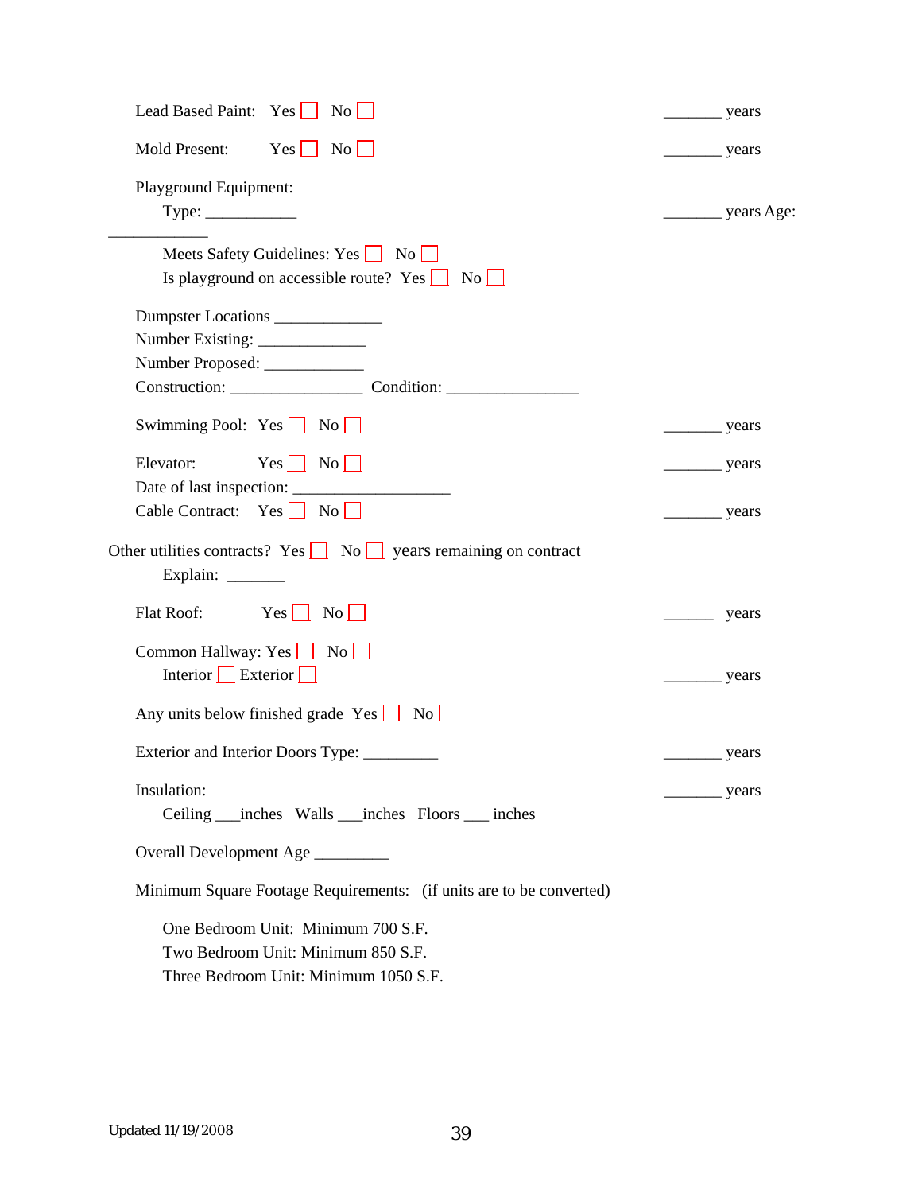Lead Based Paint: Yes ☐ No ☐ _______ years

Mold Present: Yes ☐ No ☐ _______ years

Playground Equipment:

Type: ___________ _______ years Age: ____________

Meets Safety Guidelines: Yes ☐ No ☐

Is playground on accessible route? Yes ☐ No ☐

Dumpster Locations _____________

Number Existing: _____________

Number Proposed: ____________

Construction: ________________ Condition: ________________

Swimming Pool: Yes ☐ No ☐ _______ years

Elevator: Yes ☐ No ☐ _______ years

Date of last inspection: ___________________

Cable Contract: Yes ☐ No ☐ _______ years

Other utilities contracts? Yes ☐ No ☐ years remaining on contract

Explain: _______

Flat Roof: Yes ☐ No ☐ ______ years

Common Hallway: Yes ☐ No ☐

Interior ☐ Exterior ☐ _______ years

Any units below finished grade Yes ☐ No ☐

Exterior and Interior Doors Type: _________ _______ years

Insulation: _______ years

Ceiling ___inches Walls ___inches Floors ___ inches

Overall Development Age _________

Minimum Square Footage Requirements: (if units are to be converted)

One Bedroom Unit: Minimum 700 S.F.

Two Bedroom Unit: Minimum 850 S.F.

Three Bedroom Unit: Minimum 1050 S.F.

Updated 11/19/2008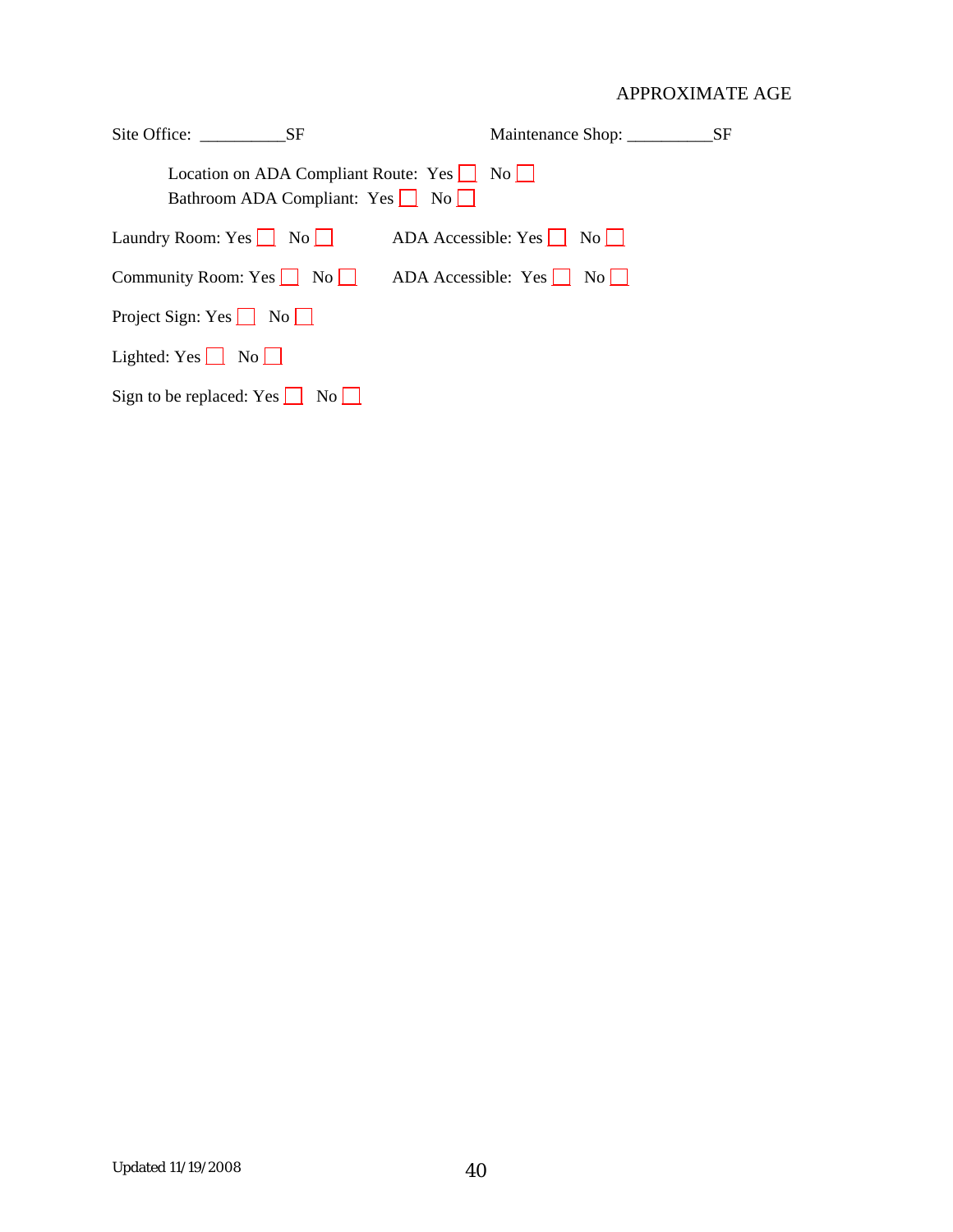APPROXIMATE AGE

Site Office: __________SF  Maintenance Shop: __________SF

Location on ADA Compliant Route: Yes ☐ No ☐
Bathroom ADA Compliant: Yes ☐ No ☐

Laundry Room: Yes ☐ No ☐  ADA Accessible: Yes ☐ No ☐

Community Room: Yes ☐ No ☐  ADA Accessible: Yes ☐ No ☐

Project Sign: Yes ☐ No ☐

Lighted: Yes ☐ No ☐

Sign to be replaced: Yes ☐ No ☐

Updated 11/19/2008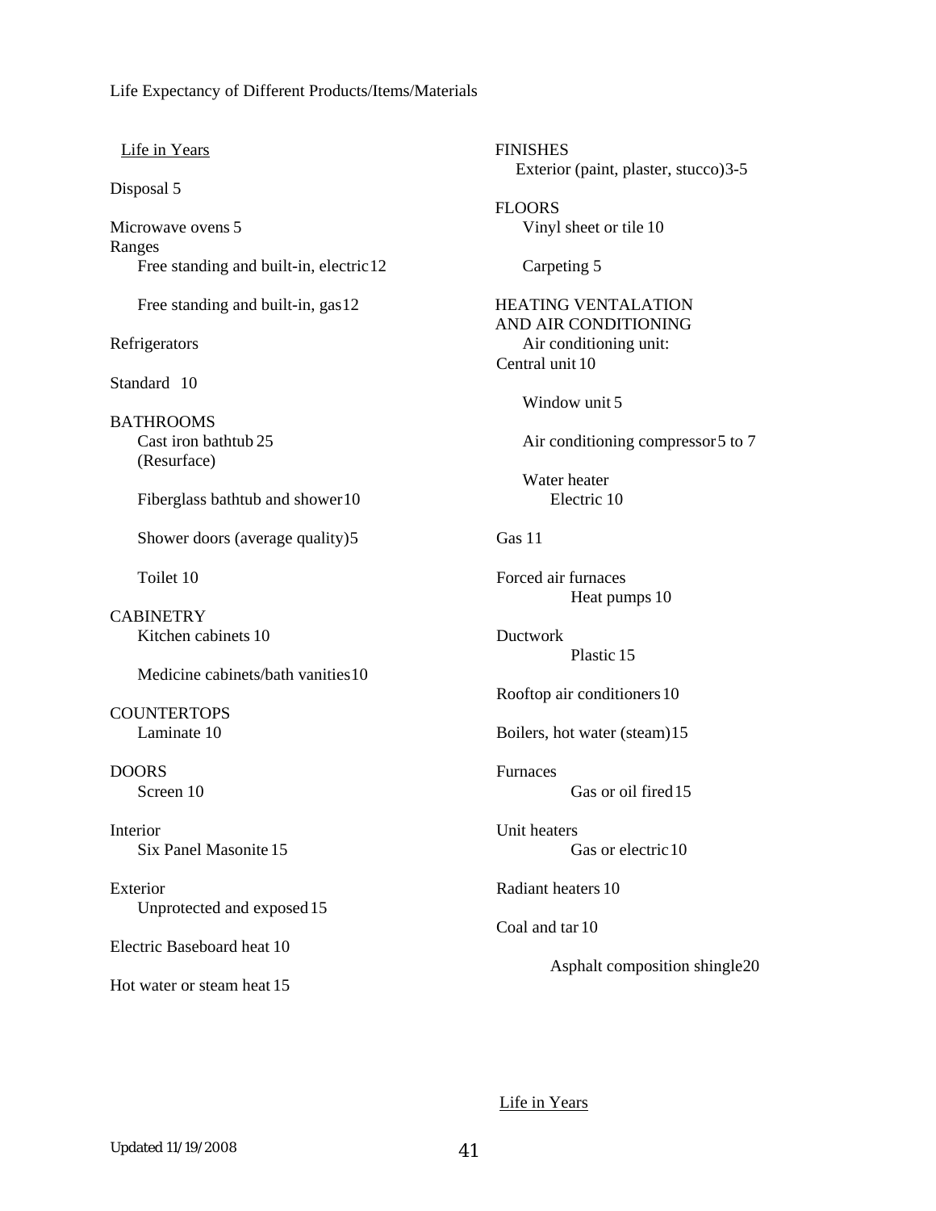Life Expectancy of Different Products/Items/Materials

Life in Years

Disposal 5

Microwave ovens 5

Ranges

- Free standing and built-in, electric 12
- Free standing and built-in, gas 12

Refrigerators

Standard 10

BATHROOMS

- Cast iron bathtub 25 (Resurface)
- Fiberglass bathtub and shower 10
- Shower doors (average quality) 5
- Toilet 10

CABINETRY

- Kitchen cabinets 10
- Medicine cabinets/bath vanities 10

COUNTERTOPS

- Laminate 10

DOORS

- Screen 10

Interior

- Six Panel Masonite 15

Exterior

- Unprotected and exposed 15

Electric Baseboard heat 10

Hot water or steam heat 15

FINISHES

- Exterior (paint, plaster, stucco) 3-5

FLOORS

- Vinyl sheet or tile 10
- Carpeting 5

HEATING VENTALATION AND AIR CONDITIONING

- Air conditioning unit:

Central unit 10

- Window unit 5
- Air conditioning compressor 5 to 7
- Water heater
  - Electric 10

Gas 11

Forced air furnaces

- Heat pumps 10

Ductwork

- Plastic 15

Rooftop air conditioners 10

Boilers, hot water (steam) 15

Furnaces

- Gas or oil fired 15

Unit heaters

- Gas or electric 10

Radiant heaters 10

Coal and tar 10

- Asphalt composition shingle 20

Life in Years

Updated 11/19/2008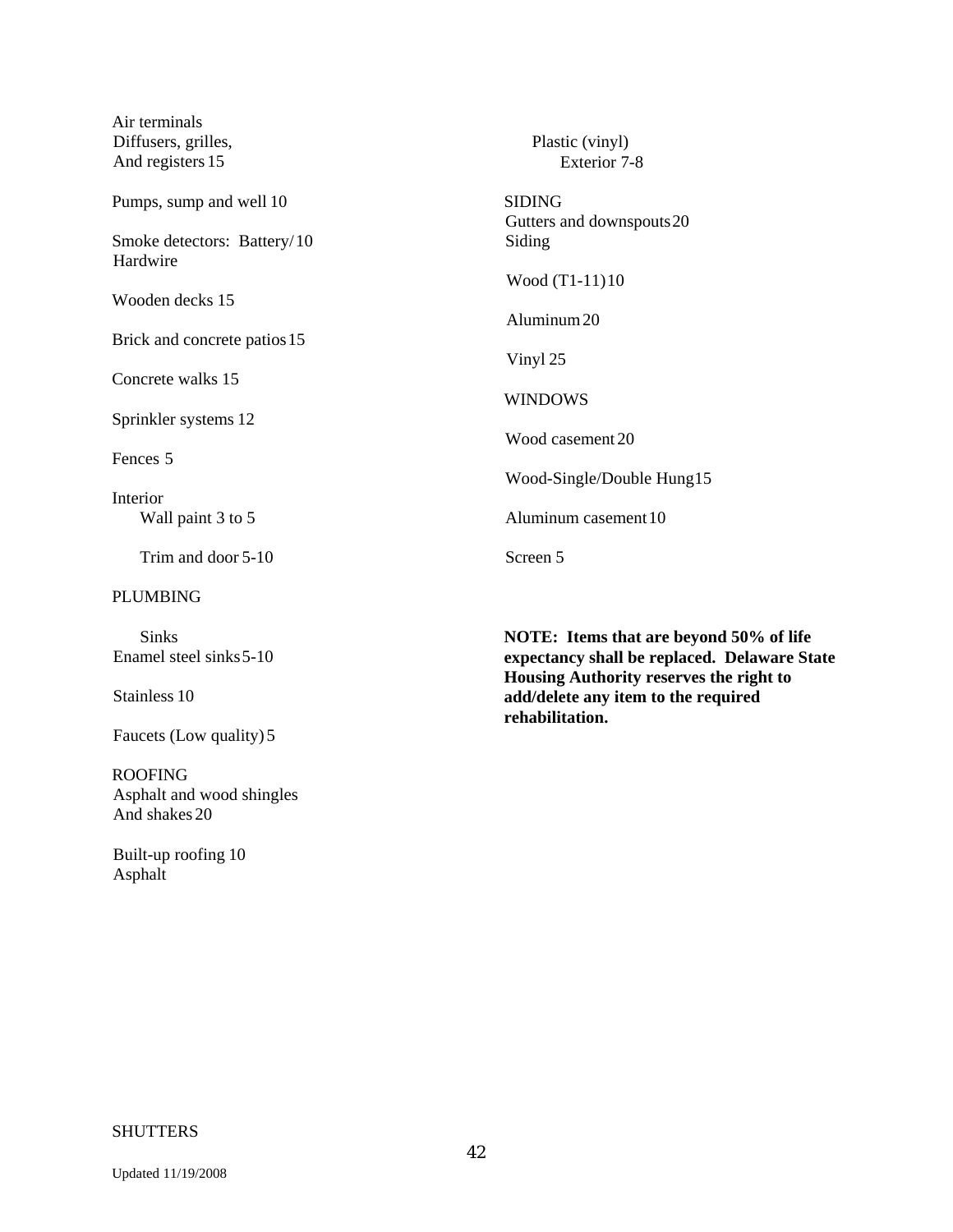Air terminals
Diffusers, grilles,
And registers 15

Pumps, sump and well 10

Smoke detectors: Battery/ 10
Hardwire

Wooden decks 15

Brick and concrete patios 15

Concrete walks 15

Sprinkler systems 12

Fences 5

Interior
Wall paint 3 to 5

Trim and door 5-10

PLUMBING

Sinks
Enamel steel sinks 5-10

Stainless 10

Faucets (Low quality) 5

ROOFING
Asphalt and wood shingles
And shakes 20

Built-up roofing 10
Asphalt

SHUTTERS

Plastic (vinyl)
Exterior 7-8

SIDING
Gutters and downspouts 20
Siding

Wood (T1-11) 10

Aluminum 20

Vinyl 25

WINDOWS

Wood casement 20

Wood-Single/Double Hung 15

Aluminum casement 10

Screen 5

**NOTE: Items that are beyond 50% of life expectancy shall be replaced. Delaware State Housing Authority reserves the right to add/delete any item to the required rehabilitation.**

Updated 11/19/2008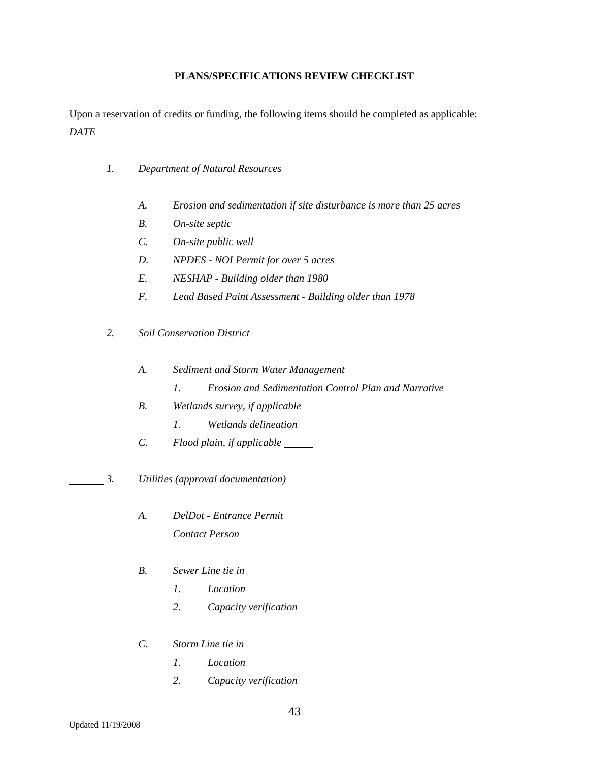**PLANS/SPECIFICATIONS REVIEW CHECKLIST**

Upon a reservation of credits or funding, the following items should be completed as applicable:

*DATE*

\_\_\_\_\_\_ *1. Department of Natural Resources*

- *A. Erosion and sedimentation if site disturbance is more than 25 acres*
- *B. On-site septic*
- *C. On-site public well*
- *D. NPDES - NOI Permit for over 5 acres*
- *E. NESHAP - Building older than 1980*
- *F. Lead Based Paint Assessment - Building older than 1978*

\_\_\_\_\_\_ *2. Soil Conservation District*

- *A. Sediment and Storm Water Management*
  - *1. Erosion and Sedimentation Control Plan and Narrative*
- *B. Wetlands survey, if applicable* \_\_
  - *1. Wetlands delineation*
- *C. Flood plain, if applicable* \_\_\_\_\_

\_\_\_\_\_\_ *3. Utilities (approval documentation)*

- *A. DelDot - Entrance Permit*
  *Contact Person* \_\_\_\_\_\_\_\_\_\_\_\_
- *B. Sewer Line tie in*
  - *1. Location* \_\_\_\_\_\_\_\_\_\_\_
  - *2. Capacity verification* \_\_
- *C. Storm Line tie in*
  - *1. Location* \_\_\_\_\_\_\_\_\_\_\_
  - *2. Capacity verification* \_\_

Updated 11/19/2008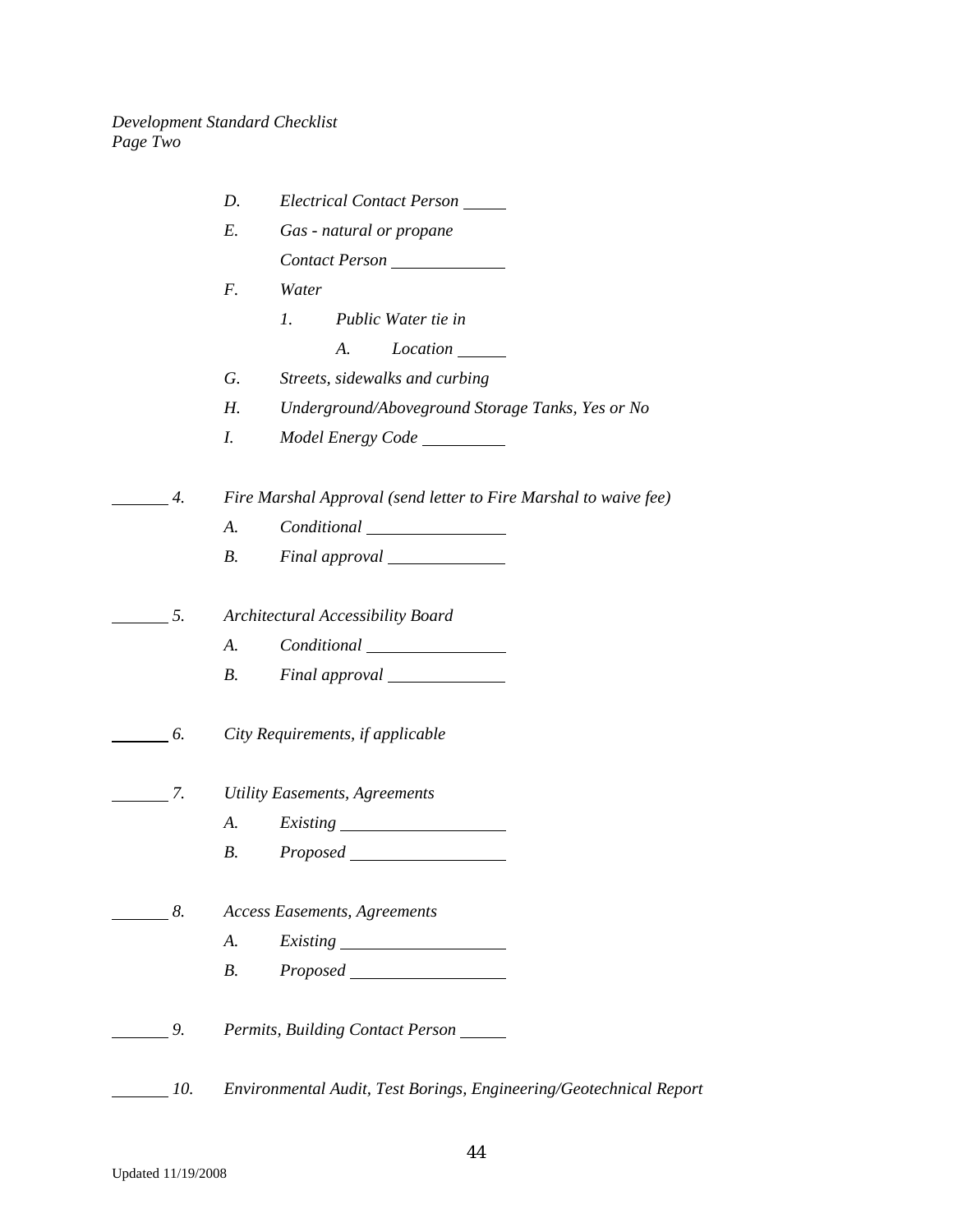*Development Standard Checklist*
*Page Two*

- *D.* *Electrical Contact Person* \_\_\_\_\_
- *E.* *Gas - natural or propane*
  *Contact Person* \_\_\_\_\_\_\_\_\_\_\_\_\_
- *F.* *Water*
  - *1.* *Public Water tie in*
    - *A.* *Location* \_\_\_\_\_\_
- *G.* *Streets, sidewalks and curbing*
- *H.* *Underground/Aboveground Storage Tanks, Yes or No*
- *I.* *Model Energy Code* \_\_\_\_\_\_\_\_\_\_

\_\_\_\_\_\_\_ *4.* *Fire Marshal Approval (send letter to Fire Marshal to waive fee)*

- *A.* *Conditional* \_\_\_\_\_\_\_\_\_\_\_\_\_\_\_\_\_
- *B.* *Final approval* \_\_\_\_\_\_\_\_\_\_\_\_\_\_

\_\_\_\_\_\_\_ *5.* *Architectural Accessibility Board*

- *A.* *Conditional* \_\_\_\_\_\_\_\_\_\_\_\_\_\_\_\_\_
- *B.* *Final approval* \_\_\_\_\_\_\_\_\_\_\_\_\_\_

\_\_\_\_\_\_\_ *6.* *City Requirements, if applicable*

\_\_\_\_\_\_\_ *7.* *Utility Easements, Agreements*

- *A.* *Existing* \_\_\_\_\_\_\_\_\_\_\_\_\_\_\_\_\_\_\_\_
- *B.* *Proposed* \_\_\_\_\_\_\_\_\_\_\_\_\_\_\_\_\_\_\_

\_\_\_\_\_\_\_ *8.* *Access Easements, Agreements*

- *A.* *Existing* \_\_\_\_\_\_\_\_\_\_\_\_\_\_\_\_\_\_\_\_
- *B.* *Proposed* \_\_\_\_\_\_\_\_\_\_\_\_\_\_\_\_\_\_\_

\_\_\_\_\_\_\_ *9.* *Permits, Building Contact Person* \_\_\_\_\_\_

\_\_\_\_\_\_\_ *10.* *Environmental Audit, Test Borings, Engineering/Geotechnical Report*

Updated 11/19/2008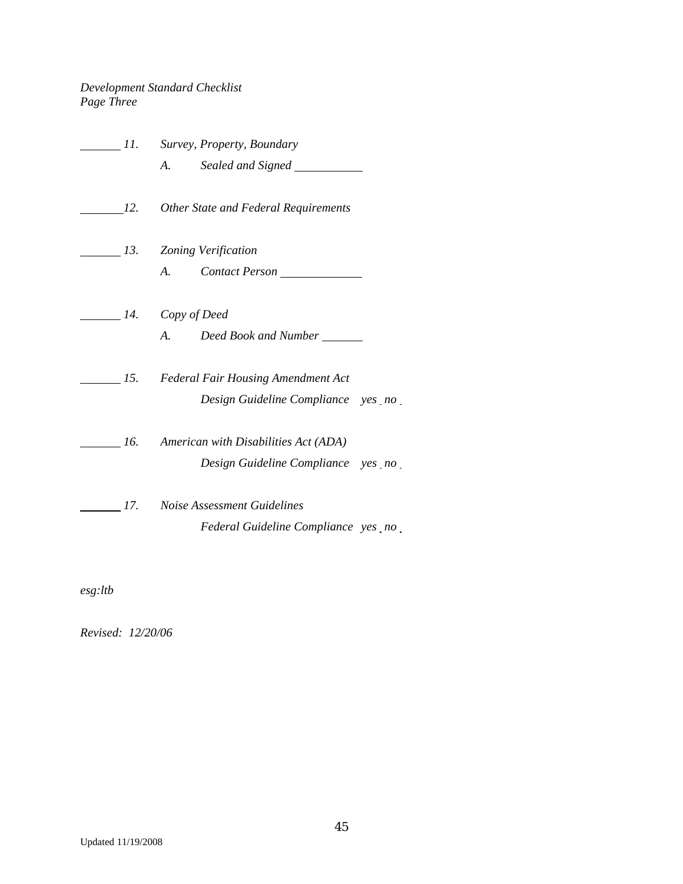*Development Standard Checklist*
*Page Three*

______ *11.* *Survey, Property, Boundary*

*A.* *Sealed and Signed* __________

______ *12.* *Other State and Federal Requirements*

______ *13.* *Zoning Verification*

*A.* *Contact Person* __________

______ *14.* *Copy of Deed*

*A.* *Deed Book and Number* ______

______ *15.* *Federal Fair Housing Amendment Act*

*Design Guideline Compliance* *yes* _ *no* _

______ *16.* *American with Disabilities Act (ADA)*

*Design Guideline Compliance* *yes* _ *no* _

______ *17.* *Noise Assessment Guidelines*

*Federal Guideline Compliance* *yes* _ *no* _

*esg:ltb*

*Revised: 12/20/06*

Updated 11/19/2008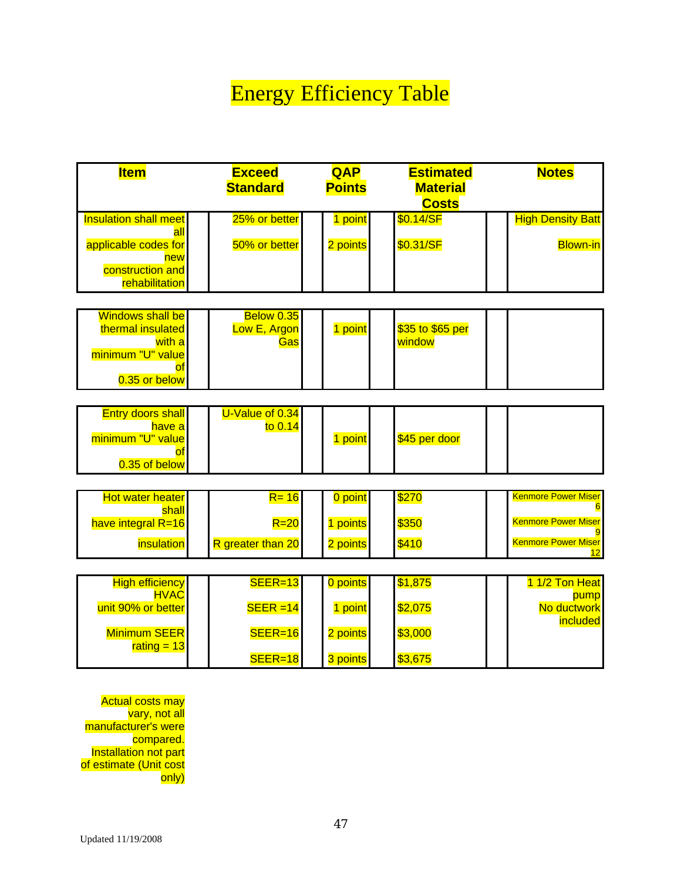# Energy Efficiency Table

| Item | Exceed Standard | QAP Points | Estimated Material Costs | Notes |
|---|---|---|---|---|
| Insulation shall meet all applicable codes for new construction and rehabilitation | 25% or better | 1 point | $0.14/SF | High Density Batt |
| | 50% or better | 2 points | $0.31/SF | Blown-in |
| Windows shall be thermal insulated with a minimum "U" value of 0.35 or below | Below 0.35 Low E, Argon Gas | 1 point | $35 to $65 per window | |
| Entry doors shall have a minimum "U" value of 0.35 of below | U-Value of 0.34 to 0.14 | 1 point | $45 per door | |
| Hot water heater shall have integral R=16 insulation | R= 16 | 0 point | $270 | Kenmore Power Miser 6 |
| | R=20 | 1 points | $350 | Kenmore Power Miser 9 |
| | R greater than 20 | 2 points | $410 | Kenmore Power Miser 12 |
| High efficiency HVAC unit 90% or better Minimum SEER rating = 13 | SEER=13 | 0 points | $1,875 | 1 1/2 Ton Heat pump No ductwork included |
| | SEER =14 | 1 point | $2,075 | |
| | SEER=16 | 2 points | $3,000 | |
| | SEER=18 | 3 points | $3,675 | |

Actual costs may vary, not all manufacturer's were compared. Installation not part of estimate (Unit cost only)

Updated 11/19/2008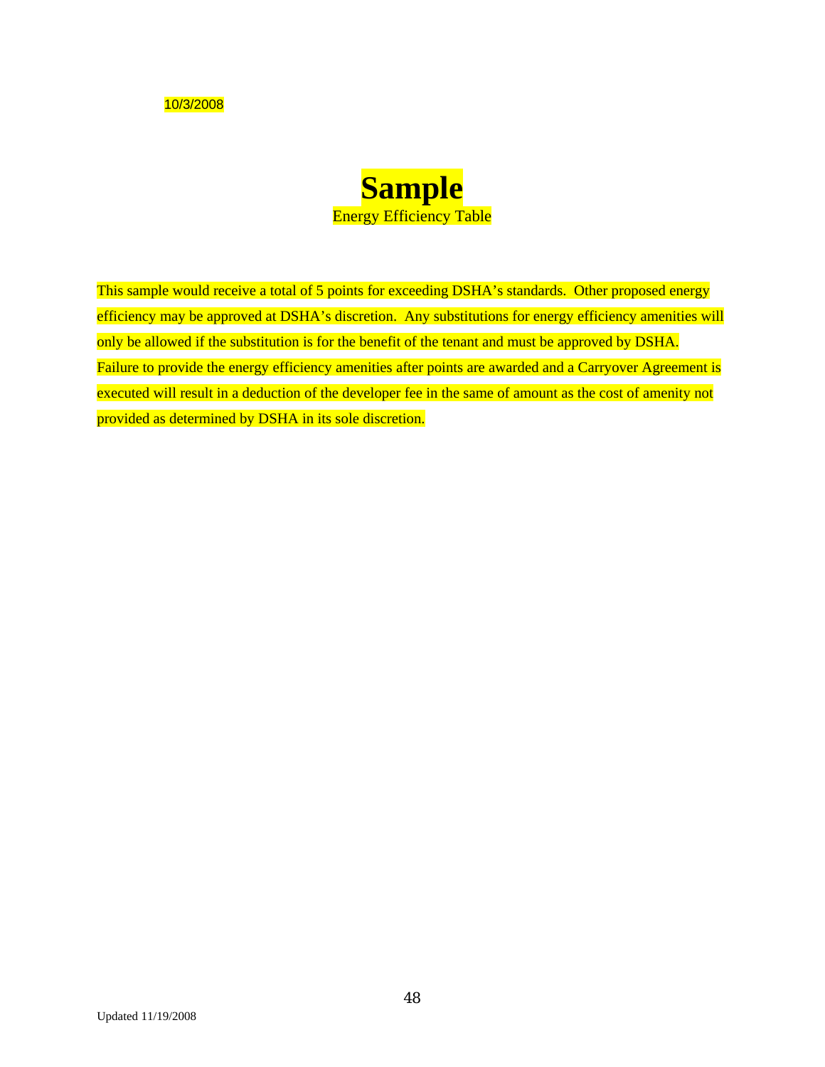10/3/2008

# Sample

Energy Efficiency Table

This sample would receive a total of 5 points for exceeding DSHA's standards. Other proposed energy efficiency may be approved at DSHA's discretion. Any substitutions for energy efficiency amenities will only be allowed if the substitution is for the benefit of the tenant and must be approved by DSHA. Failure to provide the energy efficiency amenities after points are awarded and a Carryover Agreement is executed will result in a deduction of the developer fee in the same of amount as the cost of amenity not provided as determined by DSHA in its sole discretion.

Updated 11/19/2008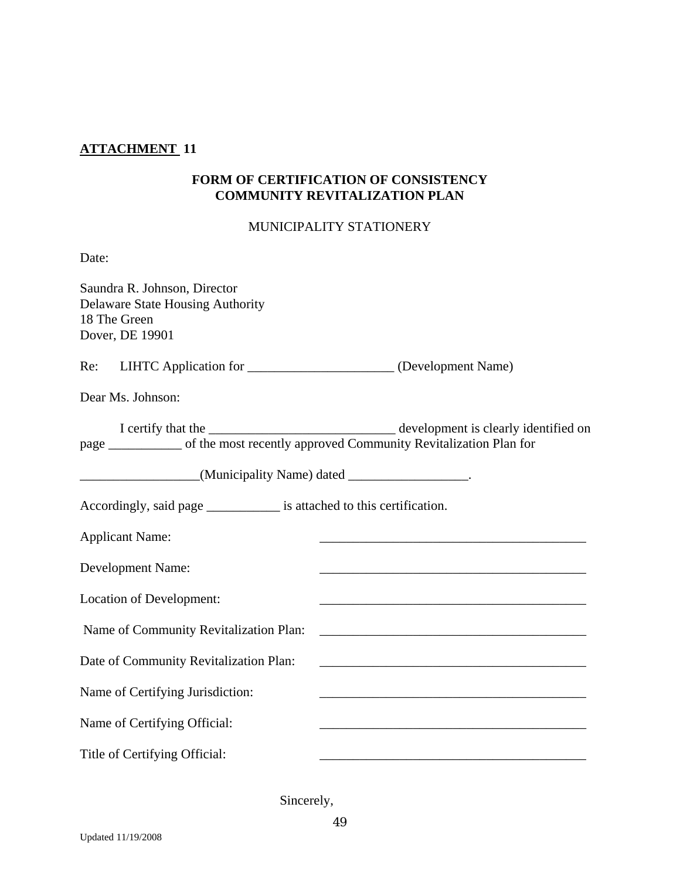**ATTACHMENT 11**

**FORM OF CERTIFICATION OF CONSISTENCY**
**COMMUNITY REVITALIZATION PLAN**

MUNICIPALITY STATIONERY

Date:

Saundra R. Johnson, Director
Delaware State Housing Authority
18 The Green
Dover, DE 19901

Re: LIHTC Application for ______________________ (Development Name)

Dear Ms. Johnson:

I certify that the ____________________________ development is clearly identified on page ___________ of the most recently approved Community Revitalization Plan for

__________________(Municipality Name) dated __________________.

Accordingly, said page ___________ is attached to this certification.

| | |
|---|---|
| Applicant Name: | _________________________________________ |
| Development Name: | _________________________________________ |
| Location of Development: | _________________________________________ |
| Name of Community Revitalization Plan: | _________________________________________ |
| Date of Community Revitalization Plan: | _________________________________________ |
| Name of Certifying Jurisdiction: | _________________________________________ |
| Name of Certifying Official: | _________________________________________ |
| Title of Certifying Official: | _________________________________________ |

Sincerely,

Updated 11/19/2008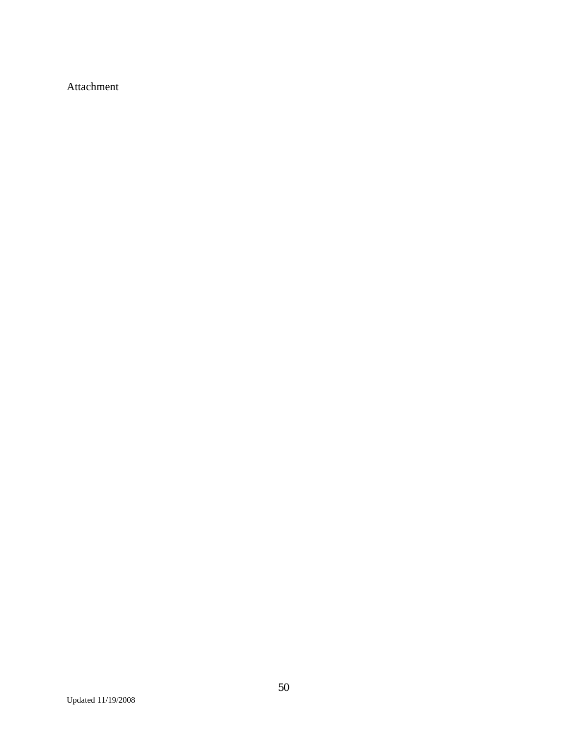Attachment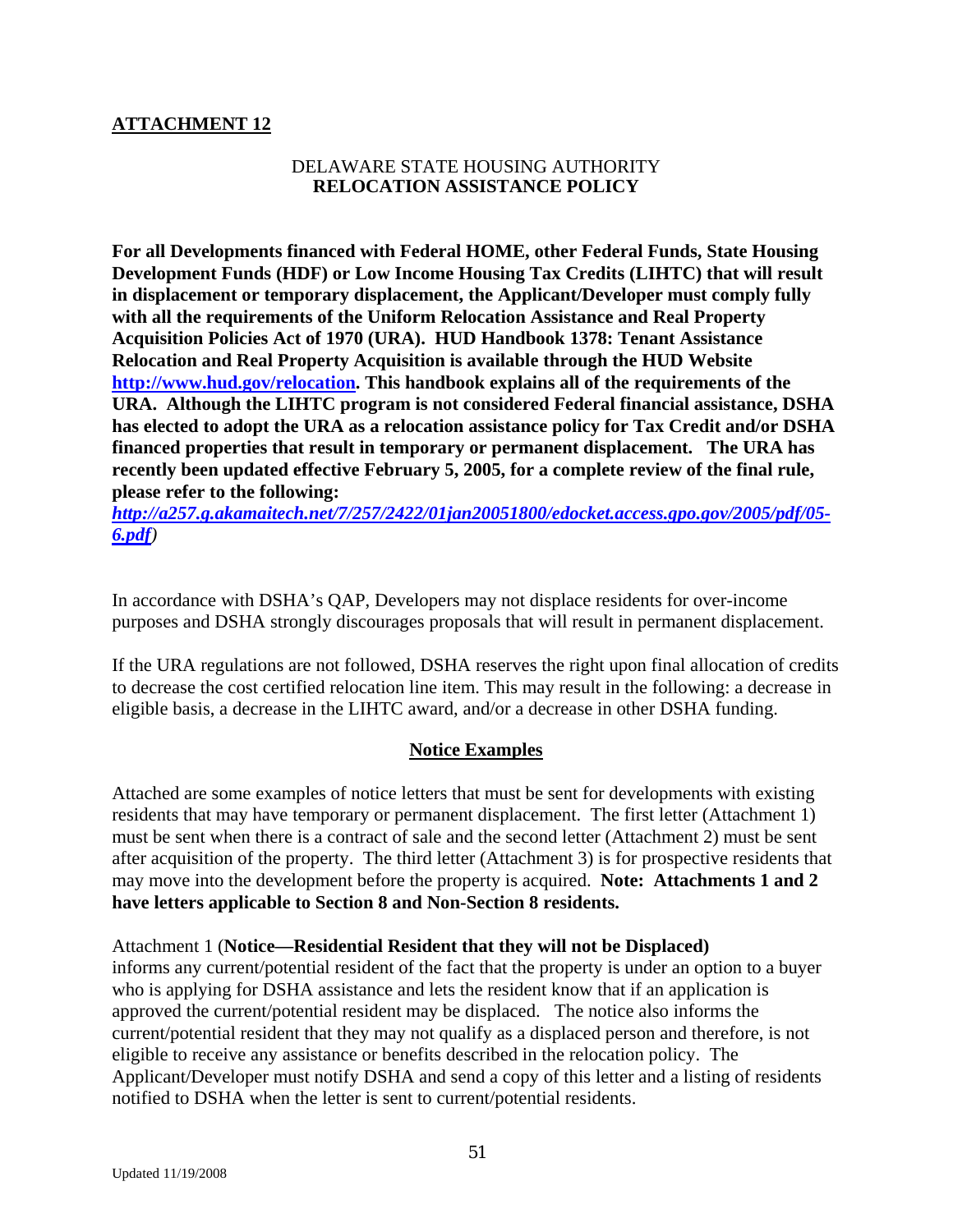**ATTACHMENT 12**

DELAWARE STATE HOUSING AUTHORITY
**RELOCATION ASSISTANCE POLICY**

**For all Developments financed with Federal HOME, other Federal Funds, State Housing Development Funds (HDF) or Low Income Housing Tax Credits (LIHTC) that will result in displacement or temporary displacement, the Applicant/Developer must comply fully with all the requirements of the Uniform Relocation Assistance and Real Property Acquisition Policies Act of 1970 (URA). HUD Handbook 1378: Tenant Assistance Relocation and Real Property Acquisition is available through the HUD Website [http://www.hud.gov/relocation](http://www.hud.gov/relocation). This handbook explains all of the requirements of the URA. Although the LIHTC program is not considered Federal financial assistance, DSHA has elected to adopt the URA as a relocation assistance policy for Tax Credit and/or DSHA financed properties that result in temporary or permanent displacement. The URA has recently been updated effective February 5, 2005, for a complete review of the final rule, please refer to the following:**
***[http://a257.g.akamaitech.net/7/257/2422/01jan20051800/edocket.access.gpo.gov/2005/pdf/05-6.pdf](http://a257.g.akamaitech.net/7/257/2422/01jan20051800/edocket.access.gpo.gov/2005/pdf/05-6.pdf))***

In accordance with DSHA's QAP, Developers may not displace residents for over-income purposes and DSHA strongly discourages proposals that will result in permanent displacement.

If the URA regulations are not followed, DSHA reserves the right upon final allocation of credits to decrease the cost certified relocation line item. This may result in the following: a decrease in eligible basis, a decrease in the LIHTC award, and/or a decrease in other DSHA funding.

## Notice Examples

Attached are some examples of notice letters that must be sent for developments with existing residents that may have temporary or permanent displacement. The first letter (Attachment 1) must be sent when there is a contract of sale and the second letter (Attachment 2) must be sent after acquisition of the property. The third letter (Attachment 3) is for prospective residents that may move into the development before the property is acquired. **Note: Attachments 1 and 2 have letters applicable to Section 8 and Non-Section 8 residents.**

Attachment 1 (**Notice—Residential Resident that they will not be Displaced)** informs any current/potential resident of the fact that the property is under an option to a buyer who is applying for DSHA assistance and lets the resident know that if an application is approved the current/potential resident may be displaced. The notice also informs the current/potential resident that they may not qualify as a displaced person and therefore, is not eligible to receive any assistance or benefits described in the relocation policy. The Applicant/Developer must notify DSHA and send a copy of this letter and a listing of residents notified to DSHA when the letter is sent to current/potential residents.

Updated 11/19/2008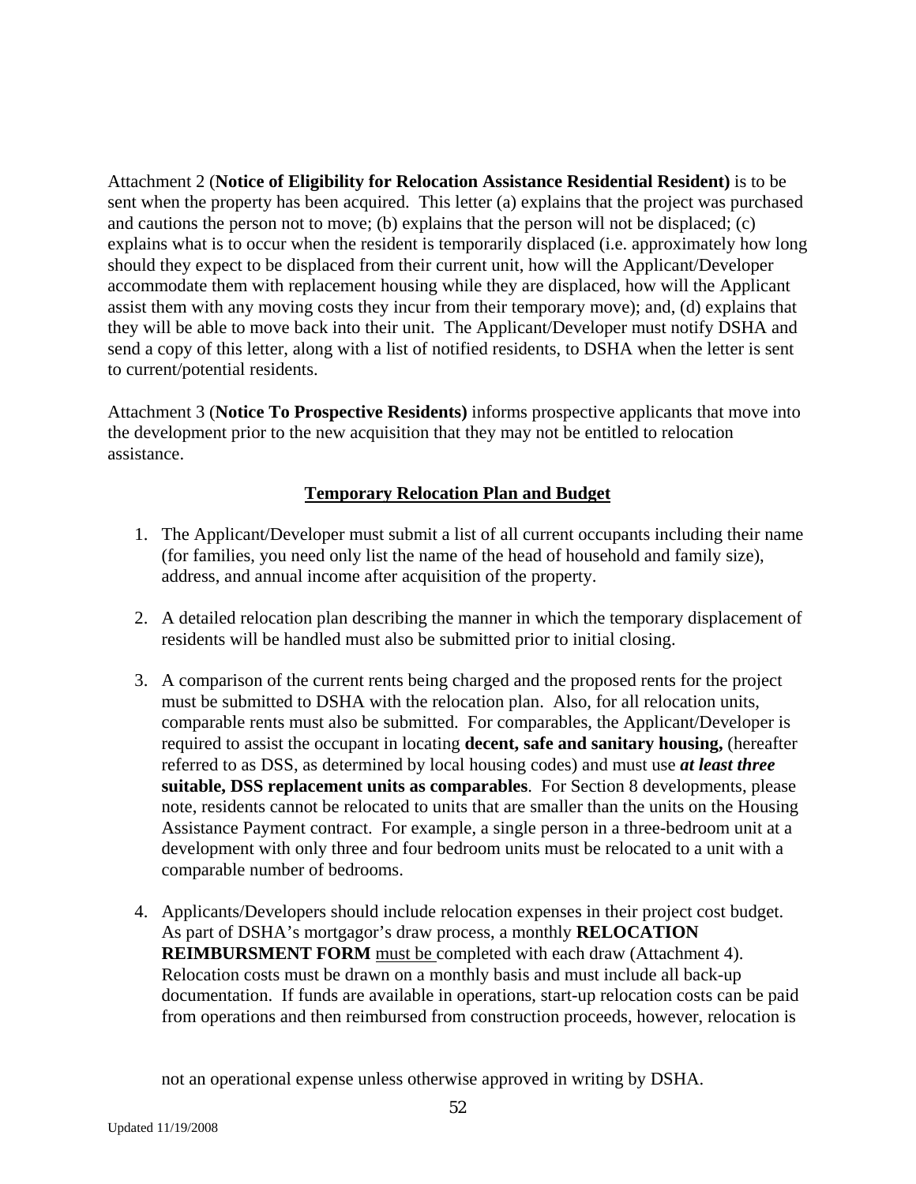Attachment 2 (**Notice of Eligibility for Relocation Assistance Residential Resident)** is to be sent when the property has been acquired. This letter (a) explains that the project was purchased and cautions the person not to move; (b) explains that the person will not be displaced; (c) explains what is to occur when the resident is temporarily displaced (i.e. approximately how long should they expect to be displaced from their current unit, how will the Applicant/Developer accommodate them with replacement housing while they are displaced, how will the Applicant assist them with any moving costs they incur from their temporary move); and, (d) explains that they will be able to move back into their unit. The Applicant/Developer must notify DSHA and send a copy of this letter, along with a list of notified residents, to DSHA when the letter is sent to current/potential residents.

Attachment 3 (**Notice To Prospective Residents)** informs prospective applicants that move into the development prior to the new acquisition that they may not be entitled to relocation assistance.

## <u>Temporary Relocation Plan and Budget</u>

1. The Applicant/Developer must submit a list of all current occupants including their name (for families, you need only list the name of the head of household and family size), address, and annual income after acquisition of the property.

2. A detailed relocation plan describing the manner in which the temporary displacement of residents will be handled must also be submitted prior to initial closing.

3. A comparison of the current rents being charged and the proposed rents for the project must be submitted to DSHA with the relocation plan. Also, for all relocation units, comparable rents must also be submitted. For comparables, the Applicant/Developer is required to assist the occupant in locating **decent, safe and sanitary housing,** (hereafter referred to as DSS, as determined by local housing codes) and must use ***at least three*** **suitable, DSS replacement units as comparables**. For Section 8 developments, please note, residents cannot be relocated to units that are smaller than the units on the Housing Assistance Payment contract. For example, a single person in a three-bedroom unit at a development with only three and four bedroom units must be relocated to a unit with a comparable number of bedrooms.

4. Applicants/Developers should include relocation expenses in their project cost budget. As part of DSHA's mortgagor's draw process, a monthly **RELOCATION REIMBURSMENT FORM** <u>must be</u> completed with each draw (Attachment 4). Relocation costs must be drawn on a monthly basis and must include all back-up documentation. If funds are available in operations, start-up relocation costs can be paid from operations and then reimbursed from construction proceeds, however, relocation is not an operational expense unless otherwise approved in writing by DSHA.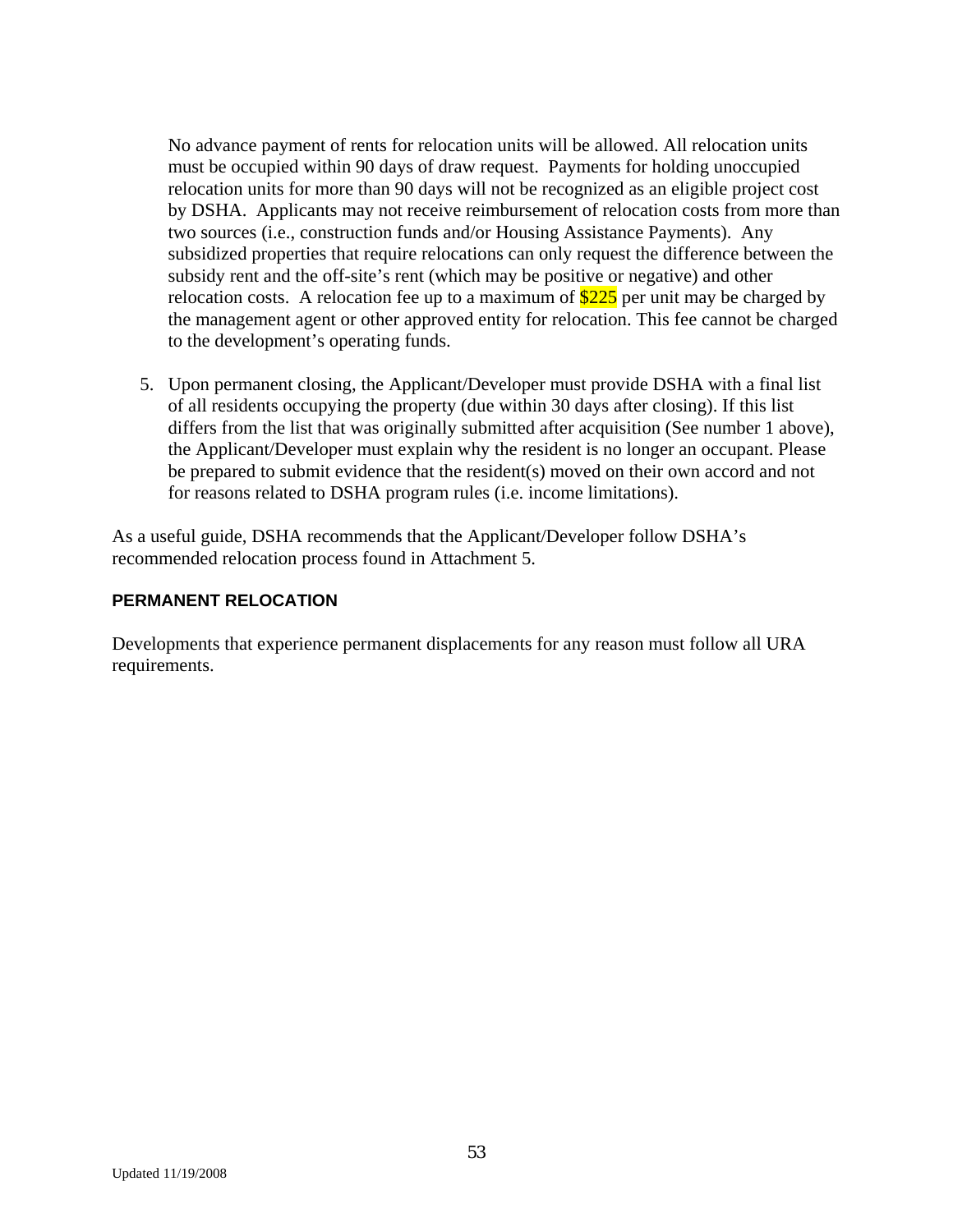No advance payment of rents for relocation units will be allowed. All relocation units must be occupied within 90 days of draw request. Payments for holding unoccupied relocation units for more than 90 days will not be recognized as an eligible project cost by DSHA. Applicants may not receive reimbursement of relocation costs from more than two sources (i.e., construction funds and/or Housing Assistance Payments). Any subsidized properties that require relocations can only request the difference between the subsidy rent and the off-site's rent (which may be positive or negative) and other relocation costs. A relocation fee up to a maximum of $225 per unit may be charged by the management agent or other approved entity for relocation. This fee cannot be charged to the development's operating funds.

5. Upon permanent closing, the Applicant/Developer must provide DSHA with a final list of all residents occupying the property (due within 30 days after closing). If this list differs from the list that was originally submitted after acquisition (See number 1 above), the Applicant/Developer must explain why the resident is no longer an occupant. Please be prepared to submit evidence that the resident(s) moved on their own accord and not for reasons related to DSHA program rules (i.e. income limitations).

As a useful guide, DSHA recommends that the Applicant/Developer follow DSHA's recommended relocation process found in Attachment 5.

**PERMANENT RELOCATION**

Developments that experience permanent displacements for any reason must follow all URA requirements.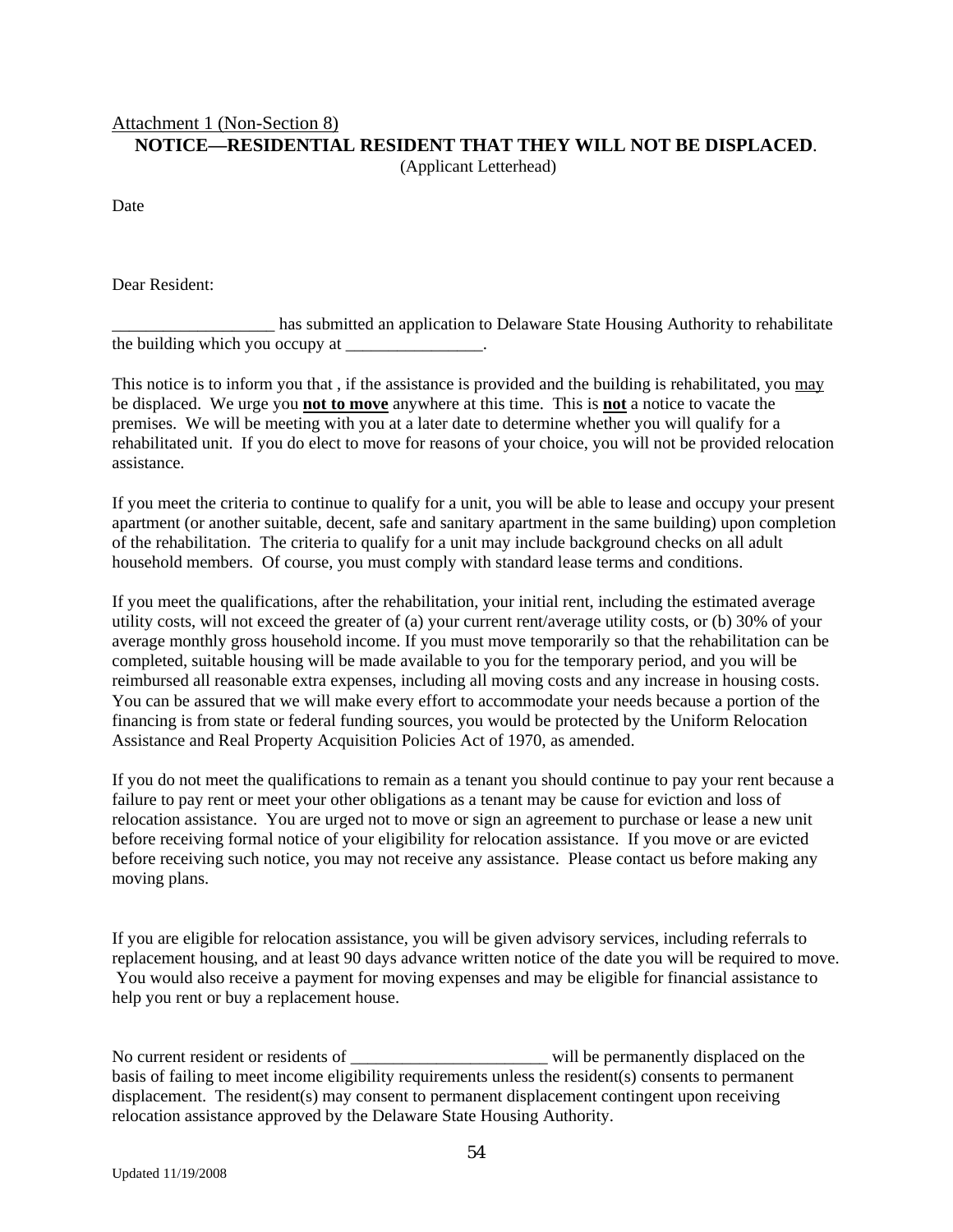Attachment 1 (Non-Section 8)

**NOTICE—RESIDENTIAL RESIDENT THAT THEY WILL NOT BE DISPLACED**.

(Applicant Letterhead)

Date

Dear Resident:

___________________ has submitted an application to Delaware State Housing Authority to rehabilitate the building which you occupy at ________________.

This notice is to inform you that , if the assistance is provided and the building is rehabilitated, you may be displaced. We urge you **not to move** anywhere at this time. This is **not** a notice to vacate the premises. We will be meeting with you at a later date to determine whether you will qualify for a rehabilitated unit. If you do elect to move for reasons of your choice, you will not be provided relocation assistance.

If you meet the criteria to continue to qualify for a unit, you will be able to lease and occupy your present apartment (or another suitable, decent, safe and sanitary apartment in the same building) upon completion of the rehabilitation. The criteria to qualify for a unit may include background checks on all adult household members. Of course, you must comply with standard lease terms and conditions.

If you meet the qualifications, after the rehabilitation, your initial rent, including the estimated average utility costs, will not exceed the greater of (a) your current rent/average utility costs, or (b) 30% of your average monthly gross household income. If you must move temporarily so that the rehabilitation can be completed, suitable housing will be made available to you for the temporary period, and you will be reimbursed all reasonable extra expenses, including all moving costs and any increase in housing costs. You can be assured that we will make every effort to accommodate your needs because a portion of the financing is from state or federal funding sources, you would be protected by the Uniform Relocation Assistance and Real Property Acquisition Policies Act of 1970, as amended.

If you do not meet the qualifications to remain as a tenant you should continue to pay your rent because a failure to pay rent or meet your other obligations as a tenant may be cause for eviction and loss of relocation assistance. You are urged not to move or sign an agreement to purchase or lease a new unit before receiving formal notice of your eligibility for relocation assistance. If you move or are evicted before receiving such notice, you may not receive any assistance. Please contact us before making any moving plans.

If you are eligible for relocation assistance, you will be given advisory services, including referrals to replacement housing, and at least 90 days advance written notice of the date you will be required to move. You would also receive a payment for moving expenses and may be eligible for financial assistance to help you rent or buy a replacement house.

No current resident or residents of _______________________ will be permanently displaced on the basis of failing to meet income eligibility requirements unless the resident(s) consents to permanent displacement. The resident(s) may consent to permanent displacement contingent upon receiving relocation assistance approved by the Delaware State Housing Authority.

Updated 11/19/2008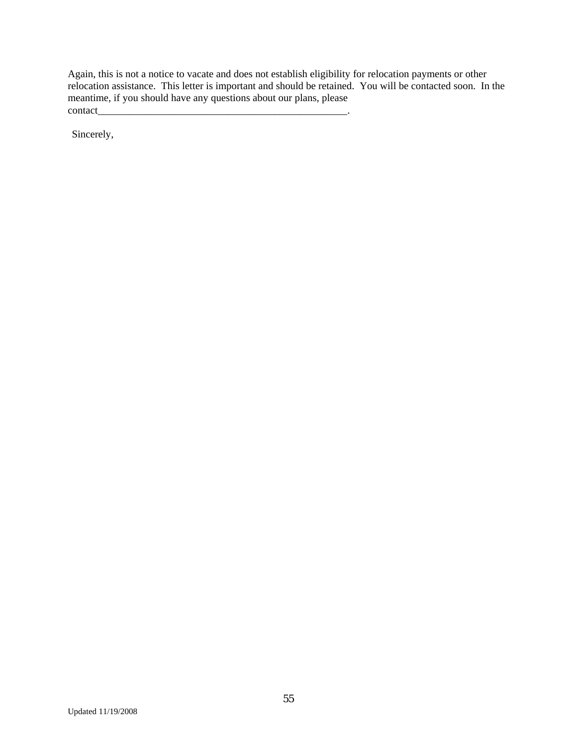Again, this is not a notice to vacate and does not establish eligibility for relocation payments or other relocation assistance. This letter is important and should be retained. You will be contacted soon. In the meantime, if you should have any questions about our plans, please contact__________________________________________________.

Sincerely,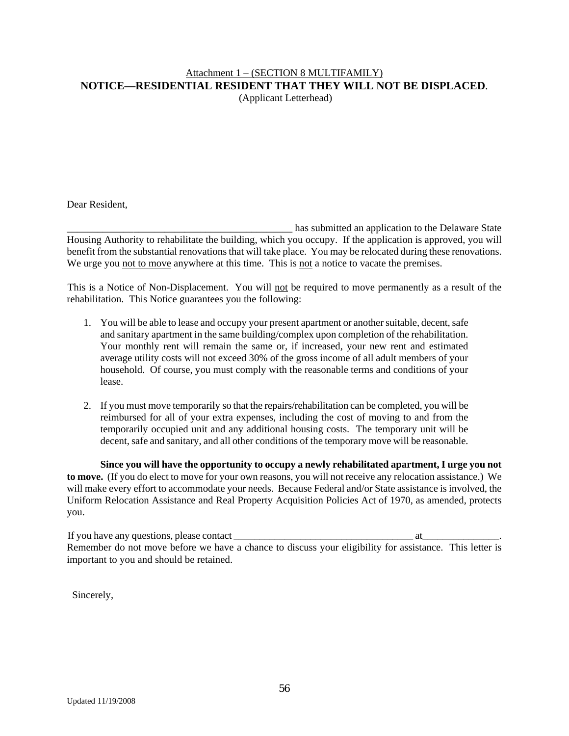Attachment 1 – (SECTION 8 MULTIFAMILY)

**NOTICE—RESIDENTIAL RESIDENT THAT THEY WILL NOT BE DISPLACED**.

(Applicant Letterhead)

Dear Resident,

_____________________________________________ has submitted an application to the Delaware State Housing Authority to rehabilitate the building, which you occupy. If the application is approved, you will benefit from the substantial renovations that will take place. You may be relocated during these renovations. We urge you not to move anywhere at this time. This is not a notice to vacate the premises.

This is a Notice of Non-Displacement. You will not be required to move permanently as a result of the rehabilitation. This Notice guarantees you the following:

1. You will be able to lease and occupy your present apartment or another suitable, decent, safe and sanitary apartment in the same building/complex upon completion of the rehabilitation. Your monthly rent will remain the same or, if increased, your new rent and estimated average utility costs will not exceed 30% of the gross income of all adult members of your household. Of course, you must comply with the reasonable terms and conditions of your lease.

2. If you must move temporarily so that the repairs/rehabilitation can be completed, you will be reimbursed for all of your extra expenses, including the cost of moving to and from the temporarily occupied unit and any additional housing costs. The temporary unit will be decent, safe and sanitary, and all other conditions of the temporary move will be reasonable.

**Since you will have the opportunity to occupy a newly rehabilitated apartment, I urge you not to move.** (If you do elect to move for your own reasons, you will not receive any relocation assistance.) We will make every effort to accommodate your needs. Because Federal and/or State assistance is involved, the Uniform Relocation Assistance and Real Property Acquisition Policies Act of 1970, as amended, protects you.

If you have any questions, please contact ___________________________________ at_______________. Remember do not move before we have a chance to discuss your eligibility for assistance. This letter is important to you and should be retained.

Sincerely,

Updated 11/19/2008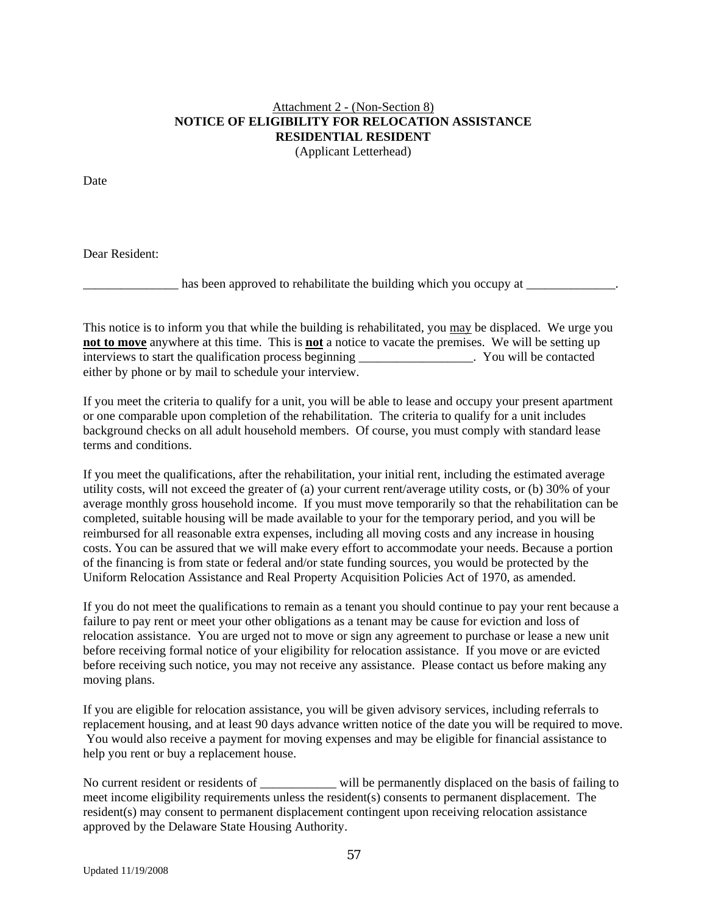Attachment 2 - (Non-Section 8)

**NOTICE OF ELIGIBILITY FOR RELOCATION ASSISTANCE**
**RESIDENTIAL RESIDENT**
(Applicant Letterhead)

Date

Dear Resident:

_______________ has been approved to rehabilitate the building which you occupy at ______________.

This notice is to inform you that while the building is rehabilitated, you may be displaced. We urge you **not to move** anywhere at this time. This is **not** a notice to vacate the premises. We will be setting up interviews to start the qualification process beginning __________________. You will be contacted either by phone or by mail to schedule your interview.

If you meet the criteria to qualify for a unit, you will be able to lease and occupy your present apartment or one comparable upon completion of the rehabilitation. The criteria to qualify for a unit includes background checks on all adult household members. Of course, you must comply with standard lease terms and conditions.

If you meet the qualifications, after the rehabilitation, your initial rent, including the estimated average utility costs, will not exceed the greater of (a) your current rent/average utility costs, or (b) 30% of your average monthly gross household income. If you must move temporarily so that the rehabilitation can be completed, suitable housing will be made available to your for the temporary period, and you will be reimbursed for all reasonable extra expenses, including all moving costs and any increase in housing costs. You can be assured that we will make every effort to accommodate your needs. Because a portion of the financing is from state or federal and/or state funding sources, you would be protected by the Uniform Relocation Assistance and Real Property Acquisition Policies Act of 1970, as amended.

If you do not meet the qualifications to remain as a tenant you should continue to pay your rent because a failure to pay rent or meet your other obligations as a tenant may be cause for eviction and loss of relocation assistance. You are urged not to move or sign any agreement to purchase or lease a new unit before receiving formal notice of your eligibility for relocation assistance. If you move or are evicted before receiving such notice, you may not receive any assistance. Please contact us before making any moving plans.

If you are eligible for relocation assistance, you will be given advisory services, including referrals to replacement housing, and at least 90 days advance written notice of the date you will be required to move. You would also receive a payment for moving expenses and may be eligible for financial assistance to help you rent or buy a replacement house.

No current resident or residents of ____________ will be permanently displaced on the basis of failing to meet income eligibility requirements unless the resident(s) consents to permanent displacement. The resident(s) may consent to permanent displacement contingent upon receiving relocation assistance approved by the Delaware State Housing Authority.

Updated 11/19/2008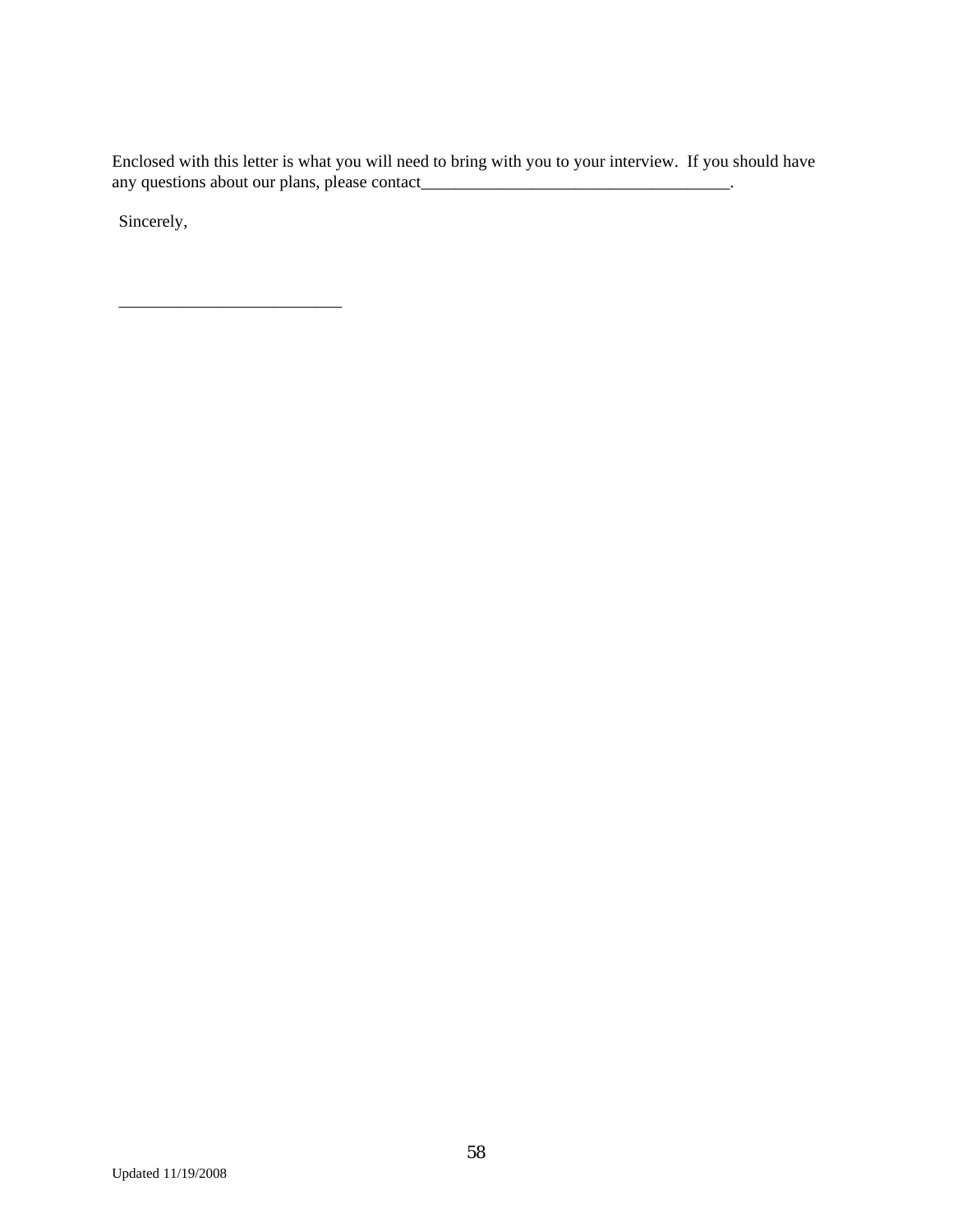Enclosed with this letter is what you will need to bring with you to your interview.  If you should have any questions about our plans, please contact_____________________________________.

Sincerely,

__________________________

Updated 11/19/2008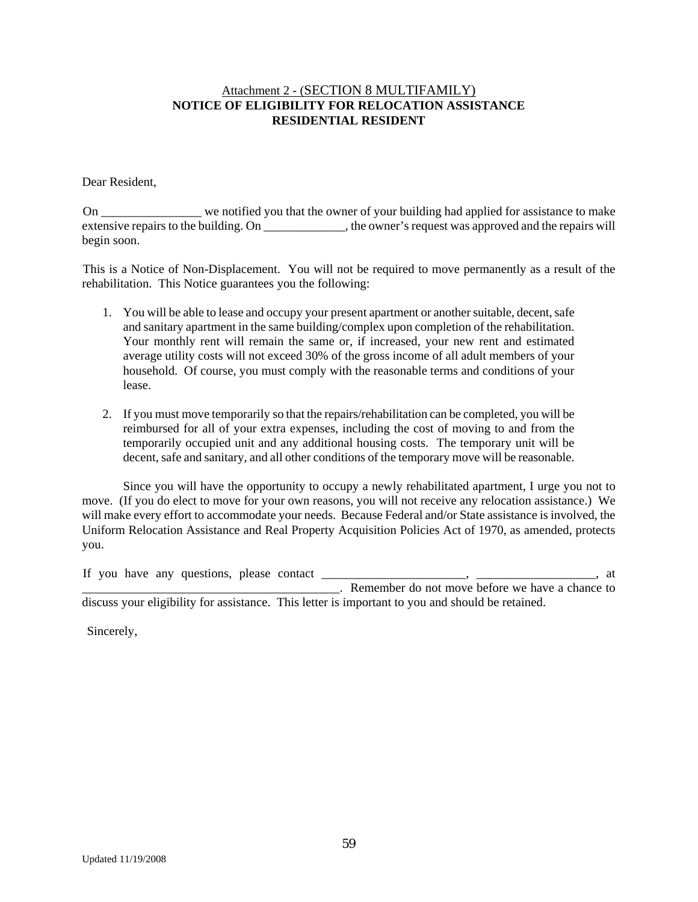Attachment 2 - (SECTION 8 MULTIFAMILY)
**NOTICE OF ELIGIBILITY FOR RELOCATION ASSISTANCE**
**RESIDENTIAL RESIDENT**

Dear Resident,

On ________________ we notified you that the owner of your building had applied for assistance to make extensive repairs to the building. On _____________, the owner's request was approved and the repairs will begin soon.

This is a Notice of Non-Displacement. You will not be required to move permanently as a result of the rehabilitation. This Notice guarantees you the following:

1. You will be able to lease and occupy your present apartment or another suitable, decent, safe and sanitary apartment in the same building/complex upon completion of the rehabilitation. Your monthly rent will remain the same or, if increased, your new rent and estimated average utility costs will not exceed 30% of the gross income of all adult members of your household. Of course, you must comply with the reasonable terms and conditions of your lease.

2. If you must move temporarily so that the repairs/rehabilitation can be completed, you will be reimbursed for all of your extra expenses, including the cost of moving to and from the temporarily occupied unit and any additional housing costs. The temporary unit will be decent, safe and sanitary, and all other conditions of the temporary move will be reasonable.

Since you will have the opportunity to occupy a newly rehabilitated apartment, I urge you not to move. (If you do elect to move for your own reasons, you will not receive any relocation assistance.) We will make every effort to accommodate your needs. Because Federal and/or State assistance is involved, the Uniform Relocation Assistance and Real Property Acquisition Policies Act of 1970, as amended, protects you.

If you have any questions, please contact _______________________, ___________________, at ________________________________________. Remember do not move before we have a chance to discuss your eligibility for assistance. This letter is important to you and should be retained.

Sincerely,

Updated 11/19/2008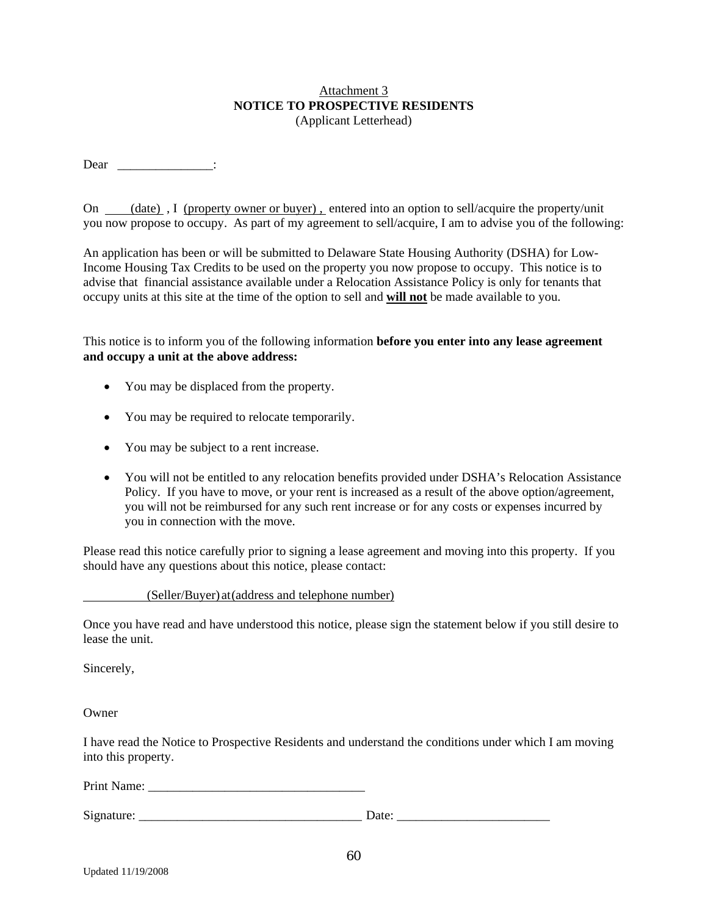Attachment 3

**NOTICE TO PROSPECTIVE RESIDENTS**

(Applicant Letterhead)

Dear _______________:

On (date) , I (property owner or buyer) , entered into an option to sell/acquire the property/unit you now propose to occupy. As part of my agreement to sell/acquire, I am to advise you of the following:

An application has been or will be submitted to Delaware State Housing Authority (DSHA) for Low-Income Housing Tax Credits to be used on the property you now propose to occupy. This notice is to advise that financial assistance available under a Relocation Assistance Policy is only for tenants that occupy units at this site at the time of the option to sell and **will not** be made available to you.

This notice is to inform you of the following information **before you enter into any lease agreement and occupy a unit at the above address:**

- You may be displaced from the property.
- You may be required to relocate temporarily.
- You may be subject to a rent increase.
- You will not be entitled to any relocation benefits provided under DSHA's Relocation Assistance Policy. If you have to move, or your rent is increased as a result of the above option/agreement, you will not be reimbursed for any such rent increase or for any costs or expenses incurred by you in connection with the move.

Please read this notice carefully prior to signing a lease agreement and moving into this property. If you should have any questions about this notice, please contact:

(Seller/Buyer) at (address and telephone number)

Once you have read and have understood this notice, please sign the statement below if you still desire to lease the unit.

Sincerely,

Owner

I have read the Notice to Prospective Residents and understand the conditions under which I am moving into this property.

Print Name: ___________________________________

Signature: ____________________________________ Date: _________________________

Updated 11/19/2008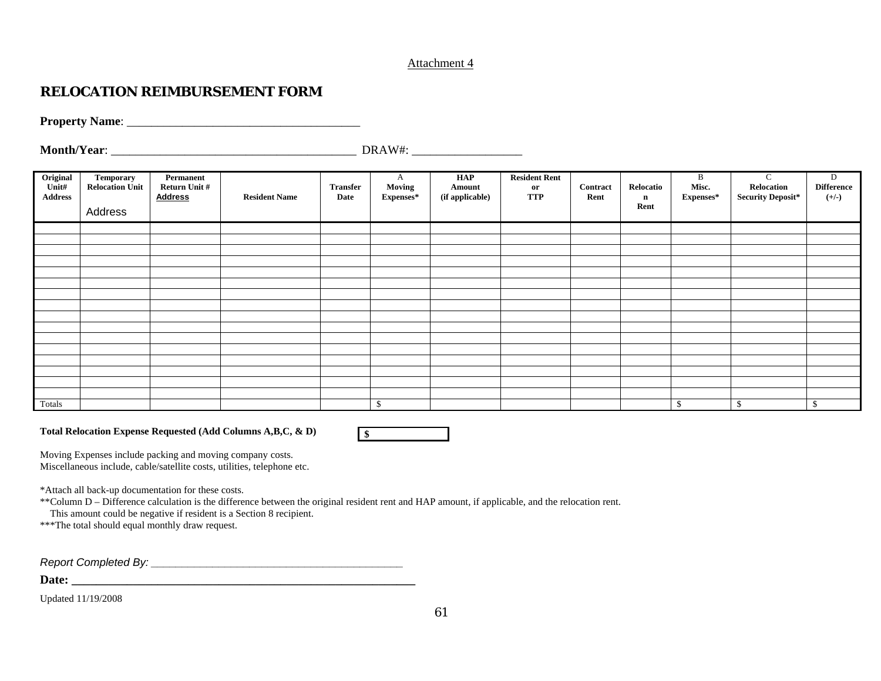Attachment 4

# RELOCATION REIMBURSEMENT FORM

**Property Name**: _______________________________________

**Month/Year**: _________________________________________ DRAW#: __________________

| Original Unit# Address | Temporary Relocation Unit Address | Permanent Return Unit # Address | Resident Name | Transfer Date | A Moving Expenses* | HAP Amount (if applicable) | Resident Rent or TTP | Contract Rent | Relocation Rent | B Misc. Expenses* | C Relocation Security Deposit* | D Difference (+/-) |
|---|---|---|---|---|---|---|---|---|---|---|---|---|
| | | | | | | | | | | | | |
| | | | | | | | | | | | | |
| | | | | | | | | | | | | |
| | | | | | | | | | | | | |
| | | | | | | | | | | | | |
| | | | | | | | | | | | | |
| | | | | | | | | | | | | |
| | | | | | | | | | | | | |
| | | | | | | | | | | | | |
| | | | | | | | | | | | | |
| | | | | | | | | | | | | |
| | | | | | | | | | | | | |
| | | | | | | | | | | | | |
| | | | | | | | | | | | | |
| | | | | | | | | | | | | |
| | | | | | | | | | | | | |
| Totals | | | | | $ | | | | | $ | $ | $ |

**Total Relocation Expense Requested (Add Columns A,B,C, & D)** **$**

Moving Expenses include packing and moving company costs.
Miscellaneous include, cable/satellite costs, utilities, telephone etc.

*Attach all back-up documentation for these costs.
**Column D – Difference calculation is the difference between the original resident rent and HAP amount, if applicable, and the relocation rent.
This amount could be negative if resident is a Section 8 recipient.
***The total should equal monthly draw request.

*Report Completed By:* ____________________________________________

**Date: ___________________________________________________________**

Updated 11/19/2008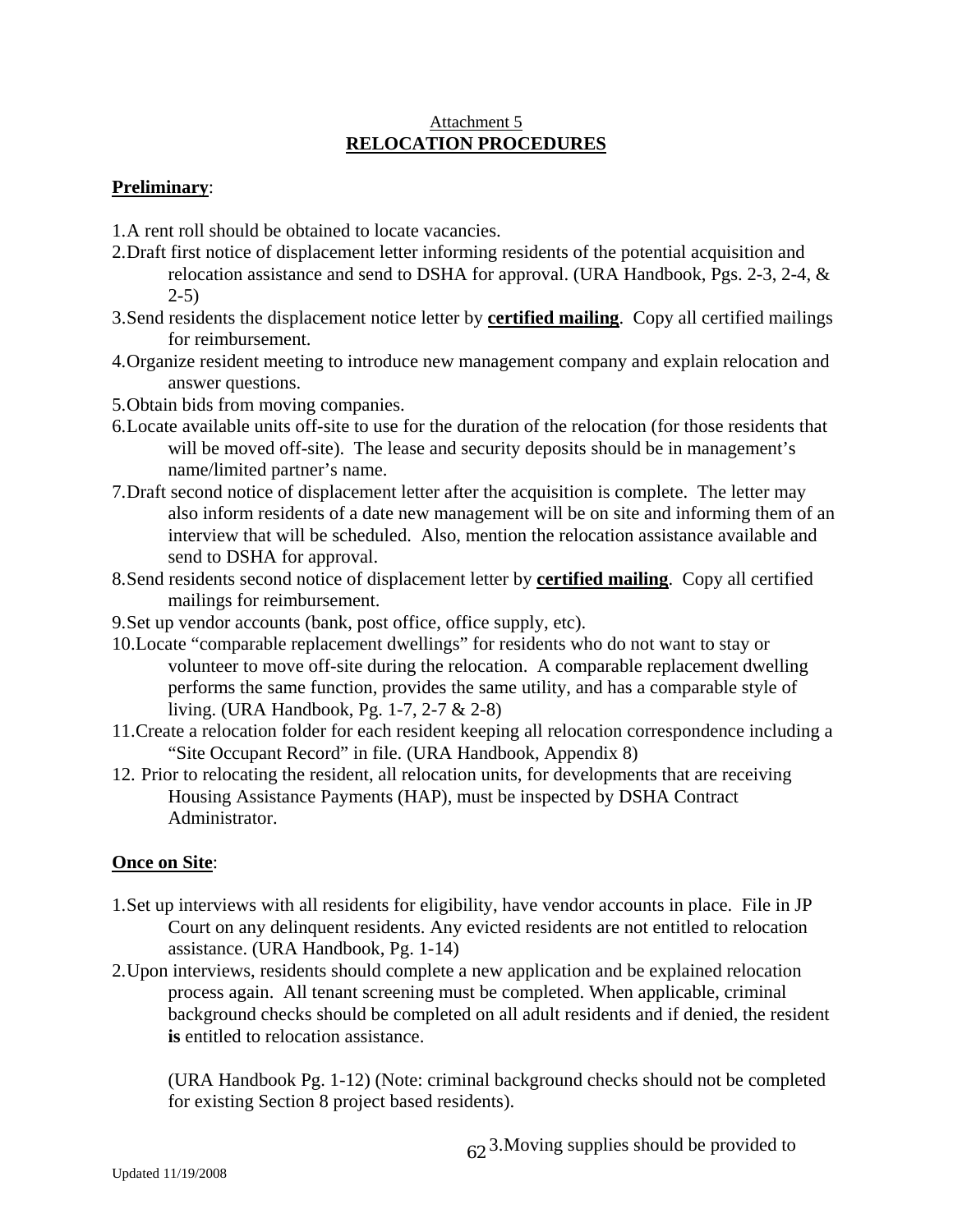Attachment 5

**RELOCATION PROCEDURES**

**Preliminary**:

1. A rent roll should be obtained to locate vacancies.
2. Draft first notice of displacement letter informing residents of the potential acquisition and relocation assistance and send to DSHA for approval. (URA Handbook, Pgs. 2-3, 2-4, & 2-5)
3. Send residents the displacement notice letter by **certified mailing**. Copy all certified mailings for reimbursement.
4. Organize resident meeting to introduce new management company and explain relocation and answer questions.
5. Obtain bids from moving companies.
6. Locate available units off-site to use for the duration of the relocation (for those residents that will be moved off-site). The lease and security deposits should be in management's name/limited partner's name.
7. Draft second notice of displacement letter after the acquisition is complete. The letter may also inform residents of a date new management will be on site and informing them of an interview that will be scheduled. Also, mention the relocation assistance available and send to DSHA for approval.
8. Send residents second notice of displacement letter by **certified mailing**. Copy all certified mailings for reimbursement.
9. Set up vendor accounts (bank, post office, office supply, etc).
10. Locate "comparable replacement dwellings" for residents who do not want to stay or volunteer to move off-site during the relocation. A comparable replacement dwelling performs the same function, provides the same utility, and has a comparable style of living. (URA Handbook, Pg. 1-7, 2-7 & 2-8)
11. Create a relocation folder for each resident keeping all relocation correspondence including a "Site Occupant Record" in file. (URA Handbook, Appendix 8)
12. Prior to relocating the resident, all relocation units, for developments that are receiving Housing Assistance Payments (HAP), must be inspected by DSHA Contract Administrator.

**Once on Site**:

1. Set up interviews with all residents for eligibility, have vendor accounts in place. File in JP Court on any delinquent residents. Any evicted residents are not entitled to relocation assistance. (URA Handbook, Pg. 1-14)
2. Upon interviews, residents should complete a new application and be explained relocation process again. All tenant screening must be completed. When applicable, criminal background checks should be completed on all adult residents and if denied, the resident **is** entitled to relocation assistance.

   (URA Handbook Pg. 1-12) (Note: criminal background checks should not be completed for existing Section 8 project based residents).

3. Moving supplies should be provided to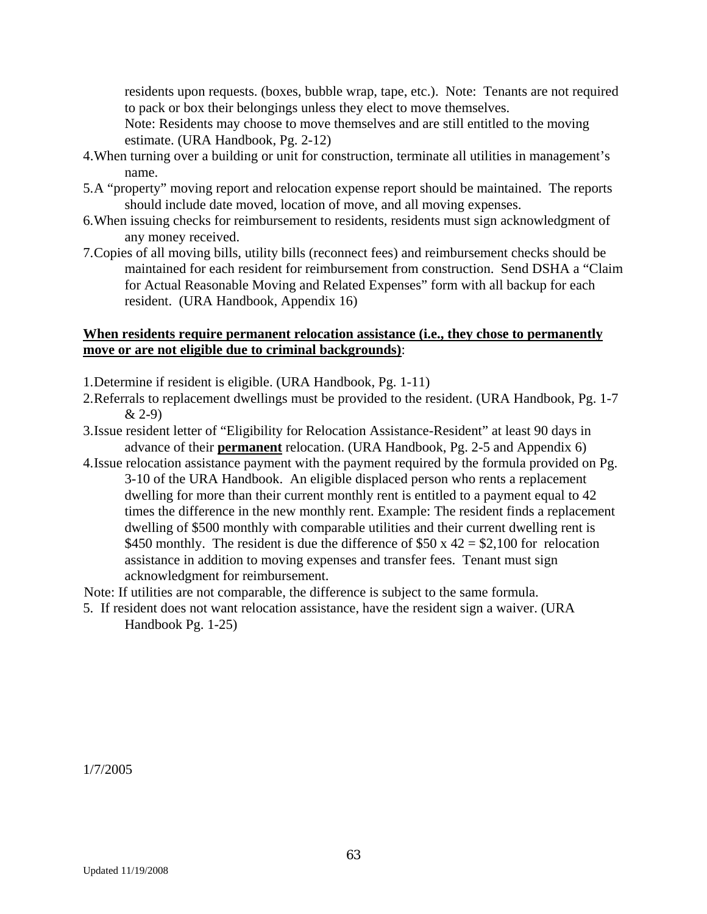residents upon requests. (boxes, bubble wrap, tape, etc.). Note: Tenants are not required to pack or box their belongings unless they elect to move themselves.
Note: Residents may choose to move themselves and are still entitled to the moving estimate. (URA Handbook, Pg. 2-12)

4. When turning over a building or unit for construction, terminate all utilities in management's name.
5. A "property" moving report and relocation expense report should be maintained. The reports should include date moved, location of move, and all moving expenses.
6. When issuing checks for reimbursement to residents, residents must sign acknowledgment of any money received.
7. Copies of all moving bills, utility bills (reconnect fees) and reimbursement checks should be maintained for each resident for reimbursement from construction. Send DSHA a "Claim for Actual Reasonable Moving and Related Expenses" form with all backup for each resident. (URA Handbook, Appendix 16)

**When residents require permanent relocation assistance (i.e., they chose to permanently move or are not eligible due to criminal backgrounds)**:

1. Determine if resident is eligible. (URA Handbook, Pg. 1-11)
2. Referrals to replacement dwellings must be provided to the resident. (URA Handbook, Pg. 1-7 & 2-9)
3. Issue resident letter of "Eligibility for Relocation Assistance-Resident" at least 90 days in advance of their **permanent** relocation. (URA Handbook, Pg. 2-5 and Appendix 6)
4. Issue relocation assistance payment with the payment required by the formula provided on Pg. 3-10 of the URA Handbook. An eligible displaced person who rents a replacement dwelling for more than their current monthly rent is entitled to a payment equal to 42 times the difference in the new monthly rent. Example: The resident finds a replacement dwelling of $500 monthly with comparable utilities and their current dwelling rent is $450 monthly. The resident is due the difference of $50 x 42 = $2,100 for relocation assistance in addition to moving expenses and transfer fees. Tenant must sign acknowledgment for reimbursement.

Note: If utilities are not comparable, the difference is subject to the same formula.

5. If resident does not want relocation assistance, have the resident sign a waiver. (URA Handbook Pg. 1-25)

1/7/2005

Updated 11/19/2008